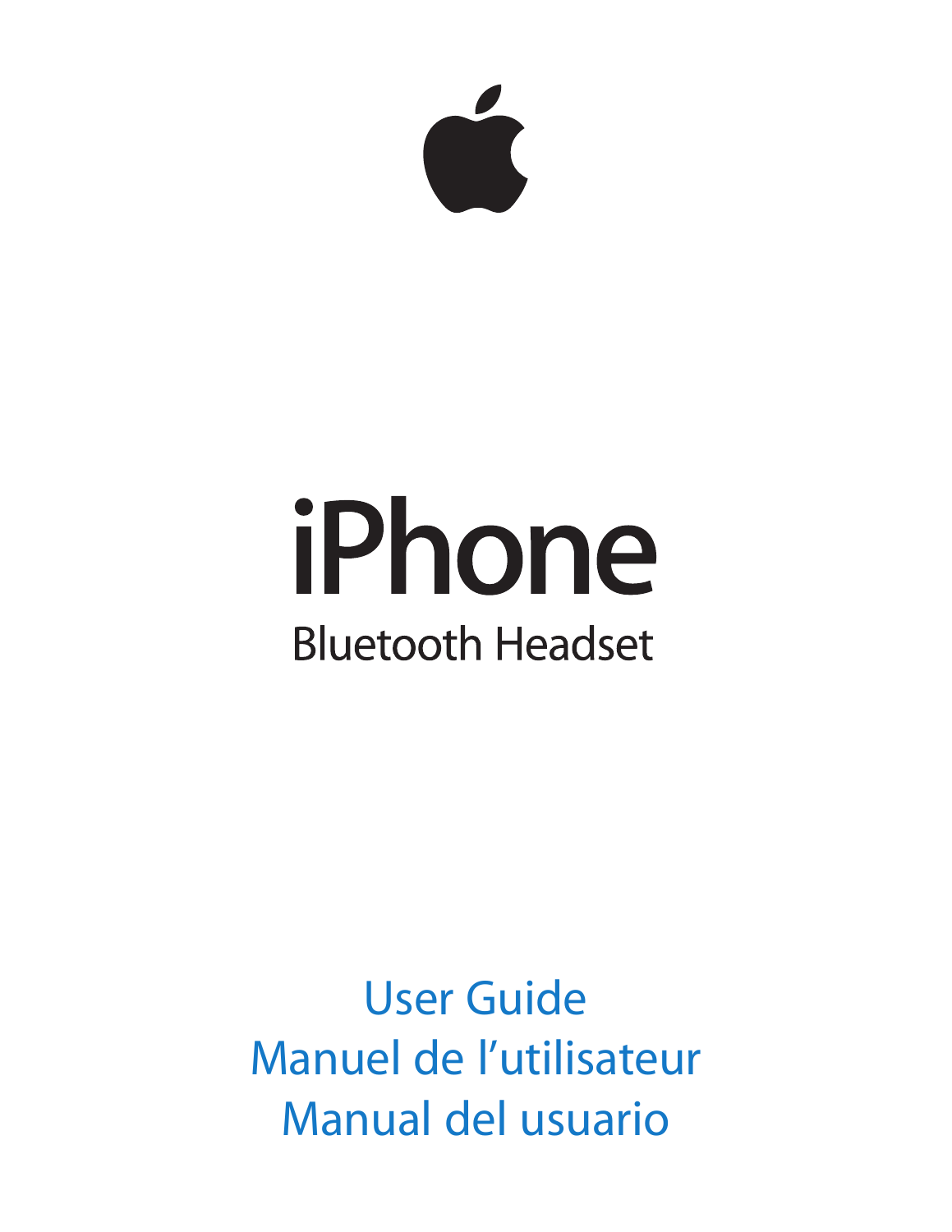# iPhone

## Bluetooth Headset

User Guide

Manuel de l'utilisateur

Manual del usuario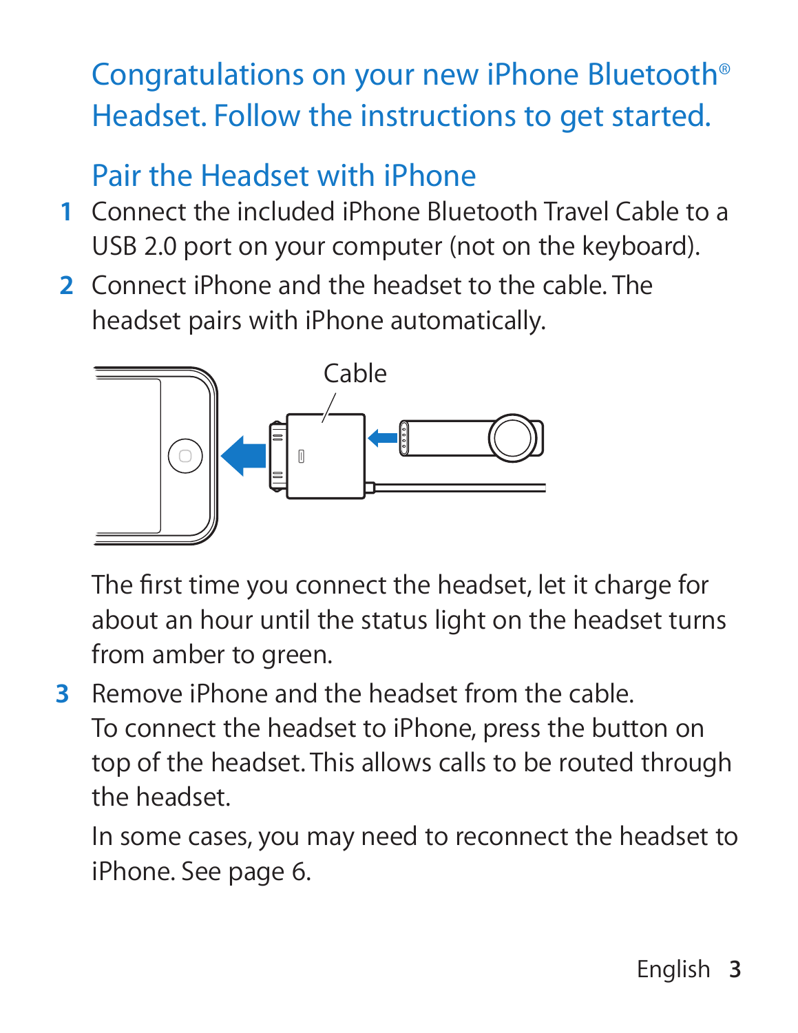# Congratulations on your new iPhone Bluetooth® Headset. Follow the instructions to get started.

## Pair the Headset with iPhone

1. Connect the included iPhone Bluetooth Travel Cable to a USB 2.0 port on your computer (not on the keyboard).
2. Connect iPhone and the headset to the cable. The headset pairs with iPhone automatically.

   Cable

   The first time you connect the headset, let it charge for about an hour until the status light on the headset turns from amber to green.

3. Remove iPhone and the headset from the cable.

   To connect the headset to iPhone, press the button on top of the headset. This allows calls to be routed through the headset.

   In some cases, you may need to reconnect the headset to iPhone. See page 6.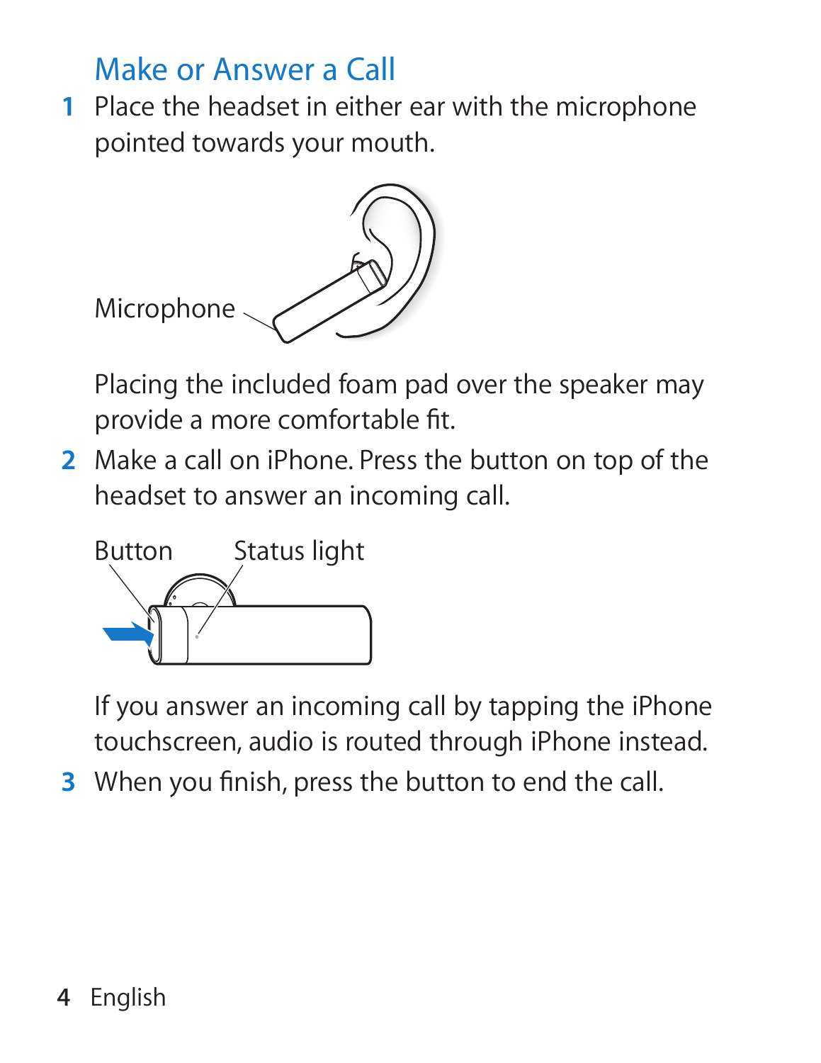## Make or Answer a Call

1. Place the headset in either ear with the microphone pointed towards your mouth.

   Microphone

   Placing the included foam pad over the speaker may provide a more comfortable fit.

2. Make a call on iPhone. Press the button on top of the headset to answer an incoming call.

   Button Status light

   If you answer an incoming call by tapping the iPhone touchscreen, audio is routed through iPhone instead.

3. When you finish, press the button to end the call.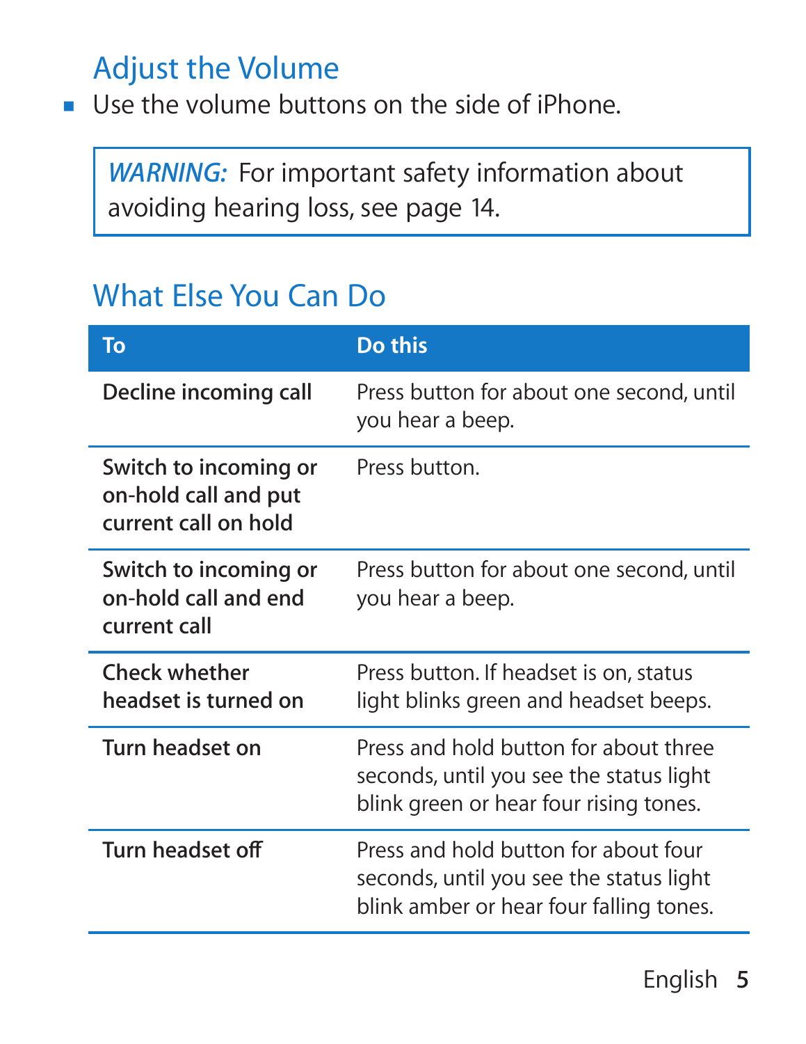## Adjust the Volume

- Use the volume buttons on the side of iPhone.

> *WARNING:* For important safety information about avoiding hearing loss, see page 14.

## What Else You Can Do

| To | Do this |
| --- | --- |
| **Decline incoming call** | Press button for about one second, until you hear a beep. |
| **Switch to incoming or on-hold call and put current call on hold** | Press button. |
| **Switch to incoming or on-hold call and end current call** | Press button for about one second, until you hear a beep. |
| **Check whether headset is turned on** | Press button. If headset is on, status light blinks green and headset beeps. |
| **Turn headset on** | Press and hold button for about three seconds, until you see the status light blink green or hear four rising tones. |
| **Turn headset off** | Press and hold button for about four seconds, until you see the status light blink amber or hear four falling tones. |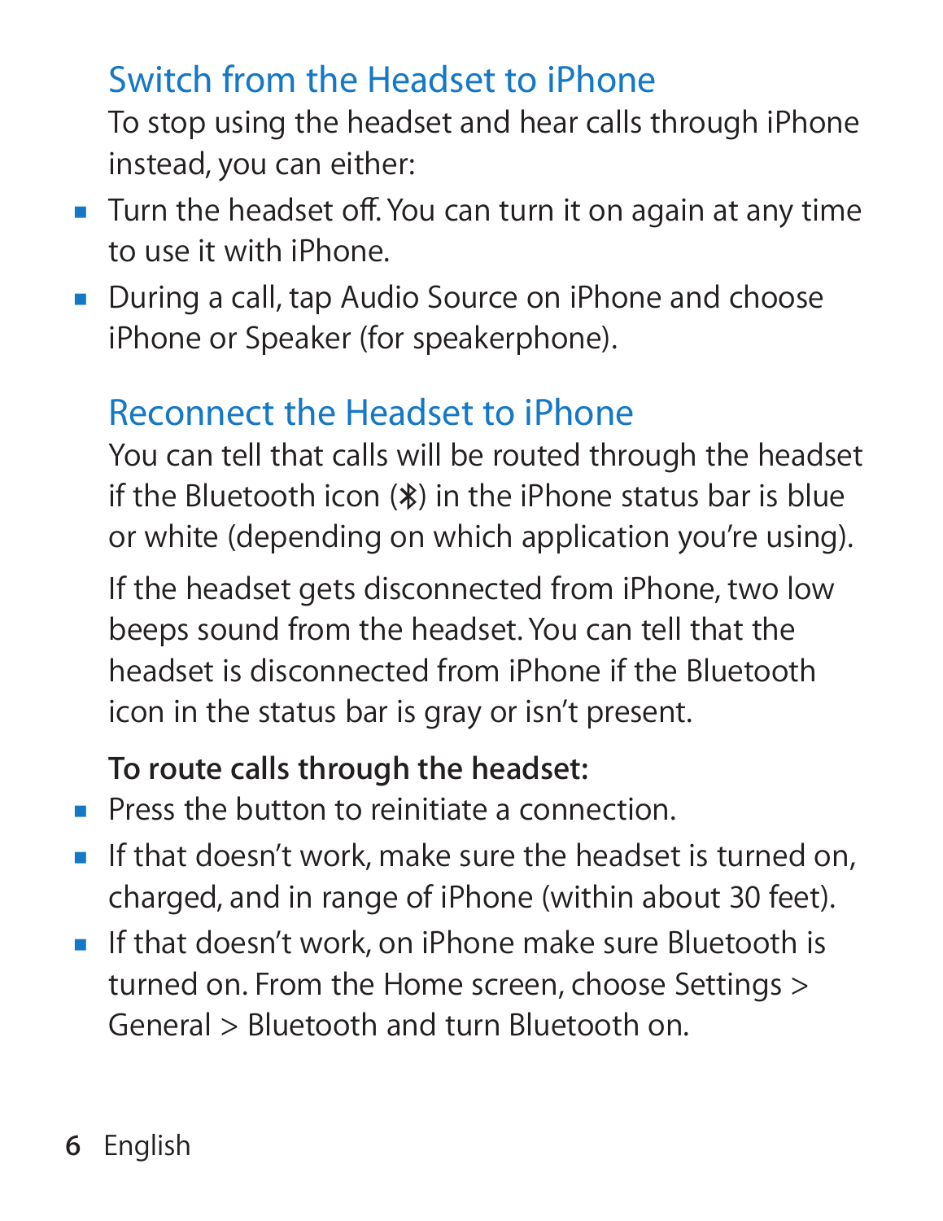## Switch from the Headset to iPhone

To stop using the headset and hear calls through iPhone instead, you can either:

- Turn the headset off. You can turn it on again at any time to use it with iPhone.
- During a call, tap Audio Source on iPhone and choose iPhone or Speaker (for speakerphone).

## Reconnect the Headset to iPhone

You can tell that calls will be routed through the headset if the Bluetooth icon (✱) in the iPhone status bar is blue or white (depending on which application you're using).

If the headset gets disconnected from iPhone, two low beeps sound from the headset. You can tell that the headset is disconnected from iPhone if the Bluetooth icon in the status bar is gray or isn't present.

**To route calls through the headset:**

- Press the button to reinitiate a connection.
- If that doesn't work, make sure the headset is turned on, charged, and in range of iPhone (within about 30 feet).
- If that doesn't work, on iPhone make sure Bluetooth is turned on. From the Home screen, choose Settings > General > Bluetooth and turn Bluetooth on.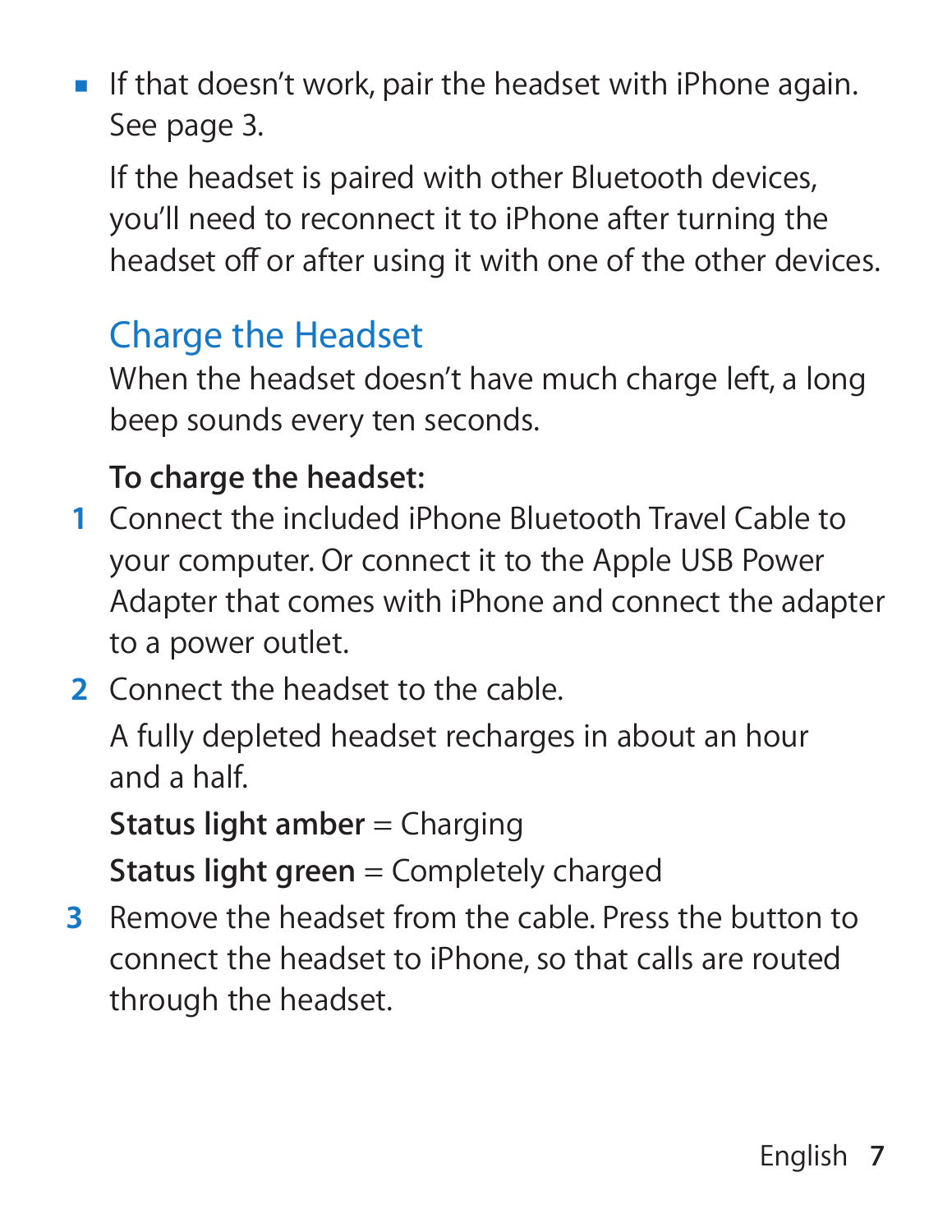- If that doesn't work, pair the headset with iPhone again. See page 3.

  If the headset is paired with other Bluetooth devices, you'll need to reconnect it to iPhone after turning the headset off or after using it with one of the other devices.

## Charge the Headset

When the headset doesn't have much charge left, a long beep sounds every ten seconds.

**To charge the headset:**

1. Connect the included iPhone Bluetooth Travel Cable to your computer. Or connect it to the Apple USB Power Adapter that comes with iPhone and connect the adapter to a power outlet.
2. Connect the headset to the cable.

   A fully depleted headset recharges in about an hour and a half.

   **Status light amber** = Charging

   **Status light green** = Completely charged
3. Remove the headset from the cable. Press the button to connect the headset to iPhone, so that calls are routed through the headset.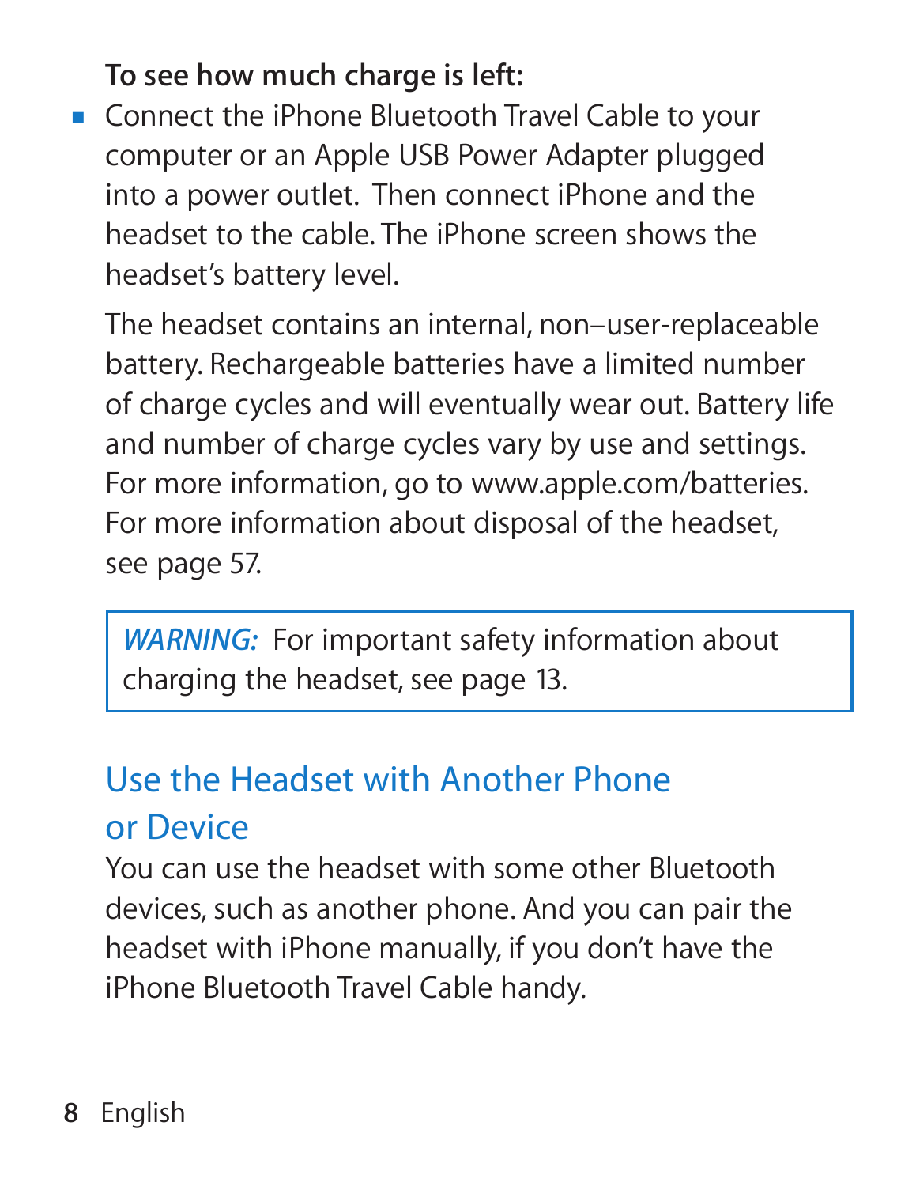**To see how much charge is left:**

- Connect the iPhone Bluetooth Travel Cable to your computer or an Apple USB Power Adapter plugged into a power outlet. Then connect iPhone and the headset to the cable. The iPhone screen shows the headset's battery level.

The headset contains an internal, non–user-replaceable battery. Rechargeable batteries have a limited number of charge cycles and will eventually wear out. Battery life and number of charge cycles vary by use and settings. For more information, go to www.apple.com/batteries. For more information about disposal of the headset, see page 57.

> *WARNING:* For important safety information about charging the headset, see page 13.

## Use the Headset with Another Phone or Device

You can use the headset with some other Bluetooth devices, such as another phone. And you can pair the headset with iPhone manually, if you don't have the iPhone Bluetooth Travel Cable handy.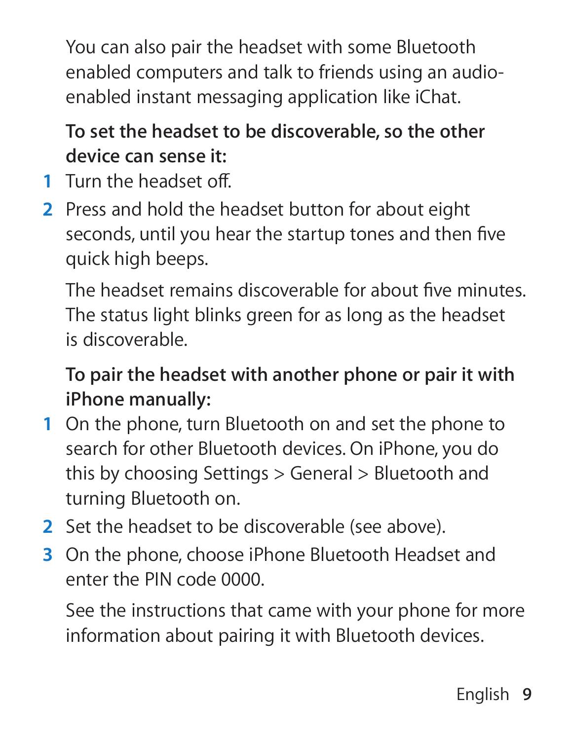You can also pair the headset with some Bluetooth enabled computers and talk to friends using an audio-enabled instant messaging application like iChat.

**To set the headset to be discoverable, so the other device can sense it:**

1. Turn the headset off.
2. Press and hold the headset button for about eight seconds, until you hear the startup tones and then five quick high beeps.

   The headset remains discoverable for about five minutes. The status light blinks green for as long as the headset is discoverable.

**To pair the headset with another phone or pair it with iPhone manually:**

1. On the phone, turn Bluetooth on and set the phone to search for other Bluetooth devices. On iPhone, you do this by choosing Settings > General > Bluetooth and turning Bluetooth on.
2. Set the headset to be discoverable (see above).
3. On the phone, choose iPhone Bluetooth Headset and enter the PIN code 0000.

   See the instructions that came with your phone for more information about pairing it with Bluetooth devices.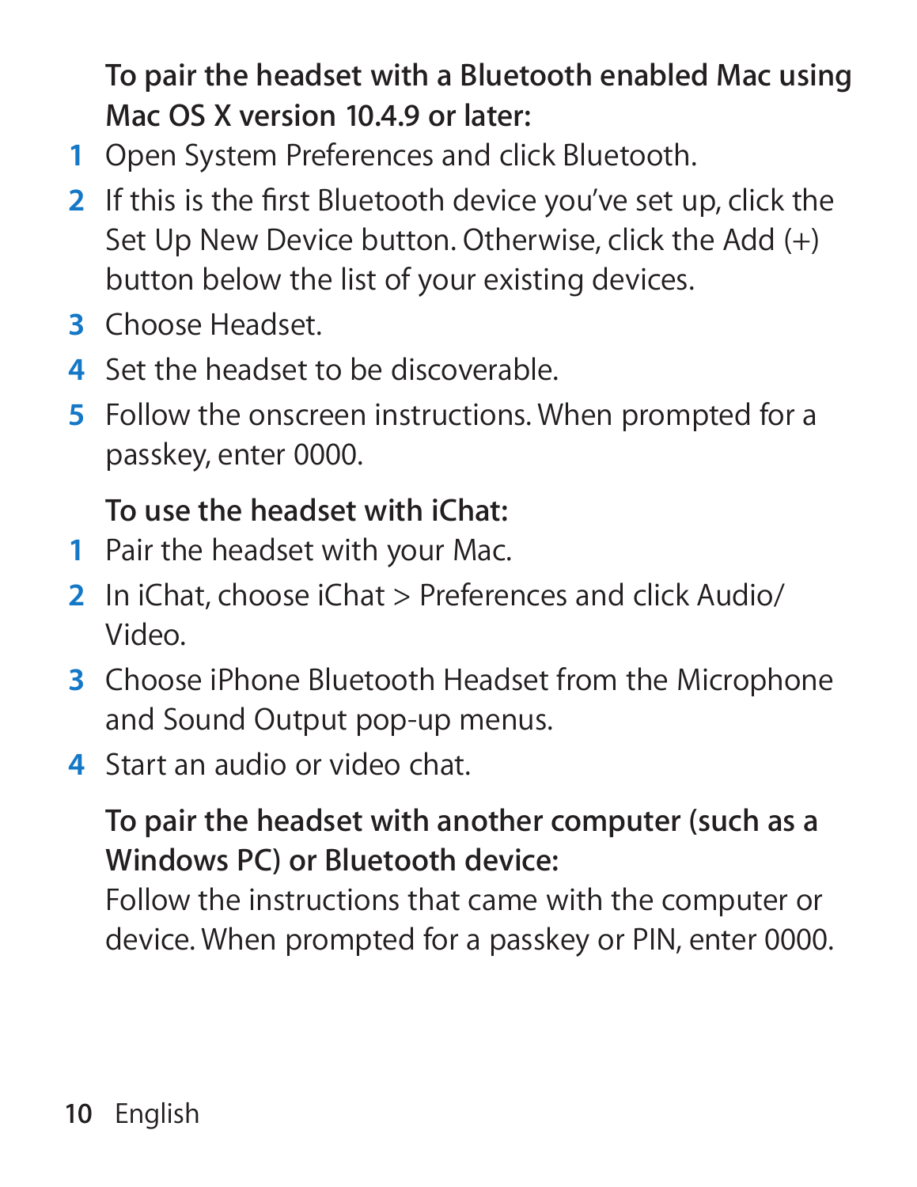**To pair the headset with a Bluetooth enabled Mac using Mac OS X version 10.4.9 or later:**

1. Open System Preferences and click Bluetooth.
2. If this is the first Bluetooth device you've set up, click the Set Up New Device button. Otherwise, click the Add (+) button below the list of your existing devices.
3. Choose Headset.
4. Set the headset to be discoverable.
5. Follow the onscreen instructions. When prompted for a passkey, enter 0000.

**To use the headset with iChat:**

1. Pair the headset with your Mac.
2. In iChat, choose iChat > Preferences and click Audio/Video.
3. Choose iPhone Bluetooth Headset from the Microphone and Sound Output pop-up menus.
4. Start an audio or video chat.

**To pair the headset with another computer (such as a Windows PC) or Bluetooth device:**

Follow the instructions that came with the computer or device. When prompted for a passkey or PIN, enter 0000.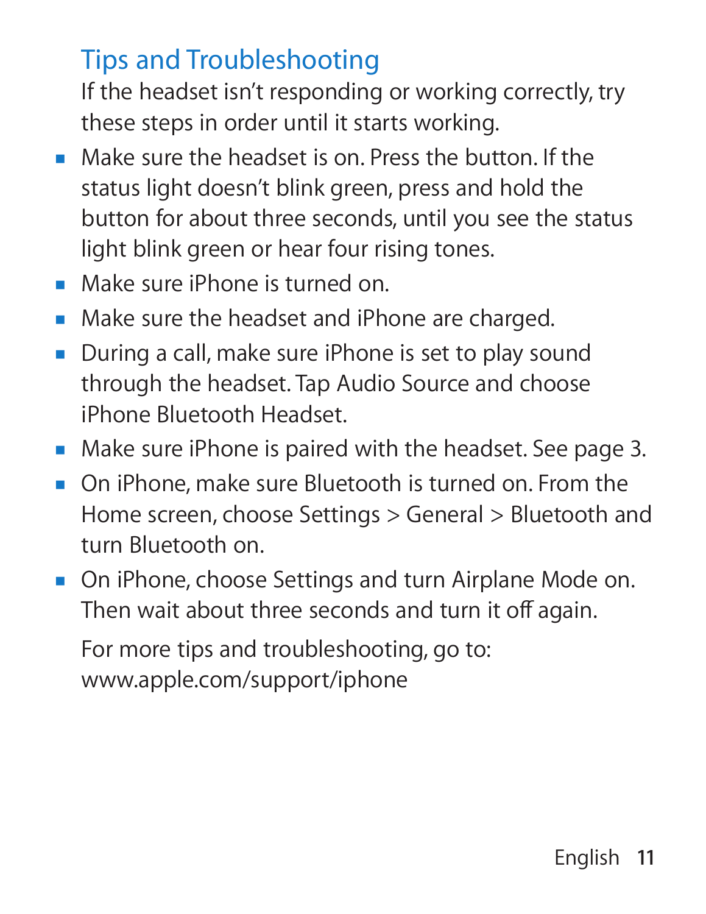## Tips and Troubleshooting

If the headset isn't responding or working correctly, try these steps in order until it starts working.

- Make sure the headset is on. Press the button. If the status light doesn't blink green, press and hold the button for about three seconds, until you see the status light blink green or hear four rising tones.
- Make sure iPhone is turned on.
- Make sure the headset and iPhone are charged.
- During a call, make sure iPhone is set to play sound through the headset. Tap Audio Source and choose iPhone Bluetooth Headset.
- Make sure iPhone is paired with the headset. See page 3.
- On iPhone, make sure Bluetooth is turned on. From the Home screen, choose Settings > General > Bluetooth and turn Bluetooth on.
- On iPhone, choose Settings and turn Airplane Mode on. Then wait about three seconds and turn it off again.

For more tips and troubleshooting, go to:
www.apple.com/support/iphone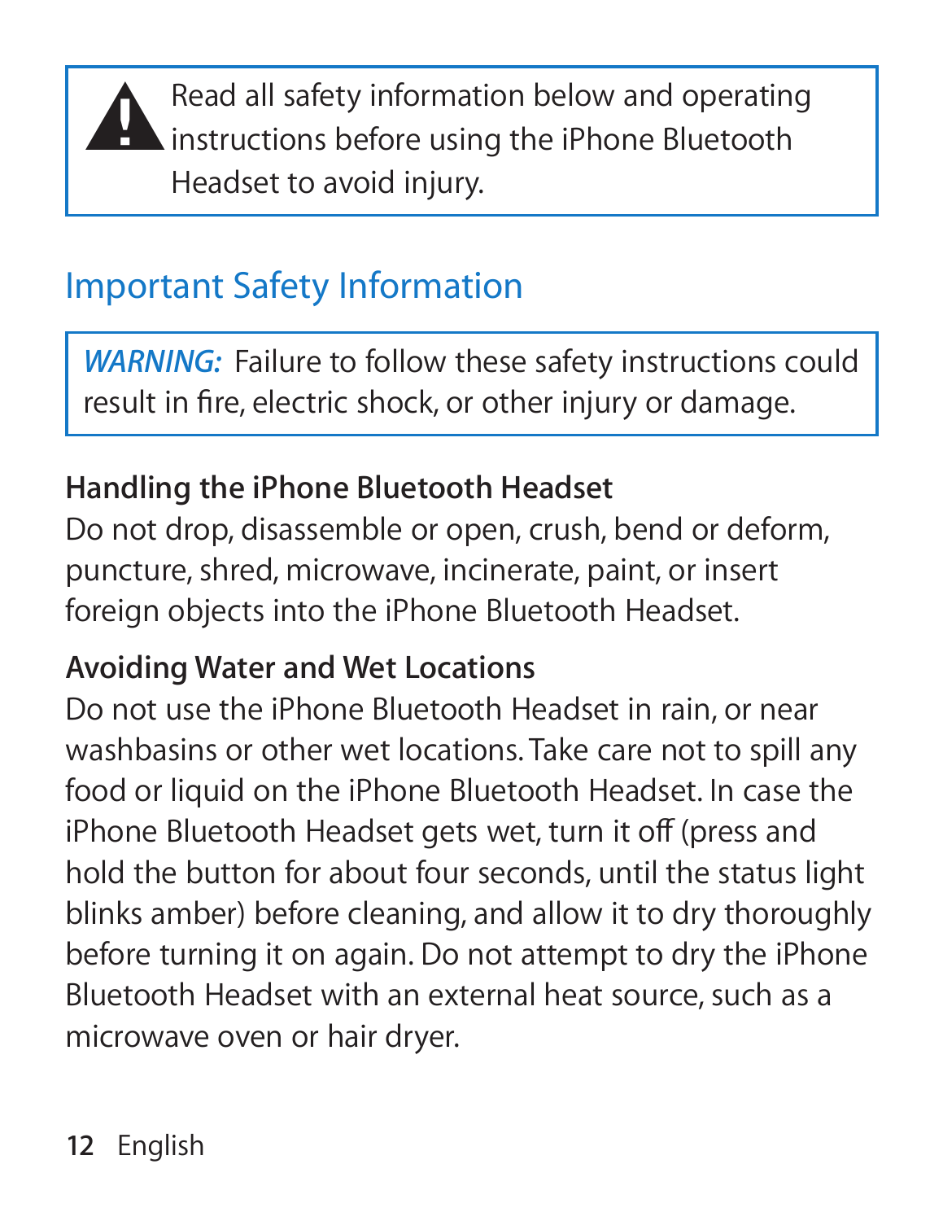Read all safety information below and operating instructions before using the iPhone Bluetooth Headset to avoid injury.

## Important Safety Information

*WARNING:* Failure to follow these safety instructions could result in fire, electric shock, or other injury or damage.

**Handling the iPhone Bluetooth Headset**

Do not drop, disassemble or open, crush, bend or deform, puncture, shred, microwave, incinerate, paint, or insert foreign objects into the iPhone Bluetooth Headset.

**Avoiding Water and Wet Locations**

Do not use the iPhone Bluetooth Headset in rain, or near washbasins or other wet locations. Take care not to spill any food or liquid on the iPhone Bluetooth Headset. In case the iPhone Bluetooth Headset gets wet, turn it off (press and hold the button for about four seconds, until the status light blinks amber) before cleaning, and allow it to dry thoroughly before turning it on again. Do not attempt to dry the iPhone Bluetooth Headset with an external heat source, such as a microwave oven or hair dryer.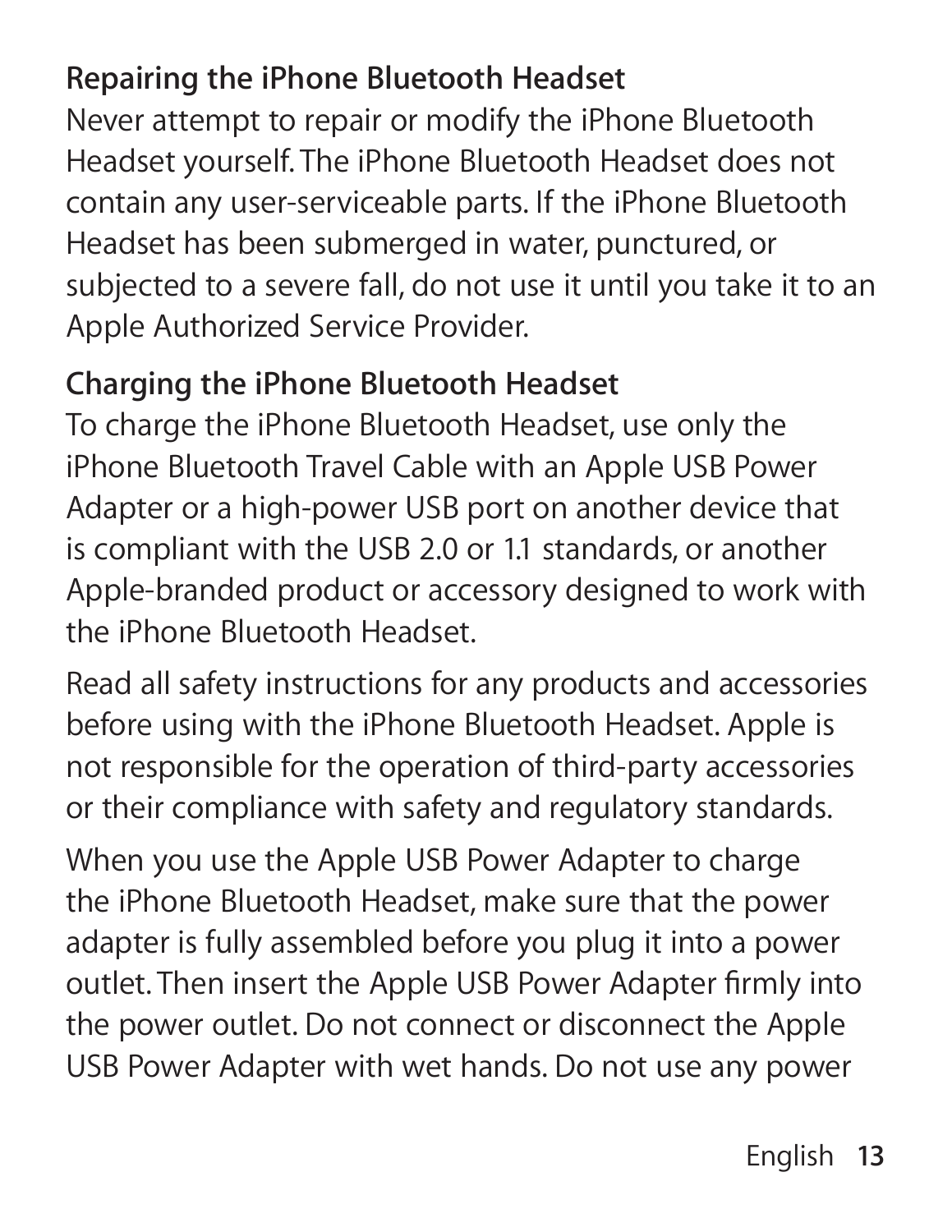### Repairing the iPhone Bluetooth Headset

Never attempt to repair or modify the iPhone Bluetooth Headset yourself. The iPhone Bluetooth Headset does not contain any user-serviceable parts. If the iPhone Bluetooth Headset has been submerged in water, punctured, or subjected to a severe fall, do not use it until you take it to an Apple Authorized Service Provider.

### Charging the iPhone Bluetooth Headset

To charge the iPhone Bluetooth Headset, use only the iPhone Bluetooth Travel Cable with an Apple USB Power Adapter or a high-power USB port on another device that is compliant with the USB 2.0 or 1.1 standards, or another Apple-branded product or accessory designed to work with the iPhone Bluetooth Headset.

Read all safety instructions for any products and accessories before using with the iPhone Bluetooth Headset. Apple is not responsible for the operation of third-party accessories or their compliance with safety and regulatory standards.

When you use the Apple USB Power Adapter to charge the iPhone Bluetooth Headset, make sure that the power adapter is fully assembled before you plug it into a power outlet. Then insert the Apple USB Power Adapter firmly into the power outlet. Do not connect or disconnect the Apple USB Power Adapter with wet hands. Do not use any power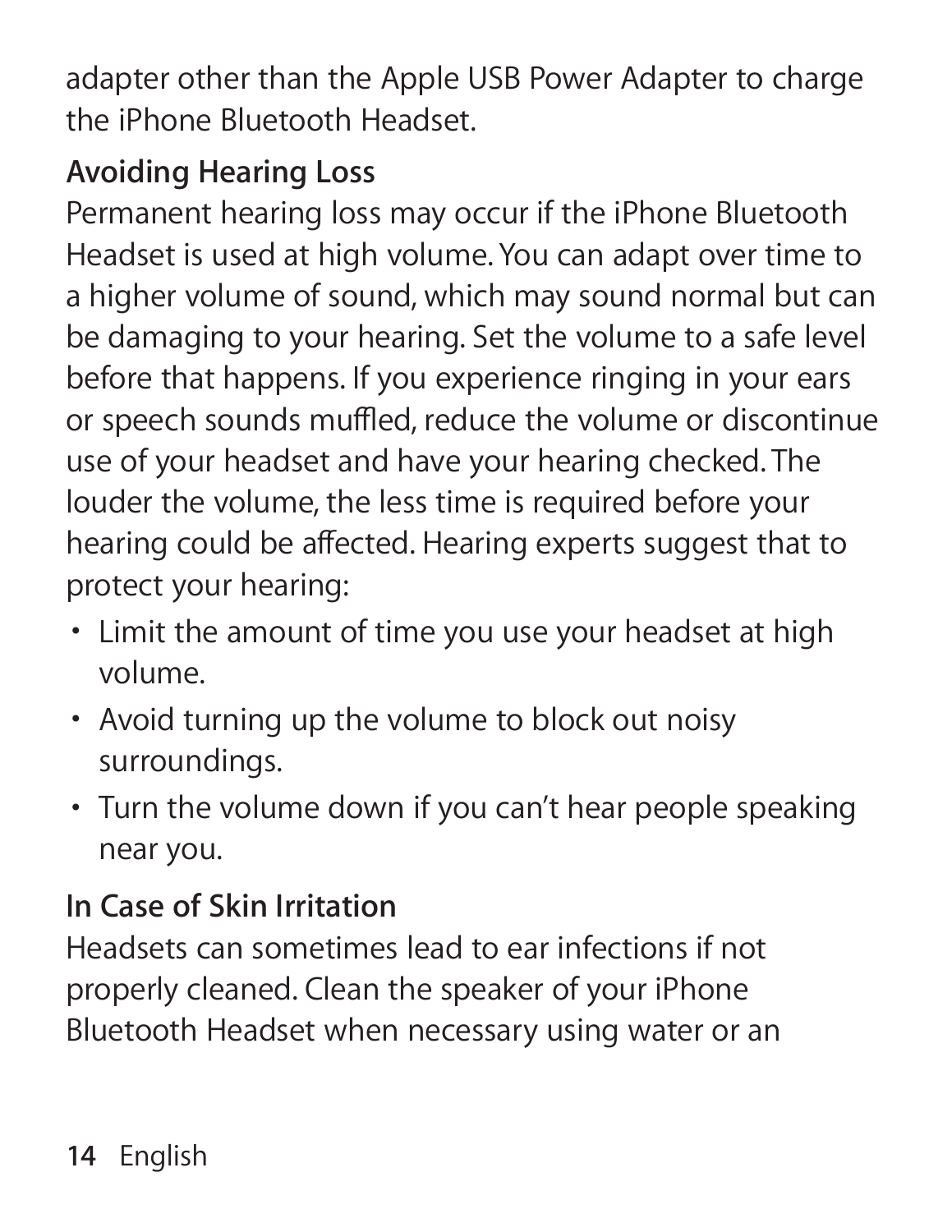adapter other than the Apple USB Power Adapter to charge the iPhone Bluetooth Headset.

### Avoiding Hearing Loss

Permanent hearing loss may occur if the iPhone Bluetooth Headset is used at high volume. You can adapt over time to a higher volume of sound, which may sound normal but can be damaging to your hearing. Set the volume to a safe level before that happens. If you experience ringing in your ears or speech sounds muffled, reduce the volume or discontinue use of your headset and have your hearing checked. The louder the volume, the less time is required before your hearing could be affected. Hearing experts suggest that to protect your hearing:

- Limit the amount of time you use your headset at high volume.
- Avoid turning up the volume to block out noisy surroundings.
- Turn the volume down if you can't hear people speaking near you.

### In Case of Skin Irritation

Headsets can sometimes lead to ear infections if not properly cleaned. Clean the speaker of your iPhone Bluetooth Headset when necessary using water or an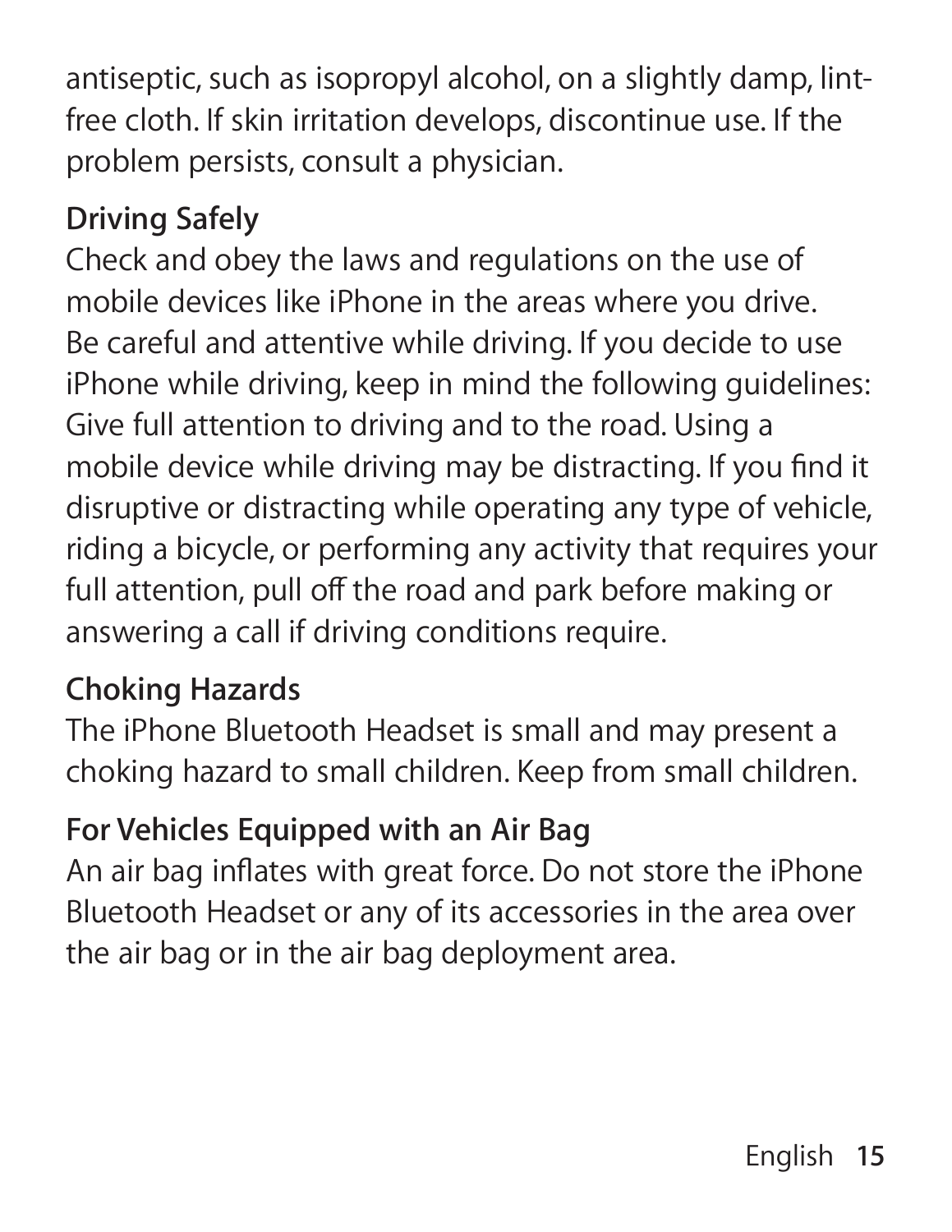antiseptic, such as isopropyl alcohol, on a slightly damp, lint-free cloth. If skin irritation develops, discontinue use. If the problem persists, consult a physician.

### Driving Safely

Check and obey the laws and regulations on the use of mobile devices like iPhone in the areas where you drive. Be careful and attentive while driving. If you decide to use iPhone while driving, keep in mind the following guidelines: Give full attention to driving and to the road. Using a mobile device while driving may be distracting. If you find it disruptive or distracting while operating any type of vehicle, riding a bicycle, or performing any activity that requires your full attention, pull off the road and park before making or answering a call if driving conditions require.

### Choking Hazards

The iPhone Bluetooth Headset is small and may present a choking hazard to small children. Keep from small children.

### For Vehicles Equipped with an Air Bag

An air bag inflates with great force. Do not store the iPhone Bluetooth Headset or any of its accessories in the area over the air bag or in the air bag deployment area.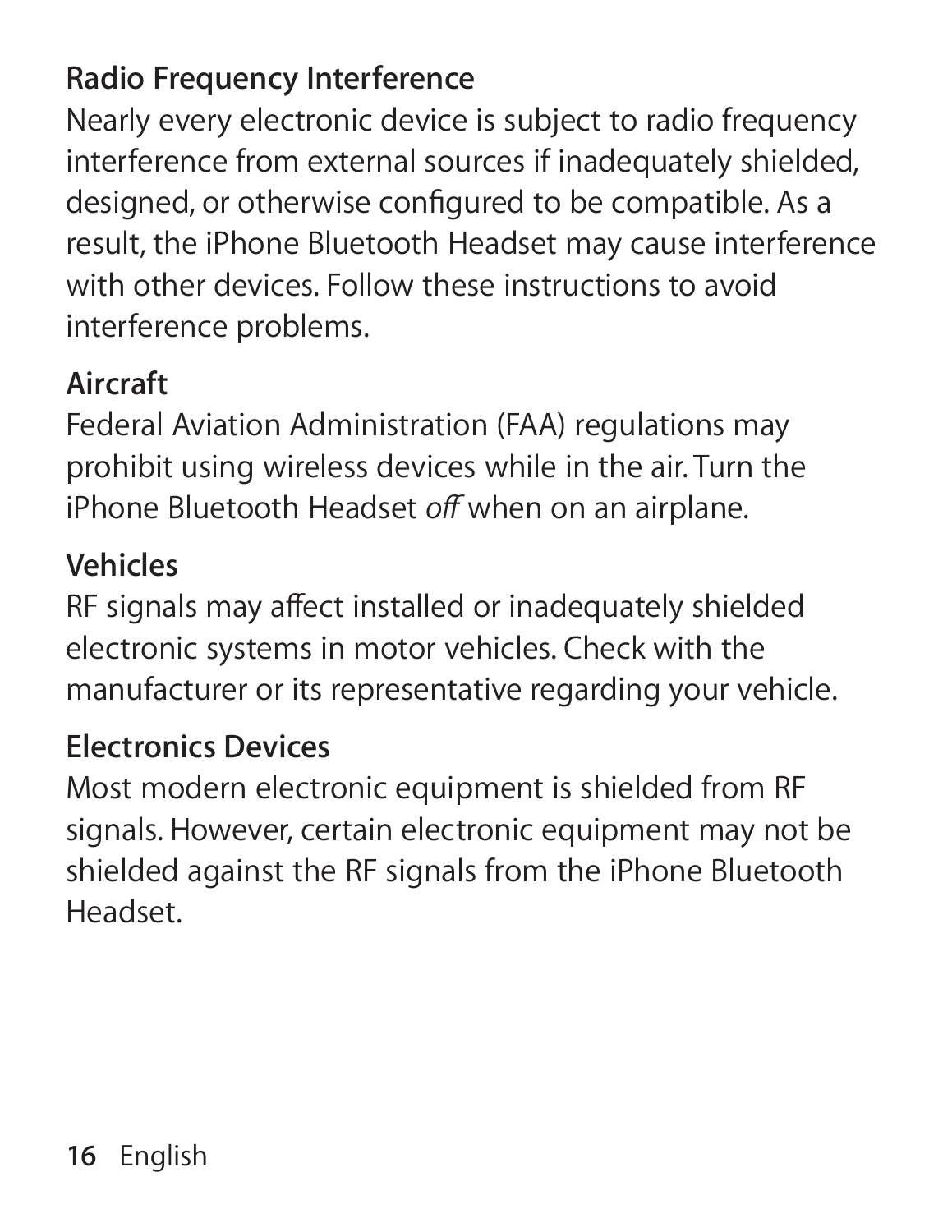## Radio Frequency Interference

Nearly every electronic device is subject to radio frequency interference from external sources if inadequately shielded, designed, or otherwise configured to be compatible. As a result, the iPhone Bluetooth Headset may cause interference with other devices. Follow these instructions to avoid interference problems.

### Aircraft

Federal Aviation Administration (FAA) regulations may prohibit using wireless devices while in the air. Turn the iPhone Bluetooth Headset *off* when on an airplane.

### Vehicles

RF signals may affect installed or inadequately shielded electronic systems in motor vehicles. Check with the manufacturer or its representative regarding your vehicle.

### Electronics Devices

Most modern electronic equipment is shielded from RF signals. However, certain electronic equipment may not be shielded against the RF signals from the iPhone Bluetooth Headset.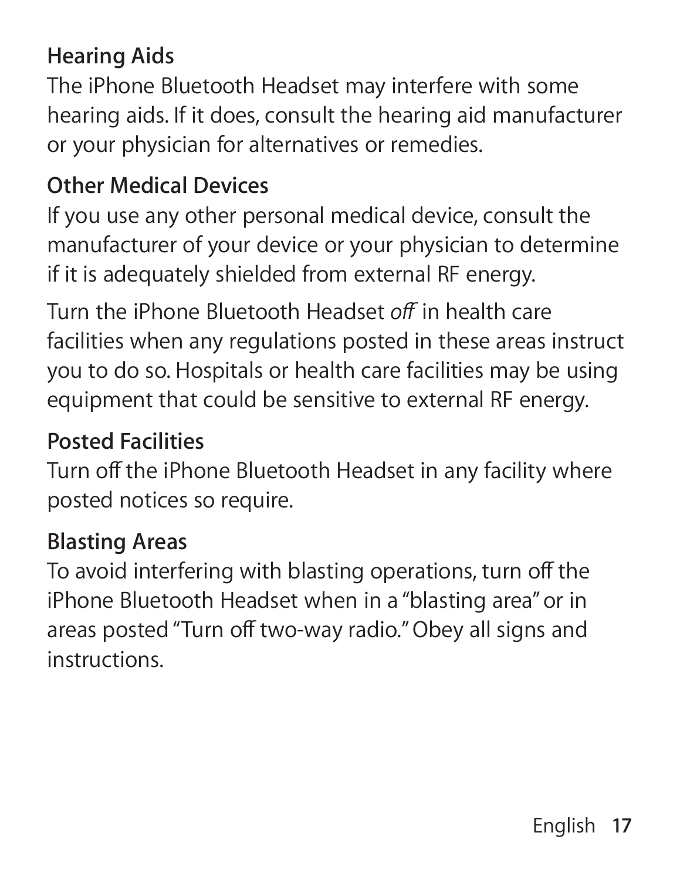### Hearing Aids

The iPhone Bluetooth Headset may interfere with some hearing aids. If it does, consult the hearing aid manufacturer or your physician for alternatives or remedies.

### Other Medical Devices

If you use any other personal medical device, consult the manufacturer of your device or your physician to determine if it is adequately shielded from external RF energy.

Turn the iPhone Bluetooth Headset *off* in health care facilities when any regulations posted in these areas instruct you to do so. Hospitals or health care facilities may be using equipment that could be sensitive to external RF energy.

### Posted Facilities

Turn off the iPhone Bluetooth Headset in any facility where posted notices so require.

### Blasting Areas

To avoid interfering with blasting operations, turn off the iPhone Bluetooth Headset when in a "blasting area" or in areas posted "Turn off two-way radio." Obey all signs and instructions.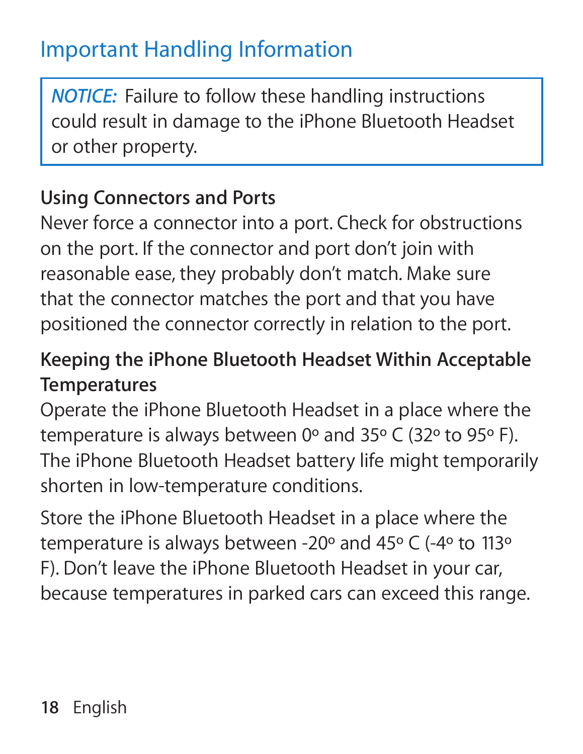## Important Handling Information

> ***NOTICE:*** Failure to follow these handling instructions could result in damage to the iPhone Bluetooth Headset or other property.

### Using Connectors and Ports

Never force a connector into a port. Check for obstructions on the port. If the connector and port don't join with reasonable ease, they probably don't match. Make sure that the connector matches the port and that you have positioned the connector correctly in relation to the port.

### Keeping the iPhone Bluetooth Headset Within Acceptable Temperatures

Operate the iPhone Bluetooth Headset in a place where the temperature is always between 0º and 35º C (32º to 95º F). The iPhone Bluetooth Headset battery life might temporarily shorten in low-temperature conditions.

Store the iPhone Bluetooth Headset in a place where the temperature is always between -20º and 45º C (-4º to 113º F). Don't leave the iPhone Bluetooth Headset in your car, because temperatures in parked cars can exceed this range.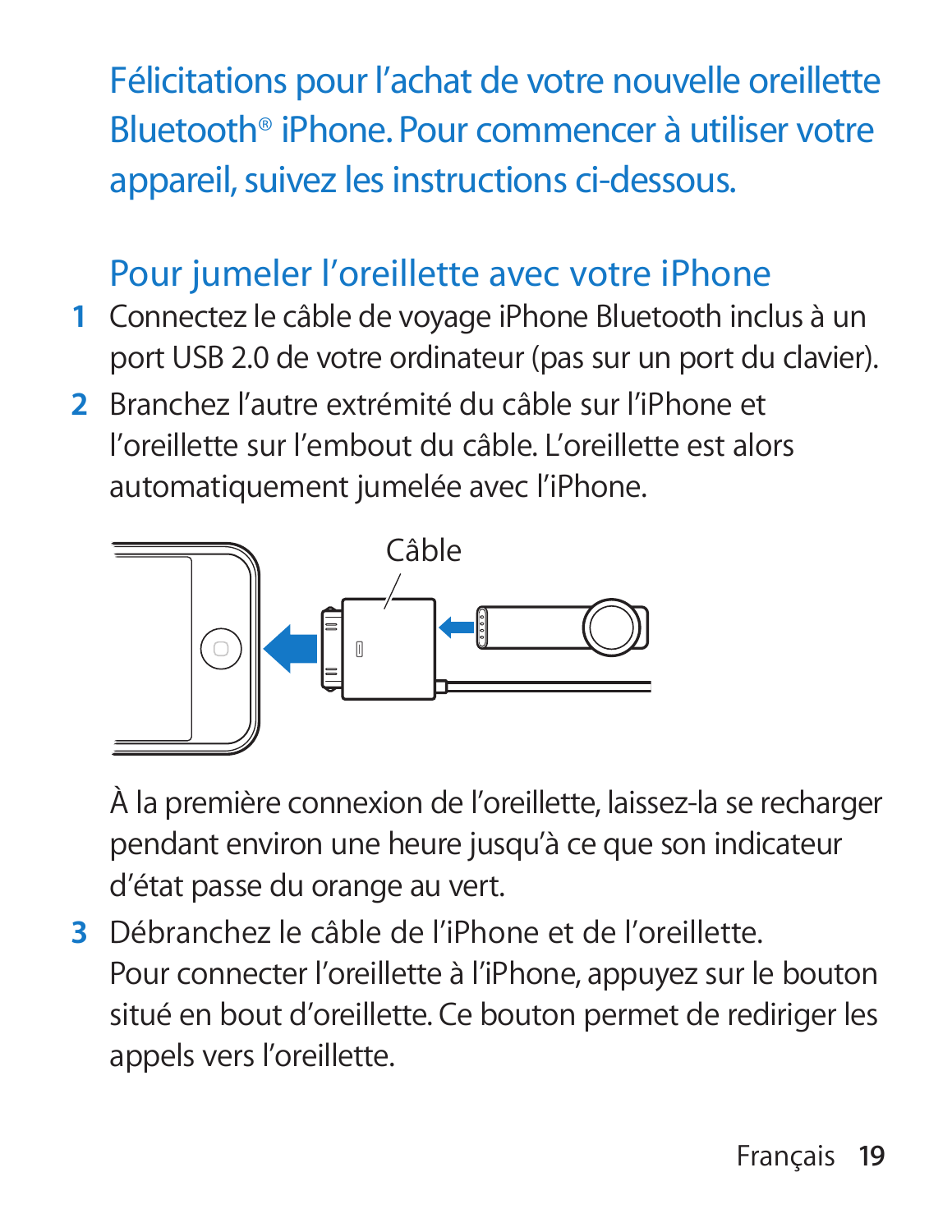Félicitations pour l'achat de votre nouvelle oreillette Bluetooth® iPhone. Pour commencer à utiliser votre appareil, suivez les instructions ci-dessous.

## Pour jumeler l'oreillette avec votre iPhone

1. Connectez le câble de voyage iPhone Bluetooth inclus à un port USB 2.0 de votre ordinateur (pas sur un port du clavier).
2. Branchez l'autre extrémité du câble sur l'iPhone et l'oreillette sur l'embout du câble. L'oreillette est alors automatiquement jumelée avec l'iPhone.

   Câble

   À la première connexion de l'oreillette, laissez-la se recharger pendant environ une heure jusqu'à ce que son indicateur d'état passe du orange au vert.
3. Débranchez le câble de l'iPhone et de l'oreillette.
   Pour connecter l'oreillette à l'iPhone, appuyez sur le bouton situé en bout d'oreillette. Ce bouton permet de rediriger les appels vers l'oreillette.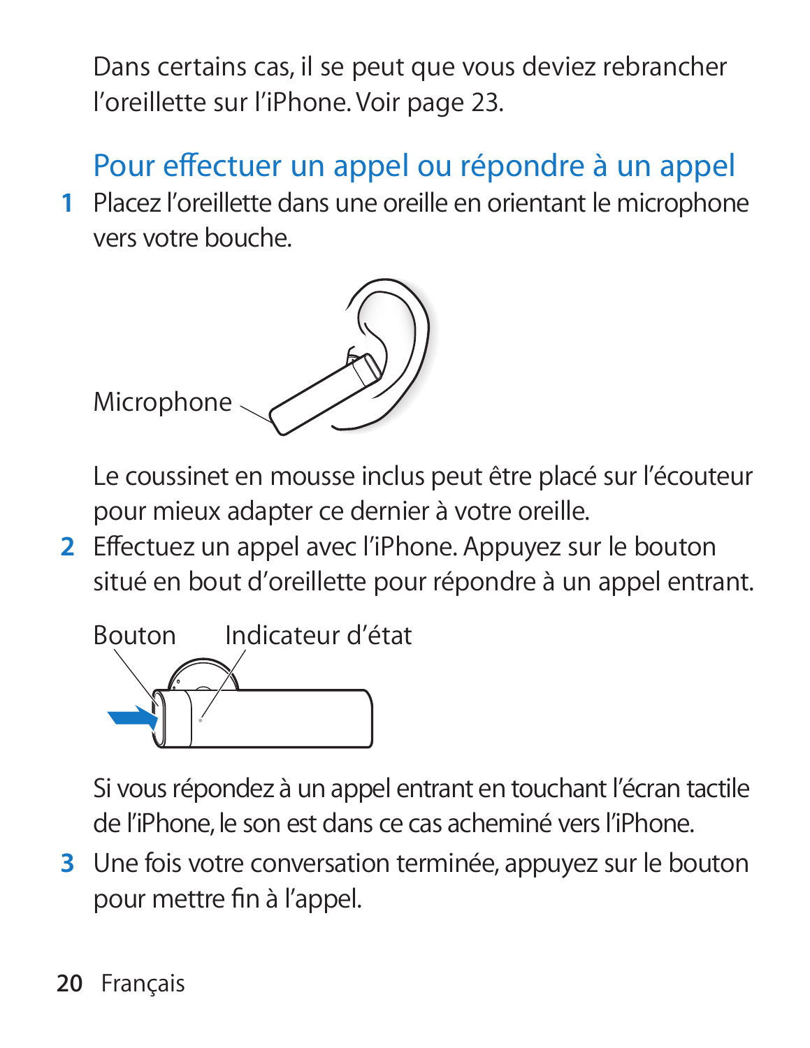Dans certains cas, il se peut que vous deviez rebrancher l'oreillette sur l'iPhone. Voir page 23.

## Pour effectuer un appel ou répondre à un appel

1 Placez l'oreillette dans une oreille en orientant le microphone vers votre bouche.

Microphone

Le coussinet en mousse inclus peut être placé sur l'écouteur pour mieux adapter ce dernier à votre oreille.

2 Effectuez un appel avec l'iPhone. Appuyez sur le bouton situé en bout d'oreillette pour répondre à un appel entrant.

Bouton Indicateur d'état

Si vous répondez à un appel entrant en touchant l'écran tactile de l'iPhone, le son est dans ce cas acheminé vers l'iPhone.

3 Une fois votre conversation terminée, appuyez sur le bouton pour mettre fin à l'appel.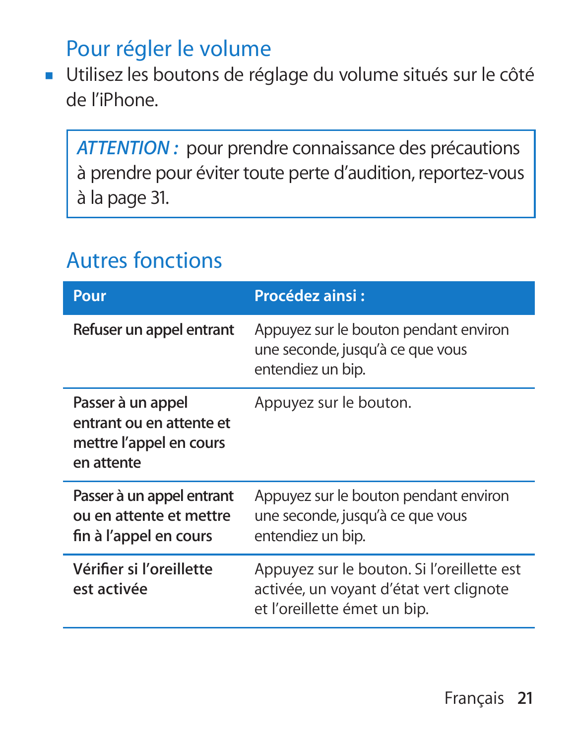## Pour régler le volume

- Utilisez les boutons de réglage du volume situés sur le côté de l'iPhone.

> *ATTENTION :* pour prendre connaissance des précautions à prendre pour éviter toute perte d'audition, reportez-vous à la page 31.

## Autres fonctions

| Pour | Procédez ainsi : |
|---|---|
| **Refuser un appel entrant** | Appuyez sur le bouton pendant environ une seconde, jusqu'à ce que vous entendiez un bip. |
| **Passer à un appel entrant ou en attente et mettre l'appel en cours en attente** | Appuyez sur le bouton. |
| **Passer à un appel entrant ou en attente et mettre fin à l'appel en cours** | Appuyez sur le bouton pendant environ une seconde, jusqu'à ce que vous entendiez un bip. |
| **Vérifier si l'oreillette est activée** | Appuyez sur le bouton. Si l'oreillette est activée, un voyant d'état vert clignote et l'oreillette émet un bip. |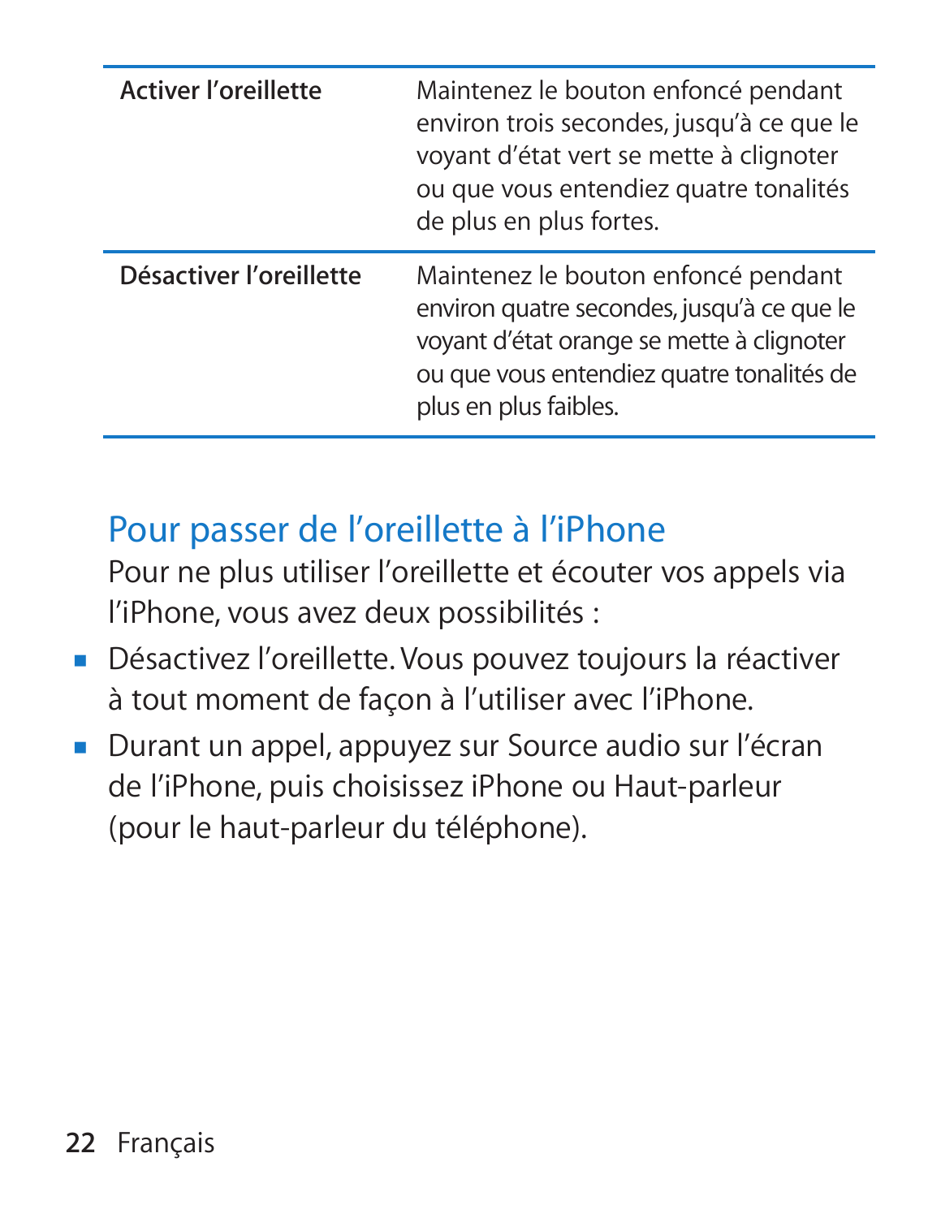| | |
|---|---|
| **Activer l'oreillette** | Maintenez le bouton enfoncé pendant environ trois secondes, jusqu'à ce que le voyant d'état vert se mette à clignoter ou que vous entendiez quatre tonalités de plus en plus fortes. |
| **Désactiver l'oreillette** | Maintenez le bouton enfoncé pendant environ quatre secondes, jusqu'à ce que le voyant d'état orange se mette à clignoter ou que vous entendiez quatre tonalités de plus en plus faibles. |

## Pour passer de l'oreillette à l'iPhone

Pour ne plus utiliser l'oreillette et écouter vos appels via l'iPhone, vous avez deux possibilités :

- Désactivez l'oreillette. Vous pouvez toujours la réactiver à tout moment de façon à l'utiliser avec l'iPhone.
- Durant un appel, appuyez sur Source audio sur l'écran de l'iPhone, puis choisissez iPhone ou Haut-parleur (pour le haut-parleur du téléphone).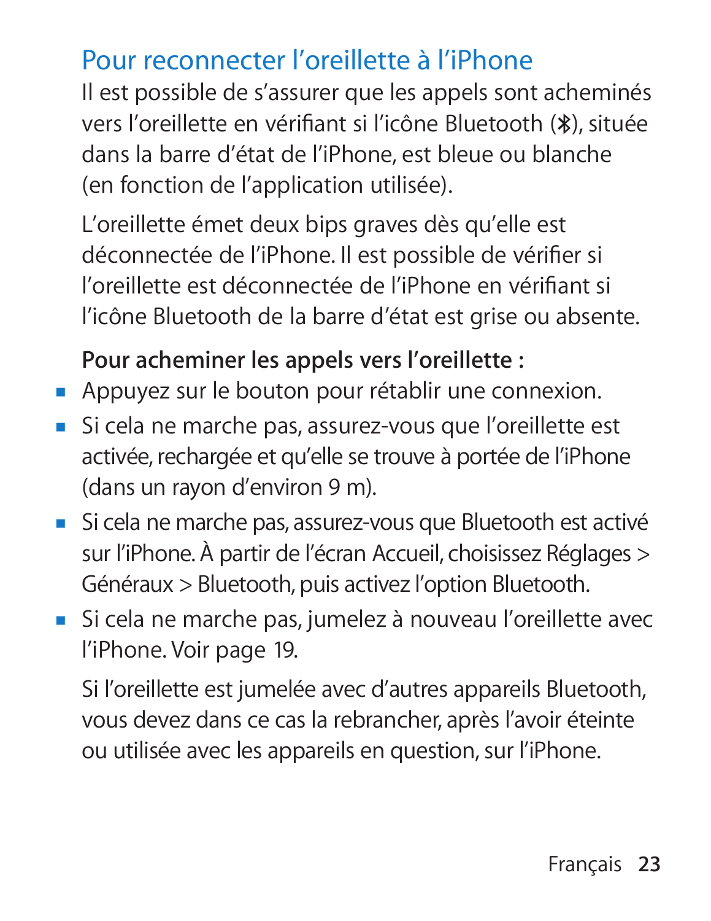## Pour reconnecter l'oreillette à l'iPhone

Il est possible de s'assurer que les appels sont acheminés vers l'oreillette en vérifiant si l'icône Bluetooth (✱), située dans la barre d'état de l'iPhone, est bleue ou blanche (en fonction de l'application utilisée).

L'oreillette émet deux bips graves dès qu'elle est déconnectée de l'iPhone. Il est possible de vérifier si l'oreillette est déconnectée de l'iPhone en vérifiant si l'icône Bluetooth de la barre d'état est grise ou absente.

**Pour acheminer les appels vers l'oreillette :**

- Appuyez sur le bouton pour rétablir une connexion.
- Si cela ne marche pas, assurez-vous que l'oreillette est activée, rechargée et qu'elle se trouve à portée de l'iPhone (dans un rayon d'environ 9 m).
- Si cela ne marche pas, assurez-vous que Bluetooth est activé sur l'iPhone. À partir de l'écran Accueil, choisissez Réglages > Généraux > Bluetooth, puis activez l'option Bluetooth.
- Si cela ne marche pas, jumelez à nouveau l'oreillette avec l'iPhone. Voir page 19.

Si l'oreillette est jumelée avec d'autres appareils Bluetooth, vous devez dans ce cas la rebrancher, après l'avoir éteinte ou utilisée avec les appareils en question, sur l'iPhone.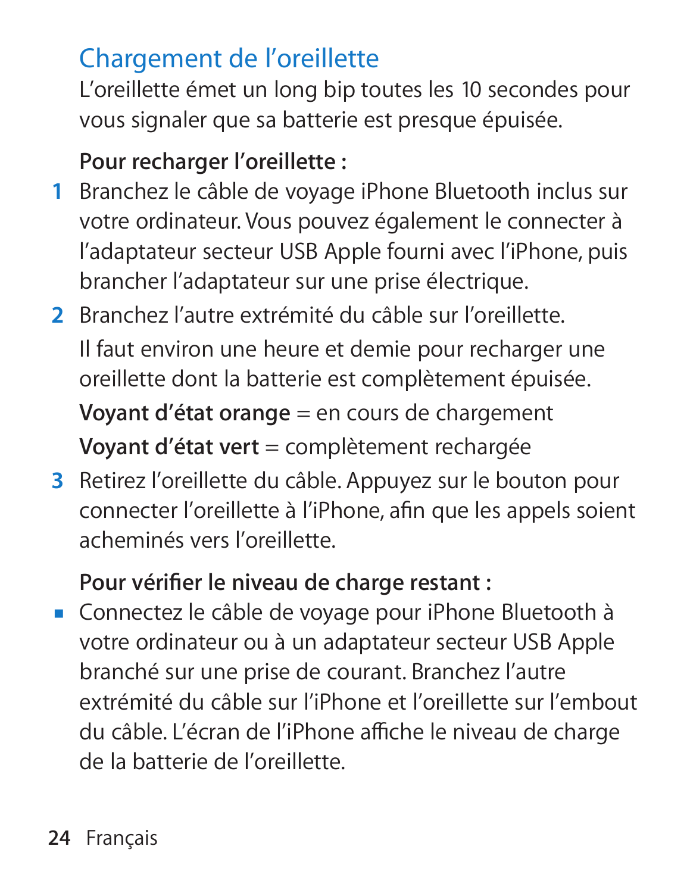## Chargement de l'oreillette

L'oreillette émet un long bip toutes les 10 secondes pour vous signaler que sa batterie est presque épuisée.

**Pour recharger l'oreillette :**

1. Branchez le câble de voyage iPhone Bluetooth inclus sur votre ordinateur. Vous pouvez également le connecter à l'adaptateur secteur USB Apple fourni avec l'iPhone, puis brancher l'adaptateur sur une prise électrique.
2. Branchez l'autre extrémité du câble sur l'oreillette.

   Il faut environ une heure et demie pour recharger une oreillette dont la batterie est complètement épuisée.

   **Voyant d'état orange** = en cours de chargement

   **Voyant d'état vert** = complètement rechargée
3. Retirez l'oreillette du câble. Appuyez sur le bouton pour connecter l'oreillette à l'iPhone, afin que les appels soient acheminés vers l'oreillette.

**Pour vérifier le niveau de charge restant :**

- Connectez le câble de voyage pour iPhone Bluetooth à votre ordinateur ou à un adaptateur secteur USB Apple branché sur une prise de courant. Branchez l'autre extrémité du câble sur l'iPhone et l'oreillette sur l'embout du câble. L'écran de l'iPhone affiche le niveau de charge de la batterie de l'oreillette.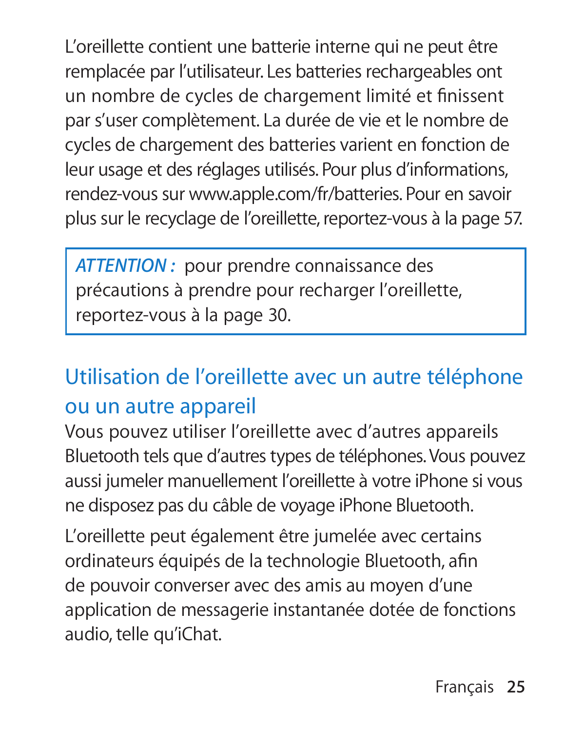L'oreillette contient une batterie interne qui ne peut être remplacée par l'utilisateur. Les batteries rechargeables ont un nombre de cycles de chargement limité et finissent par s'user complètement. La durée de vie et le nombre de cycles de chargement des batteries varient en fonction de leur usage et des réglages utilisés. Pour plus d'informations, rendez-vous sur www.apple.com/fr/batteries. Pour en savoir plus sur le recyclage de l'oreillette, reportez-vous à la page 57.

> ***ATTENTION :*** pour prendre connaissance des précautions à prendre pour recharger l'oreillette, reportez-vous à la page 30.

## Utilisation de l'oreillette avec un autre téléphone ou un autre appareil

Vous pouvez utiliser l'oreillette avec d'autres appareils Bluetooth tels que d'autres types de téléphones. Vous pouvez aussi jumeler manuellement l'oreillette à votre iPhone si vous ne disposez pas du câble de voyage iPhone Bluetooth.

L'oreillette peut également être jumelée avec certains ordinateurs équipés de la technologie Bluetooth, afin de pouvoir converser avec des amis au moyen d'une application de messagerie instantanée dotée de fonctions audio, telle qu'iChat.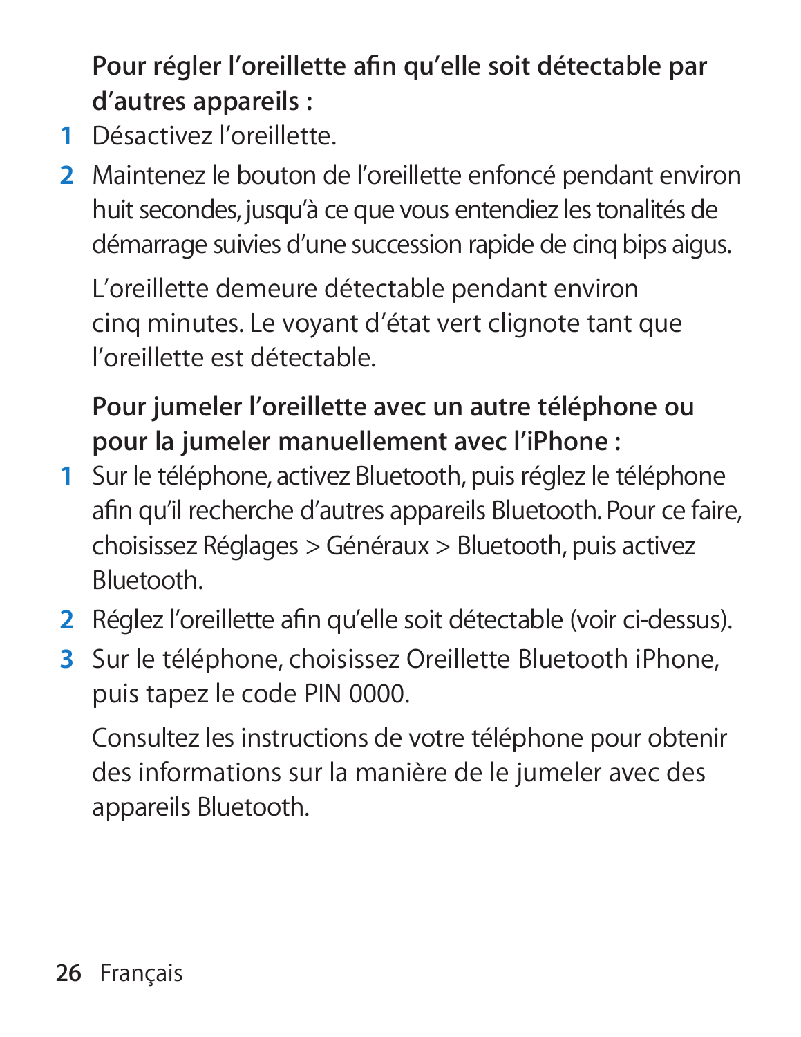**Pour régler l'oreillette afin qu'elle soit détectable par d'autres appareils :**

1. Désactivez l'oreillette.
2. Maintenez le bouton de l'oreillette enfoncé pendant environ huit secondes, jusqu'à ce que vous entendiez les tonalités de démarrage suivies d'une succession rapide de cinq bips aigus.

   L'oreillette demeure détectable pendant environ cinq minutes. Le voyant d'état vert clignote tant que l'oreillette est détectable.

**Pour jumeler l'oreillette avec un autre téléphone ou pour la jumeler manuellement avec l'iPhone :**

1. Sur le téléphone, activez Bluetooth, puis réglez le téléphone afin qu'il recherche d'autres appareils Bluetooth. Pour ce faire, choisissez Réglages > Généraux > Bluetooth, puis activez Bluetooth.
2. Réglez l'oreillette afin qu'elle soit détectable (voir ci-dessus).
3. Sur le téléphone, choisissez Oreillette Bluetooth iPhone, puis tapez le code PIN 0000.

   Consultez les instructions de votre téléphone pour obtenir des informations sur la manière de le jumeler avec des appareils Bluetooth.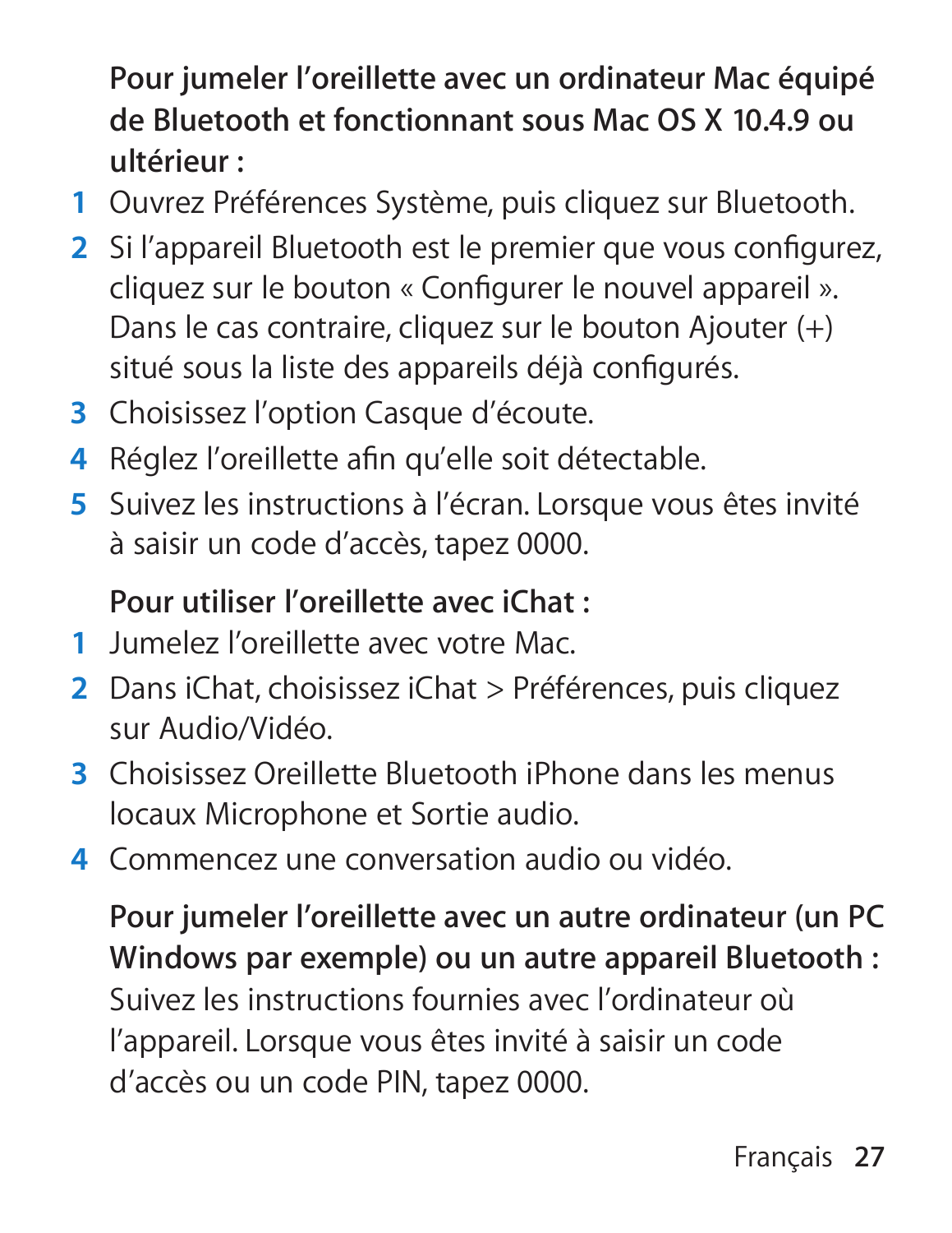**Pour jumeler l'oreillette avec un ordinateur Mac équipé de Bluetooth et fonctionnant sous Mac OS X 10.4.9 ou ultérieur :**

1. Ouvrez Préférences Système, puis cliquez sur Bluetooth.
2. Si l'appareil Bluetooth est le premier que vous configurez, cliquez sur le bouton « Configurer le nouvel appareil ». Dans le cas contraire, cliquez sur le bouton Ajouter (+) situé sous la liste des appareils déjà configurés.
3. Choisissez l'option Casque d'écoute.
4. Réglez l'oreillette afin qu'elle soit détectable.
5. Suivez les instructions à l'écran. Lorsque vous êtes invité à saisir un code d'accès, tapez 0000.

**Pour utiliser l'oreillette avec iChat :**

1. Jumelez l'oreillette avec votre Mac.
2. Dans iChat, choisissez iChat > Préférences, puis cliquez sur Audio/Vidéo.
3. Choisissez Oreillette Bluetooth iPhone dans les menus locaux Microphone et Sortie audio.
4. Commencez une conversation audio ou vidéo.

**Pour jumeler l'oreillette avec un autre ordinateur (un PC Windows par exemple) ou un autre appareil Bluetooth :** Suivez les instructions fournies avec l'ordinateur où l'appareil. Lorsque vous êtes invité à saisir un code d'accès ou un code PIN, tapez 0000.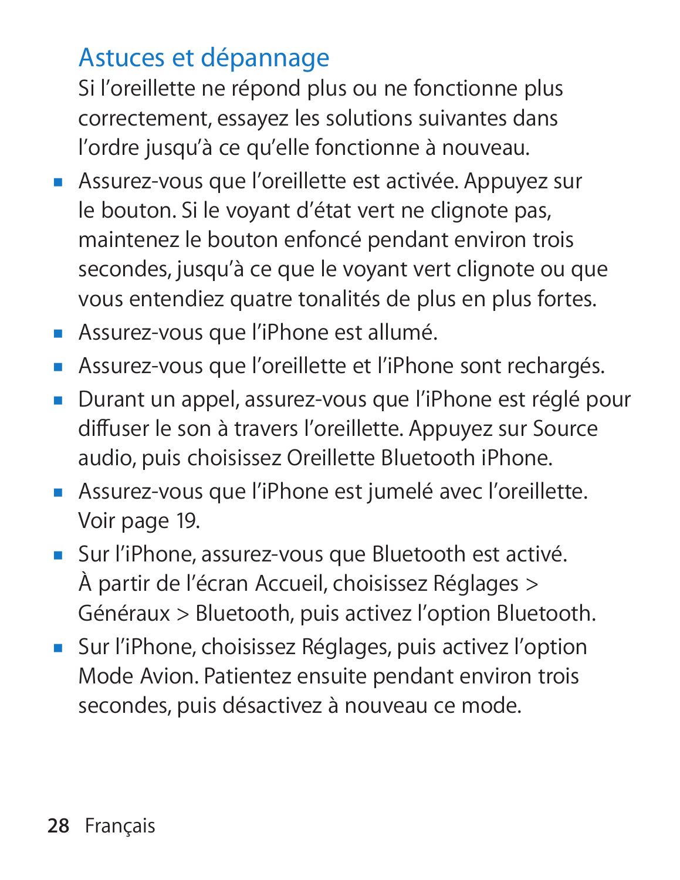## Astuces et dépannage

Si l’oreillette ne répond plus ou ne fonctionne plus correctement, essayez les solutions suivantes dans l’ordre jusqu’à ce qu’elle fonctionne à nouveau.

- Assurez-vous que l’oreillette est activée. Appuyez sur le bouton. Si le voyant d’état vert ne clignote pas, maintenez le bouton enfoncé pendant environ trois secondes, jusqu’à ce que le voyant vert clignote ou que vous entendiez quatre tonalités de plus en plus fortes.
- Assurez-vous que l’iPhone est allumé.
- Assurez-vous que l’oreillette et l’iPhone sont rechargés.
- Durant un appel, assurez-vous que l’iPhone est réglé pour diffuser le son à travers l’oreillette. Appuyez sur Source audio, puis choisissez Oreillette Bluetooth iPhone.
- Assurez-vous que l’iPhone est jumelé avec l’oreillette. Voir page 19.
- Sur l’iPhone, assurez-vous que Bluetooth est activé. À partir de l’écran Accueil, choisissez Réglages > Généraux > Bluetooth, puis activez l’option Bluetooth.
- Sur l’iPhone, choisissez Réglages, puis activez l’option Mode Avion. Patientez ensuite pendant environ trois secondes, puis désactivez à nouveau ce mode.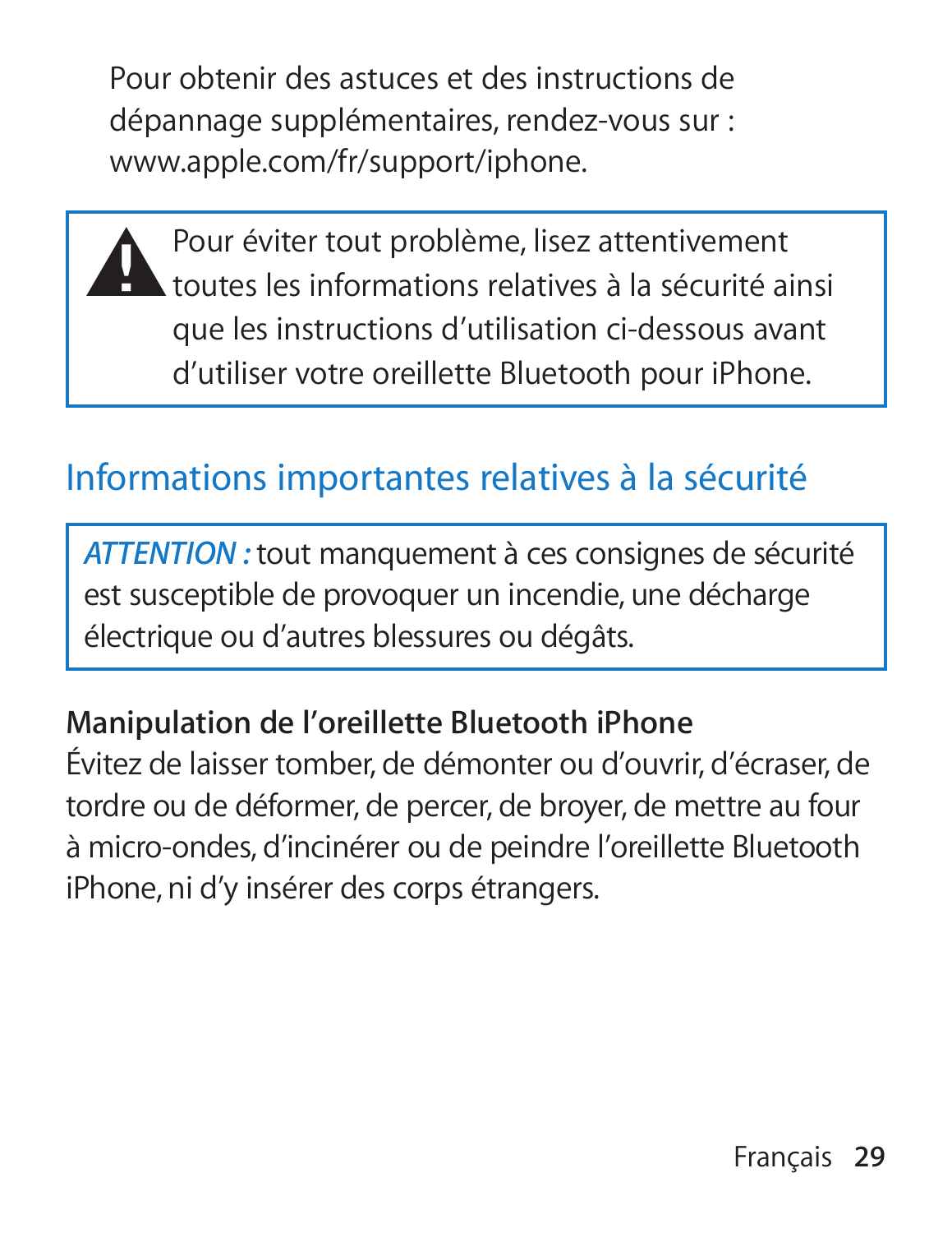Pour obtenir des astuces et des instructions de dépannage supplémentaires, rendez-vous sur : www.apple.com/fr/support/iphone.

> ⚠ Pour éviter tout problème, lisez attentivement toutes les informations relatives à la sécurité ainsi que les instructions d'utilisation ci-dessous avant d'utiliser votre oreillette Bluetooth pour iPhone.

## Informations importantes relatives à la sécurité

> ***ATTENTION :*** tout manquement à ces consignes de sécurité est susceptible de provoquer un incendie, une décharge électrique ou d'autres blessures ou dégâts.

**Manipulation de l'oreillette Bluetooth iPhone**

Évitez de laisser tomber, de démonter ou d'ouvrir, d'écraser, de tordre ou de déformer, de percer, de broyer, de mettre au four à micro-ondes, d'incinérer ou de peindre l'oreillette Bluetooth iPhone, ni d'y insérer des corps étrangers.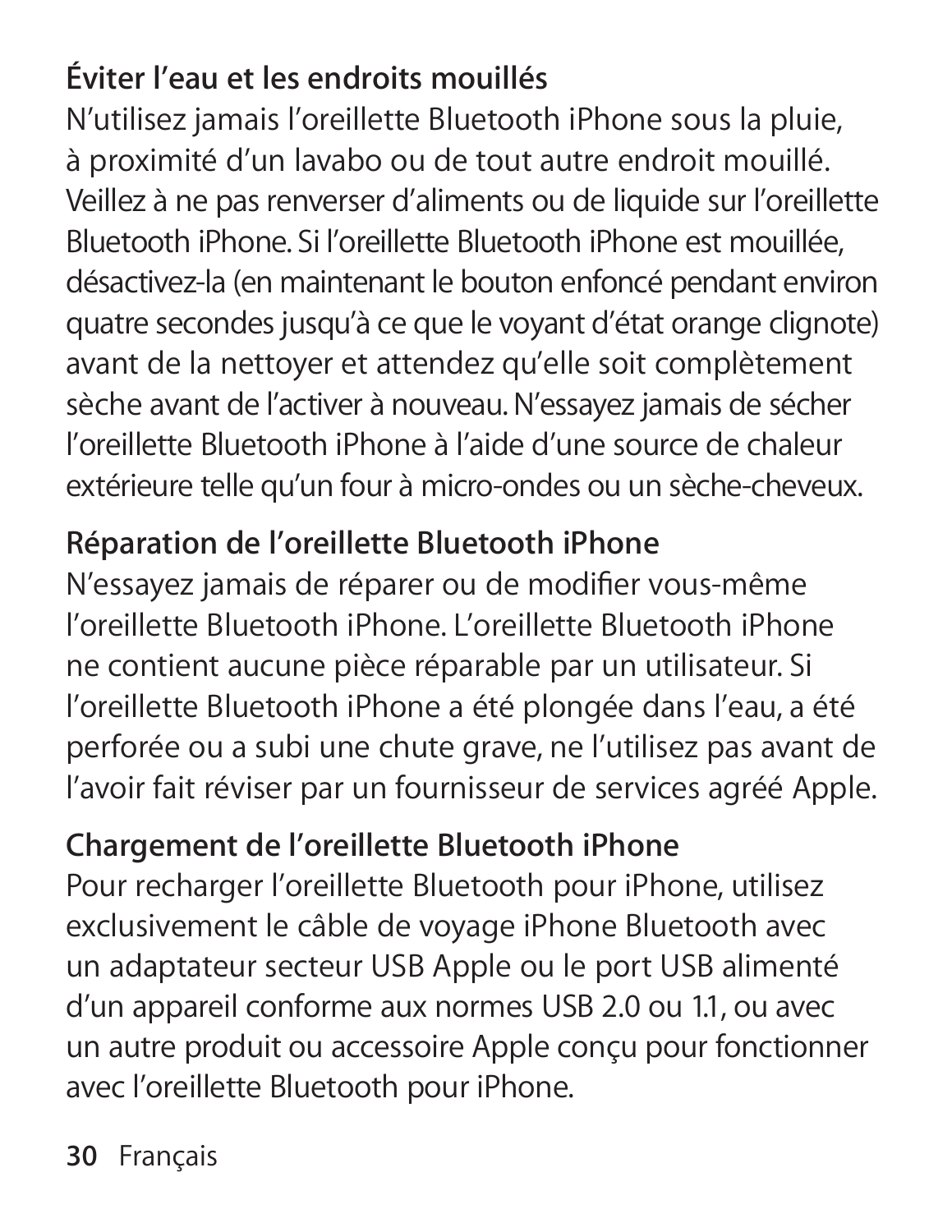### Éviter l'eau et les endroits mouillés

N'utilisez jamais l'oreillette Bluetooth iPhone sous la pluie, à proximité d'un lavabo ou de tout autre endroit mouillé. Veillez à ne pas renverser d'aliments ou de liquide sur l'oreillette Bluetooth iPhone. Si l'oreillette Bluetooth iPhone est mouillée, désactivez-la (en maintenant le bouton enfoncé pendant environ quatre secondes jusqu'à ce que le voyant d'état orange clignote) avant de la nettoyer et attendez qu'elle soit complètement sèche avant de l'activer à nouveau. N'essayez jamais de sécher l'oreillette Bluetooth iPhone à l'aide d'une source de chaleur extérieure telle qu'un four à micro-ondes ou un sèche-cheveux.

### Réparation de l'oreillette Bluetooth iPhone

N'essayez jamais de réparer ou de modifier vous-même l'oreillette Bluetooth iPhone. L'oreillette Bluetooth iPhone ne contient aucune pièce réparable par un utilisateur. Si l'oreillette Bluetooth iPhone a été plongée dans l'eau, a été perforée ou a subi une chute grave, ne l'utilisez pas avant de l'avoir fait réviser par un fournisseur de services agréé Apple.

### Chargement de l'oreillette Bluetooth iPhone

Pour recharger l'oreillette Bluetooth pour iPhone, utilisez exclusivement le câble de voyage iPhone Bluetooth avec un adaptateur secteur USB Apple ou le port USB alimenté d'un appareil conforme aux normes USB 2.0 ou 1.1, ou avec un autre produit ou accessoire Apple conçu pour fonctionner avec l'oreillette Bluetooth pour iPhone.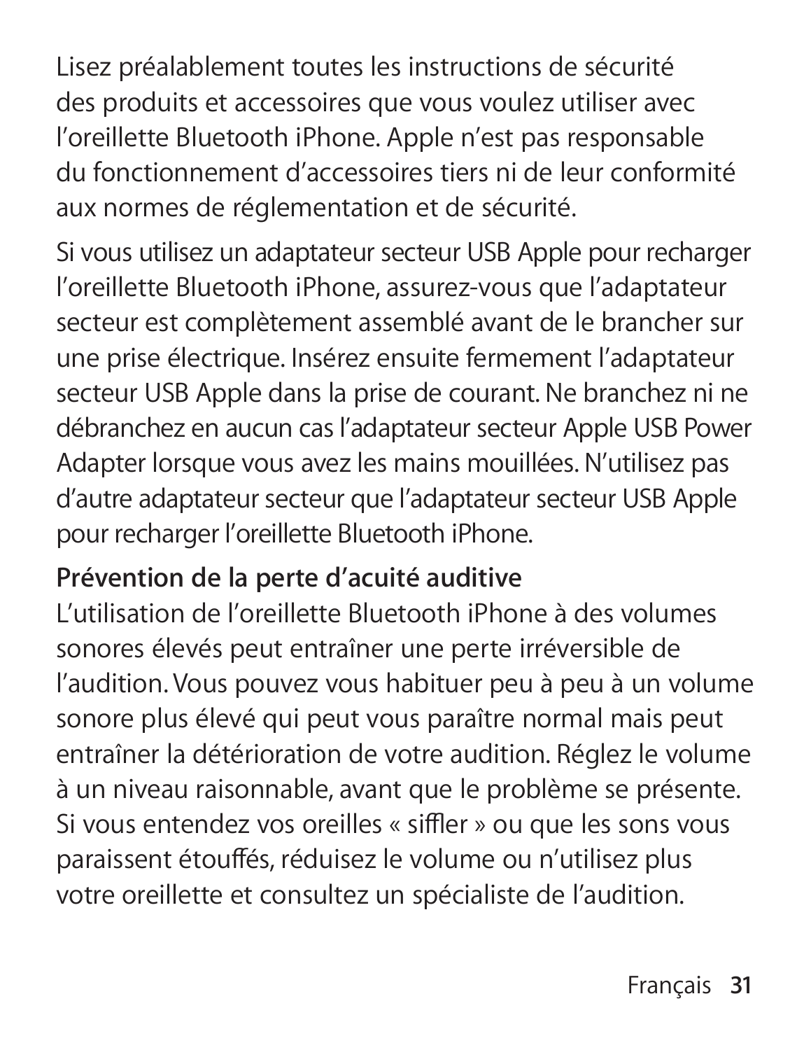Lisez préalablement toutes les instructions de sécurité des produits et accessoires que vous voulez utiliser avec l'oreillette Bluetooth iPhone. Apple n'est pas responsable du fonctionnement d'accessoires tiers ni de leur conformité aux normes de réglementation et de sécurité.

Si vous utilisez un adaptateur secteur USB Apple pour recharger l'oreillette Bluetooth iPhone, assurez-vous que l'adaptateur secteur est complètement assemblé avant de le brancher sur une prise électrique. Insérez ensuite fermement l'adaptateur secteur USB Apple dans la prise de courant. Ne branchez ni ne débranchez en aucun cas l'adaptateur secteur Apple USB Power Adapter lorsque vous avez les mains mouillées. N'utilisez pas d'autre adaptateur secteur que l'adaptateur secteur USB Apple pour recharger l'oreillette Bluetooth iPhone.

**Prévention de la perte d'acuité auditive**
L'utilisation de l'oreillette Bluetooth iPhone à des volumes sonores élevés peut entraîner une perte irréversible de l'audition. Vous pouvez vous habituer peu à peu à un volume sonore plus élevé qui peut vous paraître normal mais peut entraîner la détérioration de votre audition. Réglez le volume à un niveau raisonnable, avant que le problème se présente. Si vous entendez vos oreilles « siffler » ou que les sons vous paraissent étouffés, réduisez le volume ou n'utilisez plus votre oreillette et consultez un spécialiste de l'audition.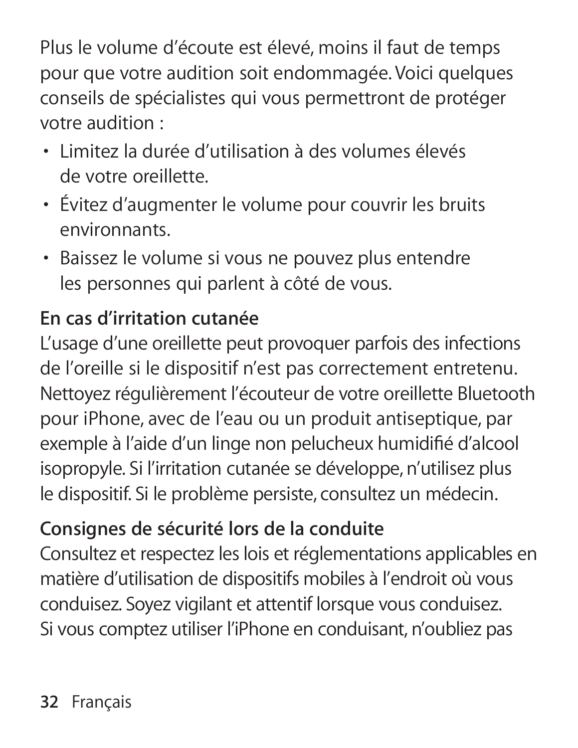Plus le volume d'écoute est élevé, moins il faut de temps pour que votre audition soit endommagée. Voici quelques conseils de spécialistes qui vous permettront de protéger votre audition :

- Limitez la durée d'utilisation à des volumes élevés de votre oreillette.
- Évitez d'augmenter le volume pour couvrir les bruits environnants.
- Baissez le volume si vous ne pouvez plus entendre les personnes qui parlent à côté de vous.

**En cas d'irritation cutanée**

L'usage d'une oreillette peut provoquer parfois des infections de l'oreille si le dispositif n'est pas correctement entretenu. Nettoyez régulièrement l'écouteur de votre oreillette Bluetooth pour iPhone, avec de l'eau ou un produit antiseptique, par exemple à l'aide d'un linge non pelucheux humidifié d'alcool isopropyle. Si l'irritation cutanée se développe, n'utilisez plus le dispositif. Si le problème persiste, consultez un médecin.

**Consignes de sécurité lors de la conduite**

Consultez et respectez les lois et réglementations applicables en matière d'utilisation de dispositifs mobiles à l'endroit où vous conduisez. Soyez vigilant et attentif lorsque vous conduisez. Si vous comptez utiliser l'iPhone en conduisant, n'oubliez pas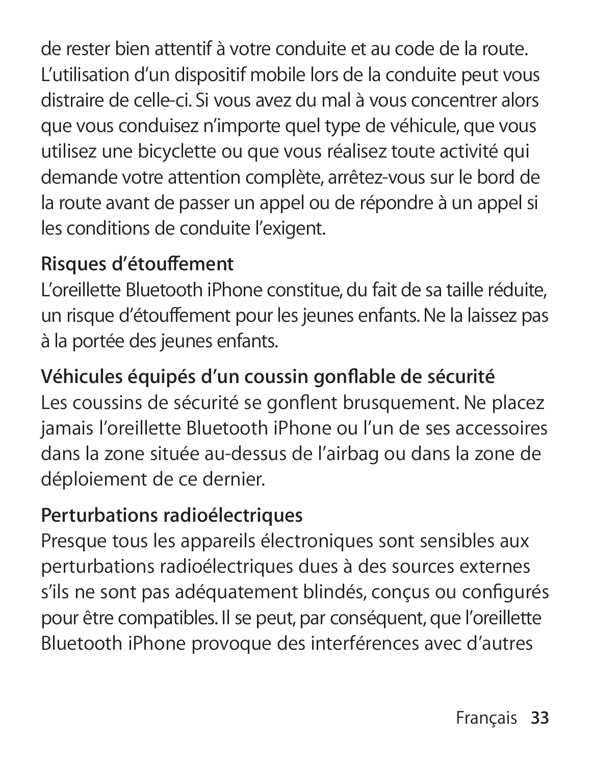de rester bien attentif à votre conduite et au code de la route. L'utilisation d'un dispositif mobile lors de la conduite peut vous distraire de celle-ci. Si vous avez du mal à vous concentrer alors que vous conduisez n'importe quel type de véhicule, que vous utilisez une bicyclette ou que vous réalisez toute activité qui demande votre attention complète, arrêtez-vous sur le bord de la route avant de passer un appel ou de répondre à un appel si les conditions de conduite l'exigent.

**Risques d'étouffement**

L'oreillette Bluetooth iPhone constitue, du fait de sa taille réduite, un risque d'étouffement pour les jeunes enfants. Ne la laissez pas à la portée des jeunes enfants.

**Véhicules équipés d'un coussin gonflable de sécurité**

Les coussins de sécurité se gonflent brusquement. Ne placez jamais l'oreillette Bluetooth iPhone ou l'un de ses accessoires dans la zone située au-dessus de l'airbag ou dans la zone de déploiement de ce dernier.

**Perturbations radioélectriques**

Presque tous les appareils électroniques sont sensibles aux perturbations radioélectriques dues à des sources externes s'ils ne sont pas adéquatement blindés, conçus ou configurés pour être compatibles. Il se peut, par conséquent, que l'oreillette Bluetooth iPhone provoque des interférences avec d'autres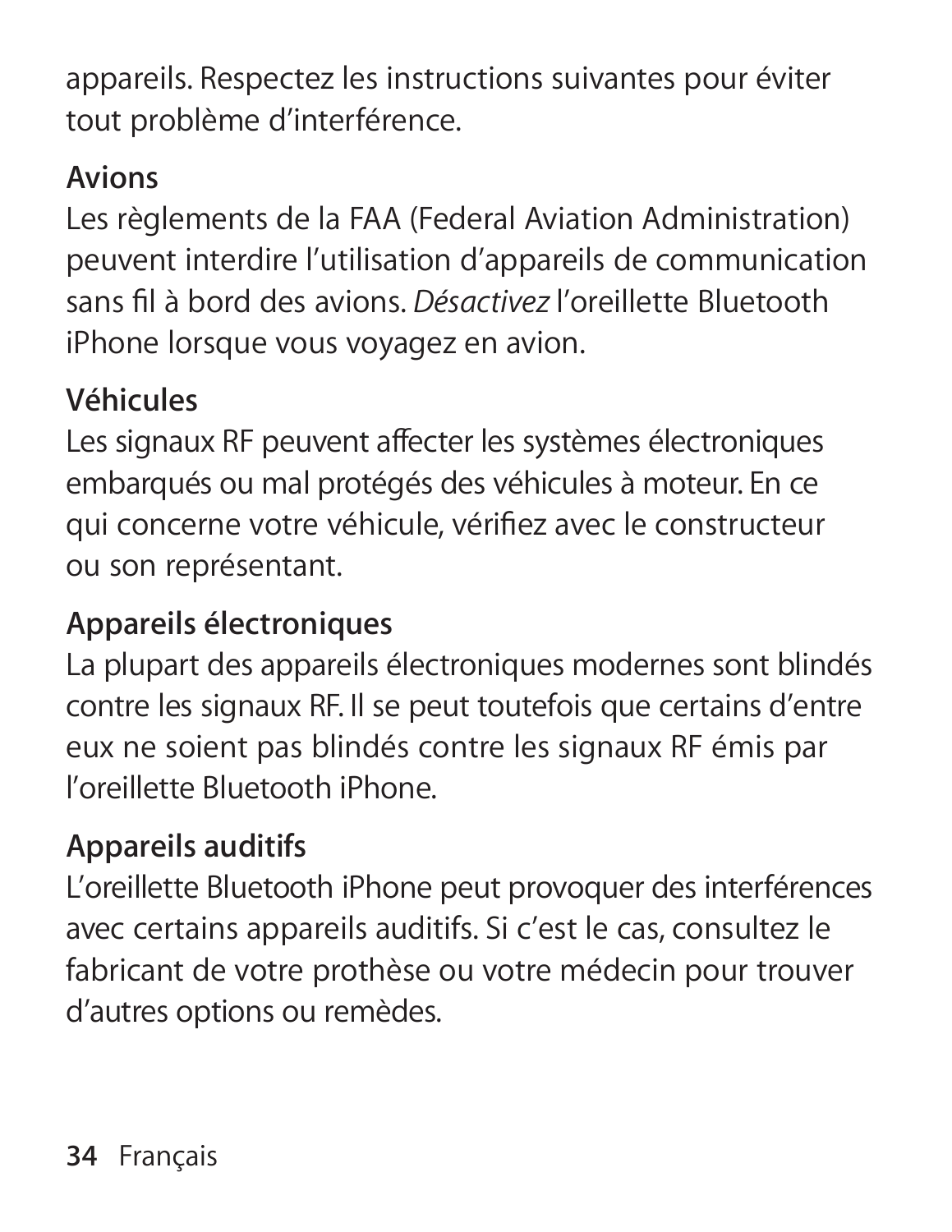appareils. Respectez les instructions suivantes pour éviter tout problème d'interférence.

**Avions**

Les règlements de la FAA (Federal Aviation Administration) peuvent interdire l'utilisation d'appareils de communication sans fil à bord des avions. *Désactivez* l'oreillette Bluetooth iPhone lorsque vous voyagez en avion.

**Véhicules**

Les signaux RF peuvent affecter les systèmes électroniques embarqués ou mal protégés des véhicules à moteur. En ce qui concerne votre véhicule, vérifiez avec le constructeur ou son représentant.

**Appareils électroniques**

La plupart des appareils électroniques modernes sont blindés contre les signaux RF. Il se peut toutefois que certains d'entre eux ne soient pas blindés contre les signaux RF émis par l'oreillette Bluetooth iPhone.

**Appareils auditifs**

L'oreillette Bluetooth iPhone peut provoquer des interférences avec certains appareils auditifs. Si c'est le cas, consultez le fabricant de votre prothèse ou votre médecin pour trouver d'autres options ou remèdes.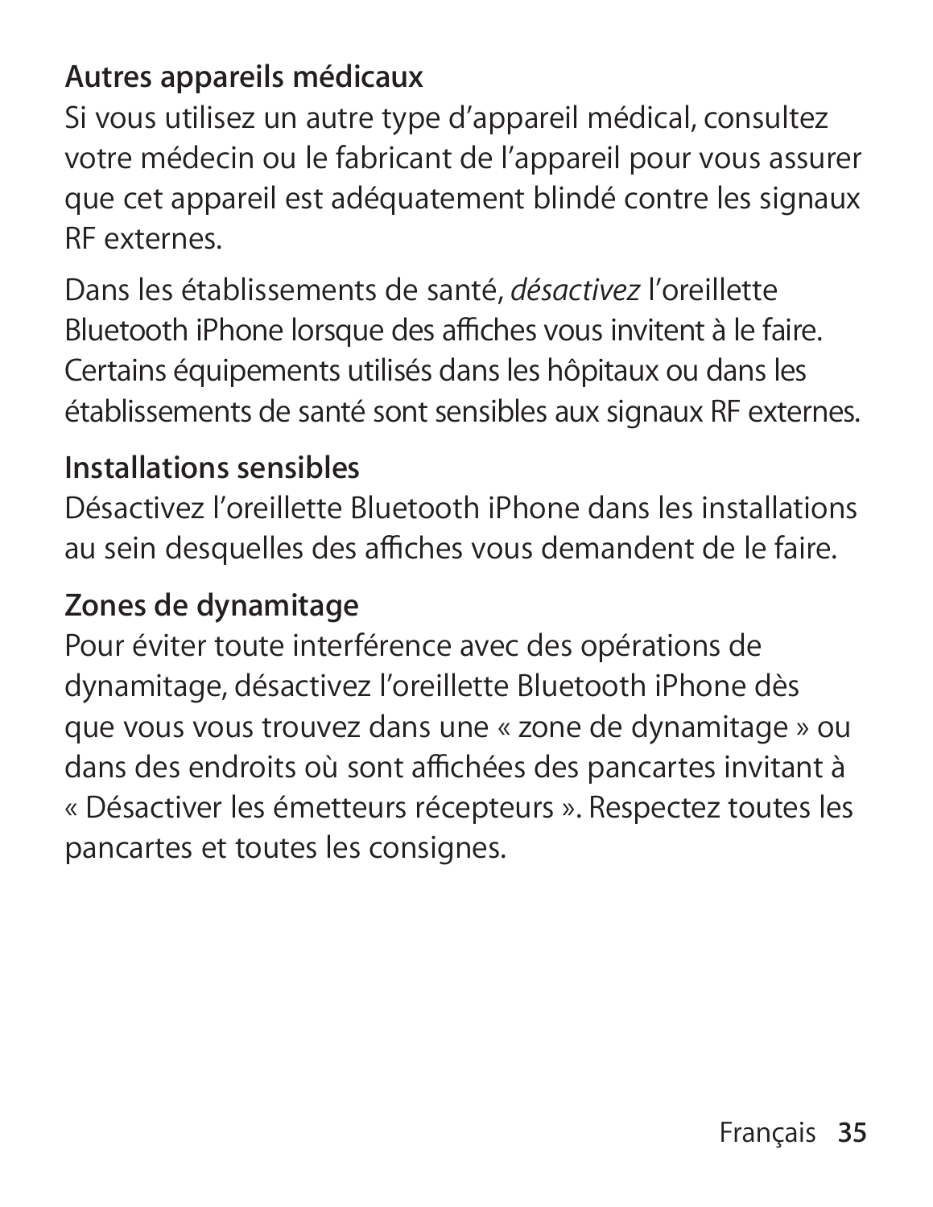**Autres appareils médicaux**

Si vous utilisez un autre type d'appareil médical, consultez votre médecin ou le fabricant de l'appareil pour vous assurer que cet appareil est adéquatement blindé contre les signaux RF externes.

Dans les établissements de santé, *désactivez* l'oreillette Bluetooth iPhone lorsque des affiches vous invitent à le faire. Certains équipements utilisés dans les hôpitaux ou dans les établissements de santé sont sensibles aux signaux RF externes.

**Installations sensibles**

Désactivez l'oreillette Bluetooth iPhone dans les installations au sein desquelles des affiches vous demandent de le faire.

**Zones de dynamitage**

Pour éviter toute interférence avec des opérations de dynamitage, désactivez l'oreillette Bluetooth iPhone dès que vous vous trouvez dans une « zone de dynamitage » ou dans des endroits où sont affichées des pancartes invitant à « Désactiver les émetteurs récepteurs ». Respectez toutes les pancartes et toutes les consignes.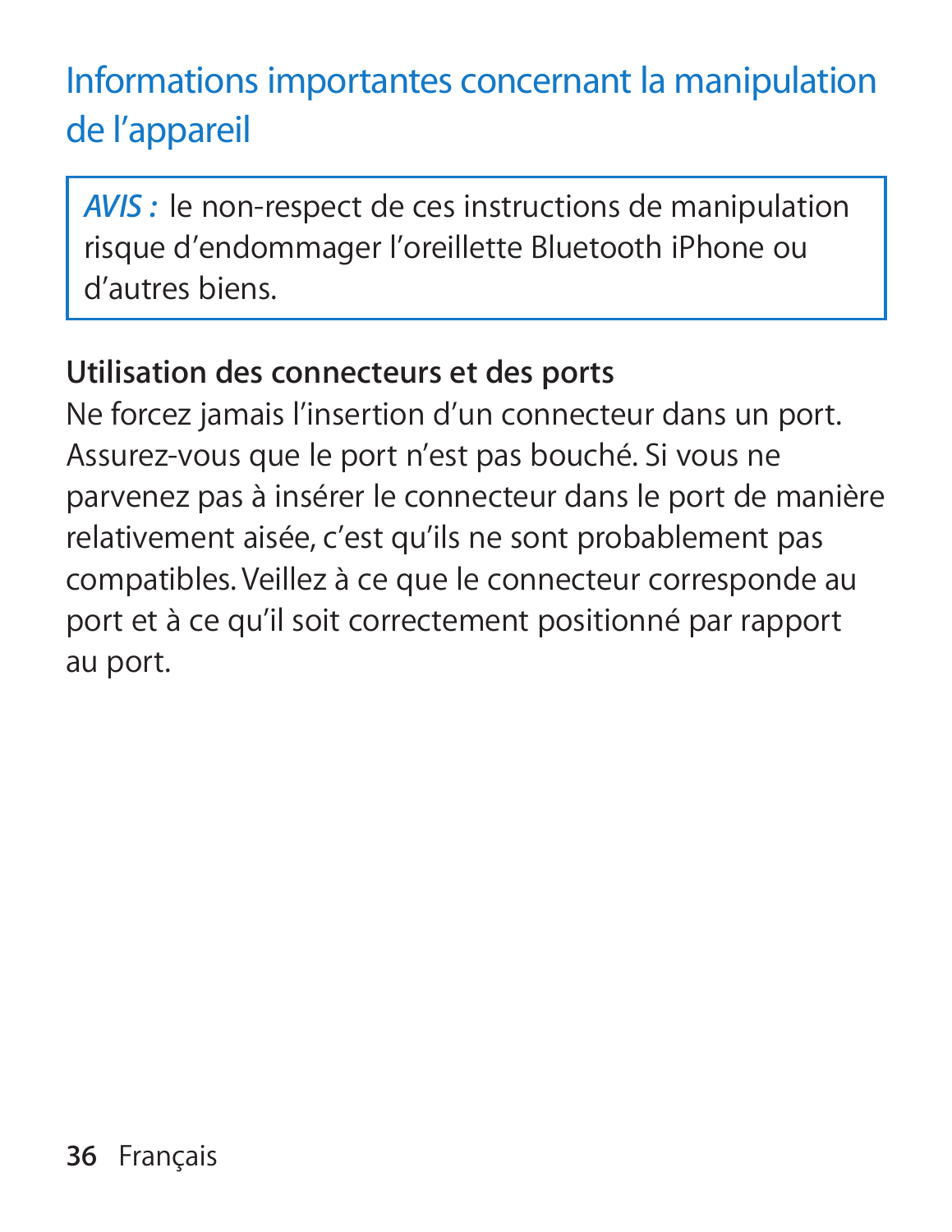# Informations importantes concernant la manipulation de l'appareil

> *AVIS :* le non-respect de ces instructions de manipulation risque d'endommager l'oreillette Bluetooth iPhone ou d'autres biens.

**Utilisation des connecteurs et des ports**

Ne forcez jamais l'insertion d'un connecteur dans un port. Assurez-vous que le port n'est pas bouché. Si vous ne parvenez pas à insérer le connecteur dans le port de manière relativement aisée, c'est qu'ils ne sont probablement pas compatibles. Veillez à ce que le connecteur corresponde au port et à ce qu'il soit correctement positionné par rapport au port.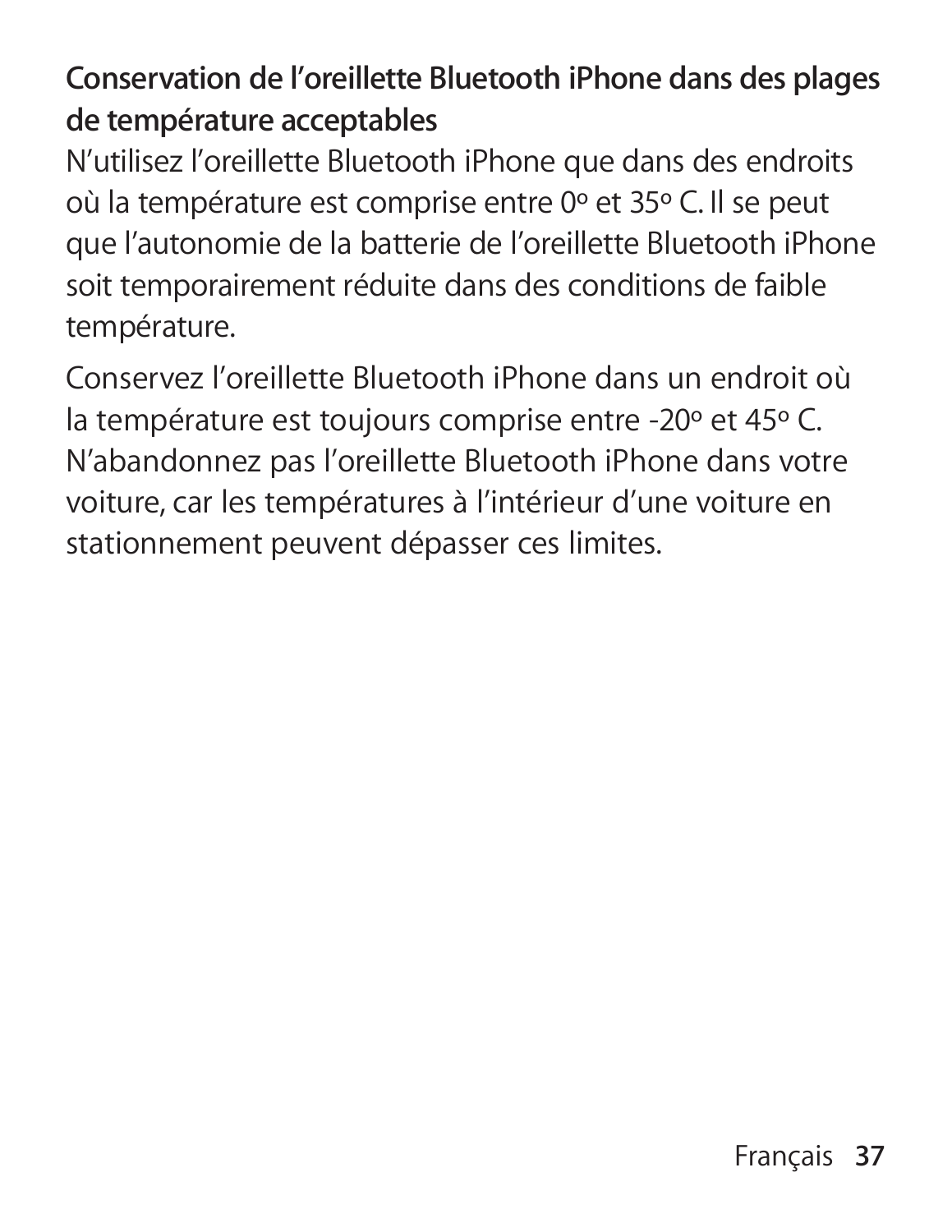### Conservation de l'oreillette Bluetooth iPhone dans des plages de température acceptables

N'utilisez l'oreillette Bluetooth iPhone que dans des endroits où la température est comprise entre 0º et 35º C. Il se peut que l'autonomie de la batterie de l'oreillette Bluetooth iPhone soit temporairement réduite dans des conditions de faible température.

Conservez l'oreillette Bluetooth iPhone dans un endroit où la température est toujours comprise entre -20º et 45º C. N'abandonnez pas l'oreillette Bluetooth iPhone dans votre voiture, car les températures à l'intérieur d'une voiture en stationnement peuvent dépasser ces limites.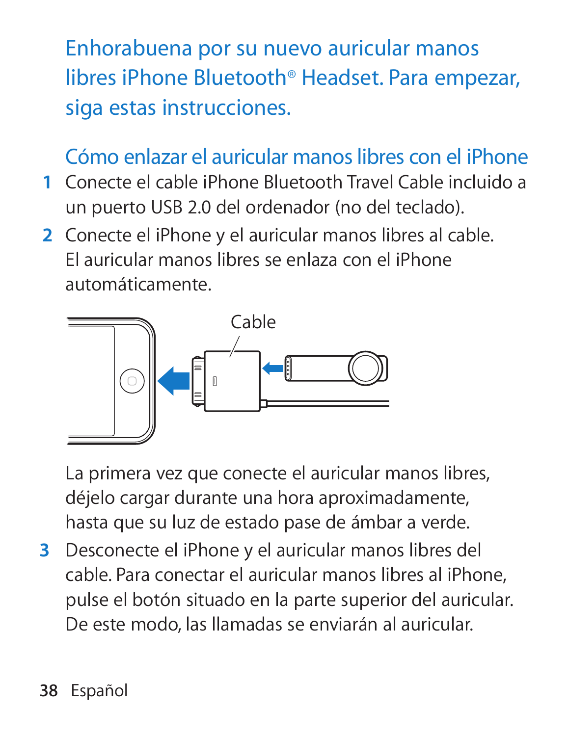# Enhorabuena por su nuevo auricular manos libres iPhone Bluetooth® Headset. Para empezar, siga estas instrucciones.

## Cómo enlazar el auricular manos libres con el iPhone

1. Conecte el cable iPhone Bluetooth Travel Cable incluido a un puerto USB 2.0 del ordenador (no del teclado).
2. Conecte el iPhone y el auricular manos libres al cable. El auricular manos libres se enlaza con el iPhone automáticamente.

Cable

La primera vez que conecte el auricular manos libres, déjelo cargar durante una hora aproximadamente, hasta que su luz de estado pase de ámbar a verde.

3. Desconecte el iPhone y el auricular manos libres del cable. Para conectar el auricular manos libres al iPhone, pulse el botón situado en la parte superior del auricular. De este modo, las llamadas se enviarán al auricular.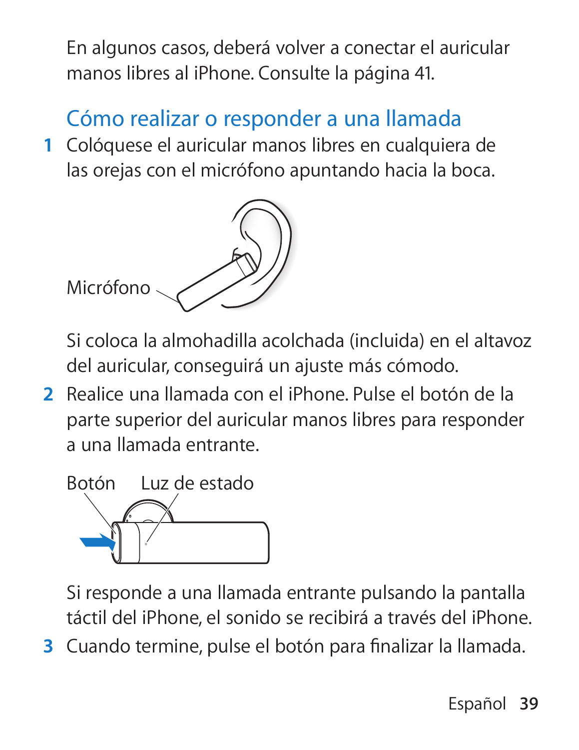En algunos casos, deberá volver a conectar el auricular manos libres al iPhone. Consulte la página 41.

## Cómo realizar o responder a una llamada

1 Colóquese el auricular manos libres en cualquiera de las orejas con el micrófono apuntando hacia la boca.

Micrófono

Si coloca la almohadilla acolchada (incluida) en el altavoz del auricular, conseguirá un ajuste más cómodo.

2 Realice una llamada con el iPhone. Pulse el botón de la parte superior del auricular manos libres para responder a una llamada entrante.

Botón Luz de estado

Si responde a una llamada entrante pulsando la pantalla táctil del iPhone, el sonido se recibirá a través del iPhone.

3 Cuando termine, pulse el botón para finalizar la llamada.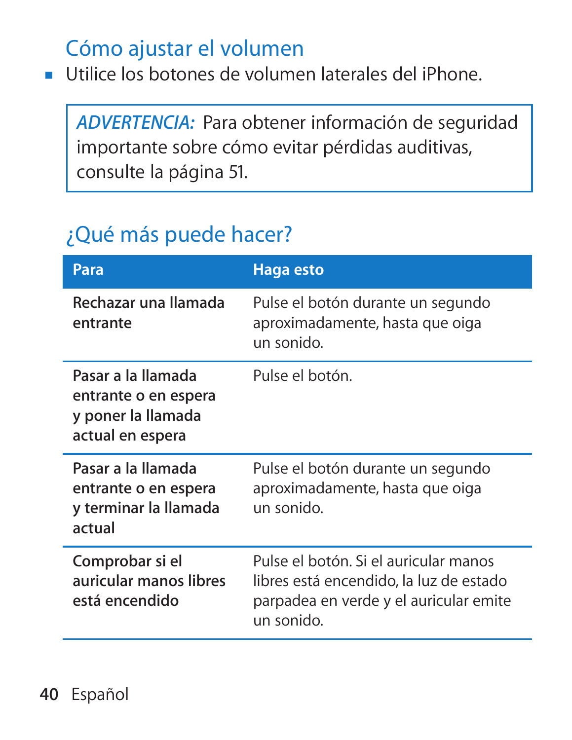## Cómo ajustar el volumen

- Utilice los botones de volumen laterales del iPhone.

> *ADVERTENCIA:* Para obtener información de seguridad importante sobre cómo evitar pérdidas auditivas, consulte la página 51.

## ¿Qué más puede hacer?

| Para | Haga esto |
|---|---|
| **Rechazar una llamada entrante** | Pulse el botón durante un segundo aproximadamente, hasta que oiga un sonido. |
| **Pasar a la llamada entrante o en espera y poner la llamada actual en espera** | Pulse el botón. |
| **Pasar a la llamada entrante o en espera y terminar la llamada actual** | Pulse el botón durante un segundo aproximadamente, hasta que oiga un sonido. |
| **Comprobar si el auricular manos libres está encendido** | Pulse el botón. Si el auricular manos libres está encendido, la luz de estado parpadea en verde y el auricular emite un sonido. |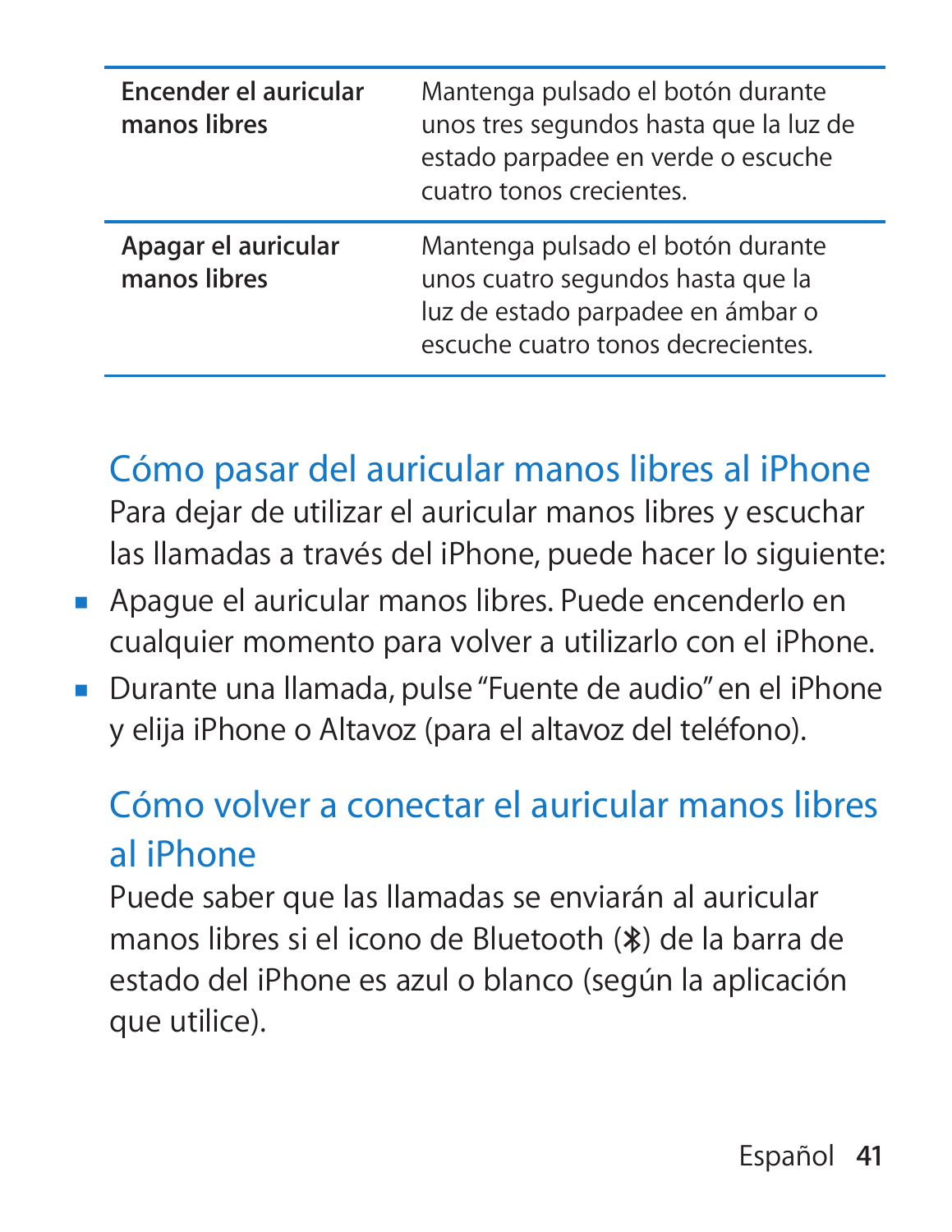| | |
|---|---|
| **Encender el auricular manos libres** | Mantenga pulsado el botón durante unos tres segundos hasta que la luz de estado parpadee en verde o escuche cuatro tonos crecientes. |
| **Apagar el auricular manos libres** | Mantenga pulsado el botón durante unos cuatro segundos hasta que la luz de estado parpadee en ámbar o escuche cuatro tonos decrecientes. |

## Cómo pasar del auricular manos libres al iPhone

Para dejar de utilizar el auricular manos libres y escuchar las llamadas a través del iPhone, puede hacer lo siguiente:

- Apague el auricular manos libres. Puede encenderlo en cualquier momento para volver a utilizarlo con el iPhone.
- Durante una llamada, pulse "Fuente de audio" en el iPhone y elija iPhone o Altavoz (para el altavoz del teléfono).

## Cómo volver a conectar el auricular manos libres al iPhone

Puede saber que las llamadas se enviarán al auricular manos libres si el icono de Bluetooth (✱) de la barra de estado del iPhone es azul o blanco (según la aplicación que utilice).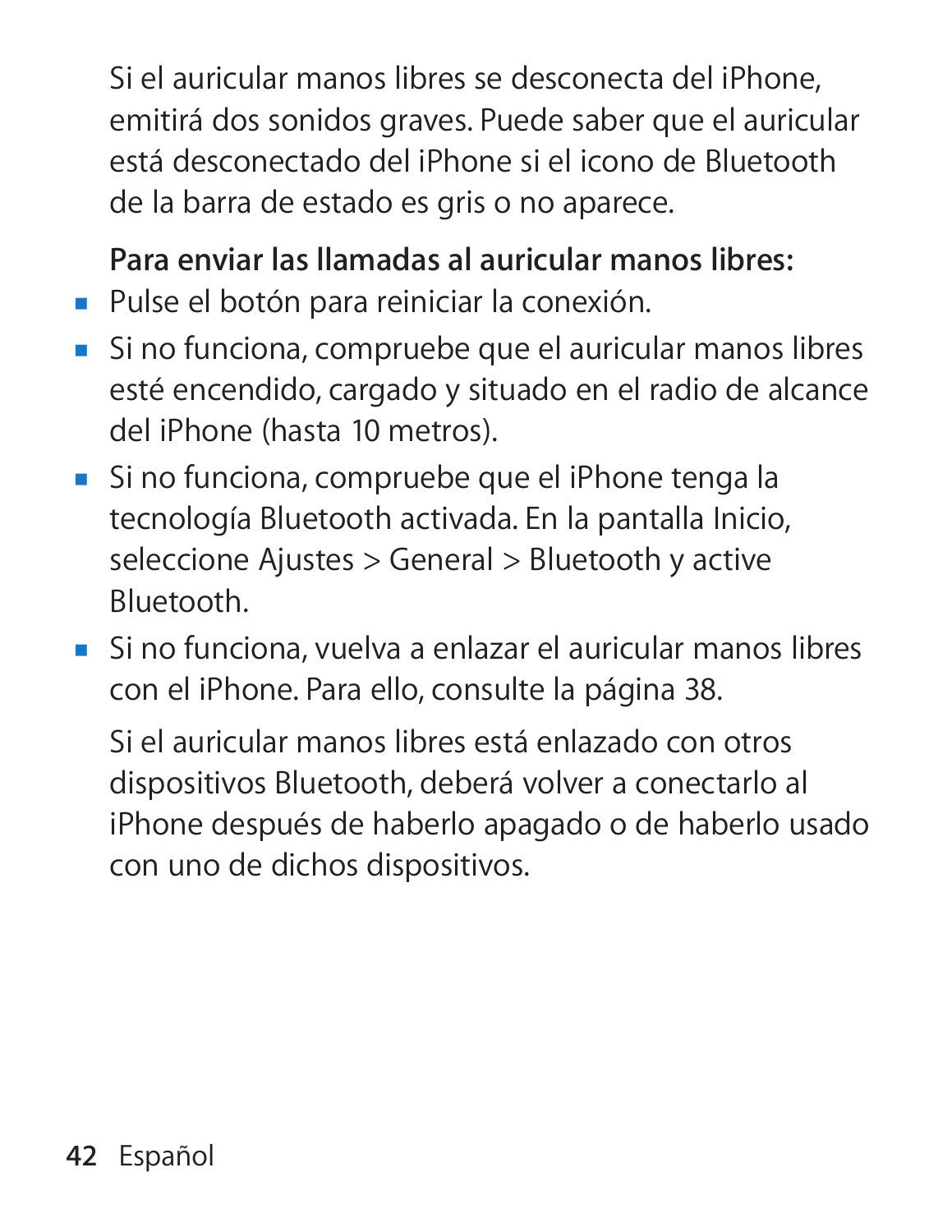Si el auricular manos libres se desconecta del iPhone, emitirá dos sonidos graves. Puede saber que el auricular está desconectado del iPhone si el icono de Bluetooth de la barra de estado es gris o no aparece.

**Para enviar las llamadas al auricular manos libres:**

- Pulse el botón para reiniciar la conexión.
- Si no funciona, compruebe que el auricular manos libres esté encendido, cargado y situado en el radio de alcance del iPhone (hasta 10 metros).
- Si no funciona, compruebe que el iPhone tenga la tecnología Bluetooth activada. En la pantalla Inicio, seleccione Ajustes > General > Bluetooth y active Bluetooth.
- Si no funciona, vuelva a enlazar el auricular manos libres con el iPhone. Para ello, consulte la página 38.

Si el auricular manos libres está enlazado con otros dispositivos Bluetooth, deberá volver a conectarlo al iPhone después de haberlo apagado o de haberlo usado con uno de dichos dispositivos.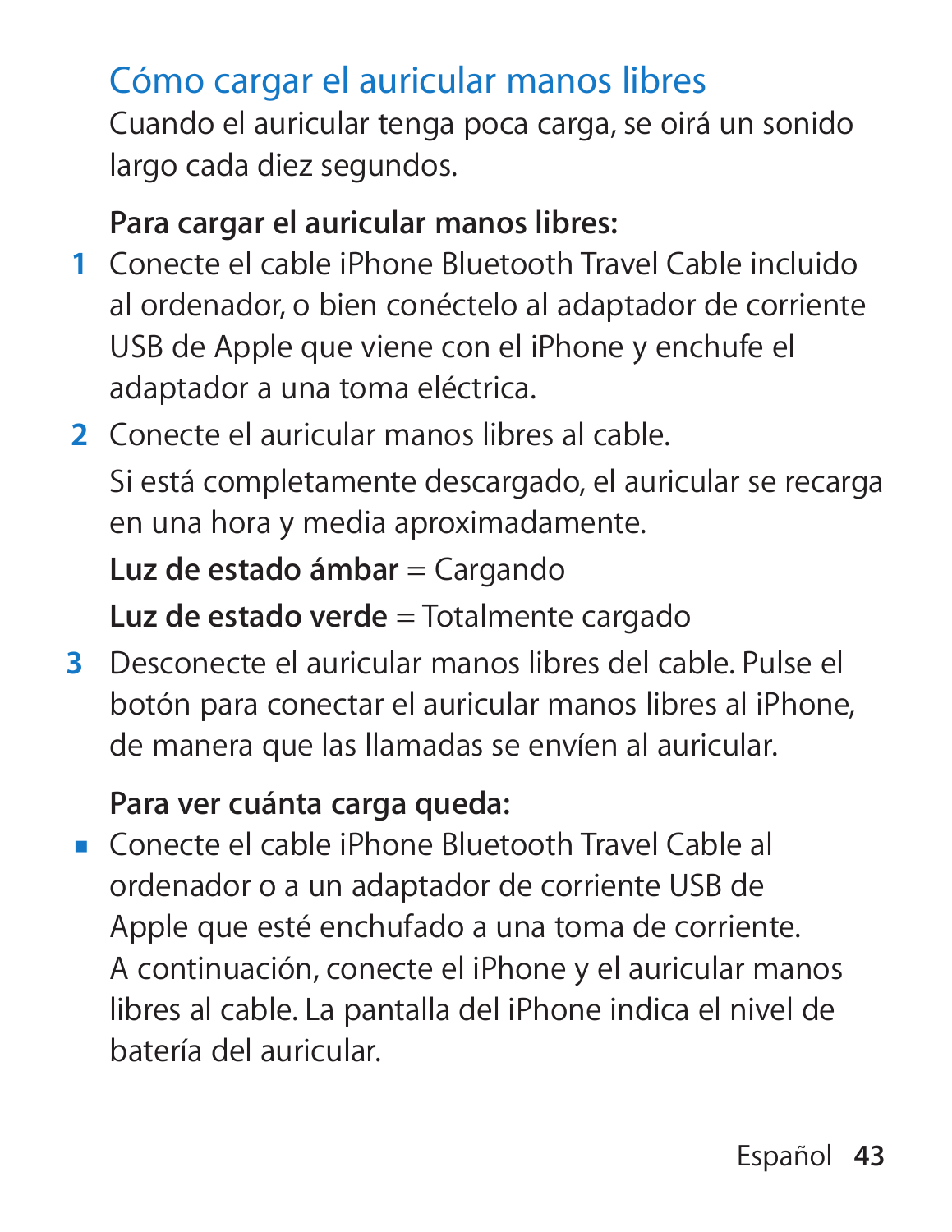## Cómo cargar el auricular manos libres

Cuando el auricular tenga poca carga, se oirá un sonido largo cada diez segundos.

**Para cargar el auricular manos libres:**

1. Conecte el cable iPhone Bluetooth Travel Cable incluido al ordenador, o bien conéctelo al adaptador de corriente USB de Apple que viene con el iPhone y enchufe el adaptador a una toma eléctrica.
2. Conecte el auricular manos libres al cable.

   Si está completamente descargado, el auricular se recarga en una hora y media aproximadamente.

   **Luz de estado ámbar** = Cargando

   **Luz de estado verde** = Totalmente cargado
3. Desconecte el auricular manos libres del cable. Pulse el botón para conectar el auricular manos libres al iPhone, de manera que las llamadas se envíen al auricular.

**Para ver cuánta carga queda:**

- Conecte el cable iPhone Bluetooth Travel Cable al ordenador o a un adaptador de corriente USB de Apple que esté enchufado a una toma de corriente. A continuación, conecte el iPhone y el auricular manos libres al cable. La pantalla del iPhone indica el nivel de batería del auricular.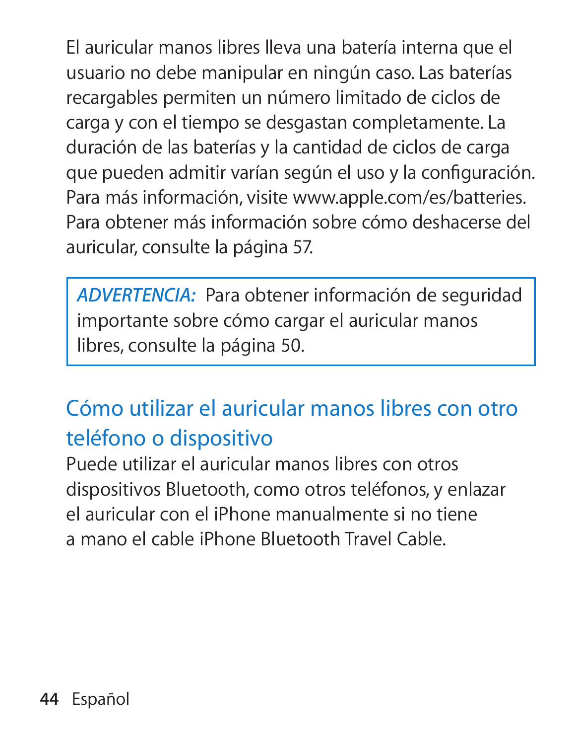El auricular manos libres lleva una batería interna que el usuario no debe manipular en ningún caso. Las baterías recargables permiten un número limitado de ciclos de carga y con el tiempo se desgastan completamente. La duración de las baterías y la cantidad de ciclos de carga que pueden admitir varían según el uso y la configuración. Para más información, visite www.apple.com/es/batteries. Para obtener más información sobre cómo deshacerse del auricular, consulte la página 57.

> ***ADVERTENCIA:*** Para obtener información de seguridad importante sobre cómo cargar el auricular manos libres, consulte la página 50.

## Cómo utilizar el auricular manos libres con otro teléfono o dispositivo

Puede utilizar el auricular manos libres con otros dispositivos Bluetooth, como otros teléfonos, y enlazar el auricular con el iPhone manualmente si no tiene a mano el cable iPhone Bluetooth Travel Cable.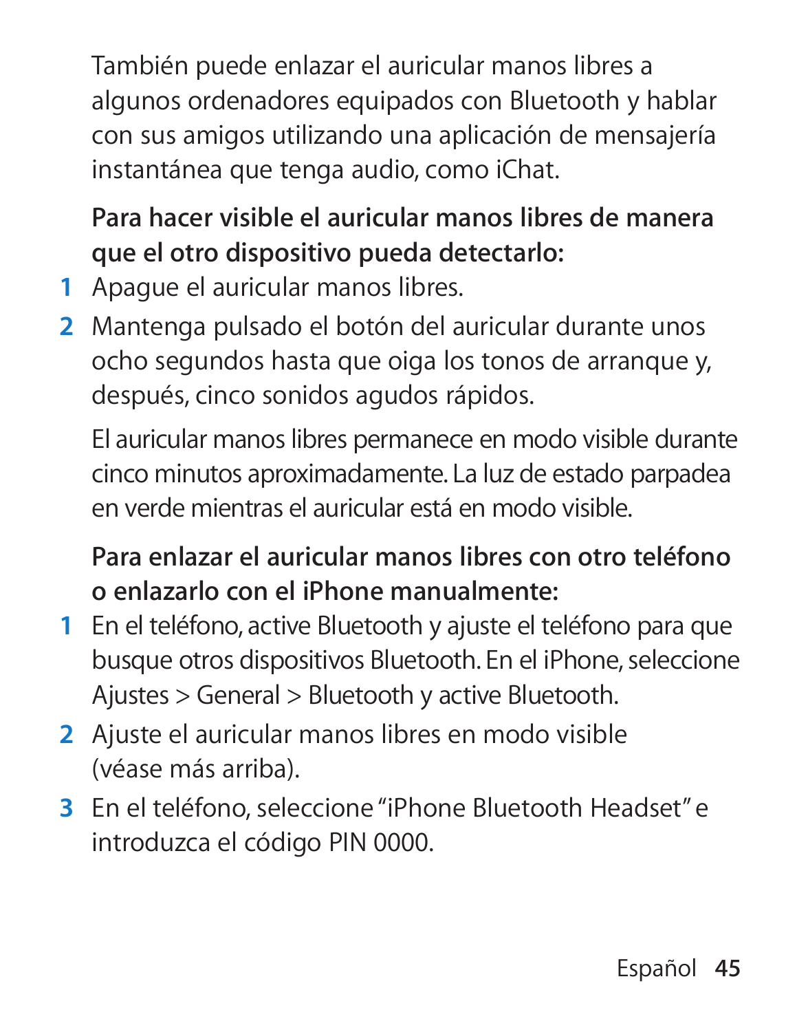También puede enlazar el auricular manos libres a algunos ordenadores equipados con Bluetooth y hablar con sus amigos utilizando una aplicación de mensajería instantánea que tenga audio, como iChat.

**Para hacer visible el auricular manos libres de manera que el otro dispositivo pueda detectarlo:**

1. Apague el auricular manos libres.
2. Mantenga pulsado el botón del auricular durante unos ocho segundos hasta que oiga los tonos de arranque y, después, cinco sonidos agudos rápidos.

   El auricular manos libres permanece en modo visible durante cinco minutos aproximadamente. La luz de estado parpadea en verde mientras el auricular está en modo visible.

**Para enlazar el auricular manos libres con otro teléfono o enlazarlo con el iPhone manualmente:**

1. En el teléfono, active Bluetooth y ajuste el teléfono para que busque otros dispositivos Bluetooth. En el iPhone, seleccione Ajustes > General > Bluetooth y active Bluetooth.
2. Ajuste el auricular manos libres en modo visible (véase más arriba).
3. En el teléfono, seleccione "iPhone Bluetooth Headset" e introduzca el código PIN 0000.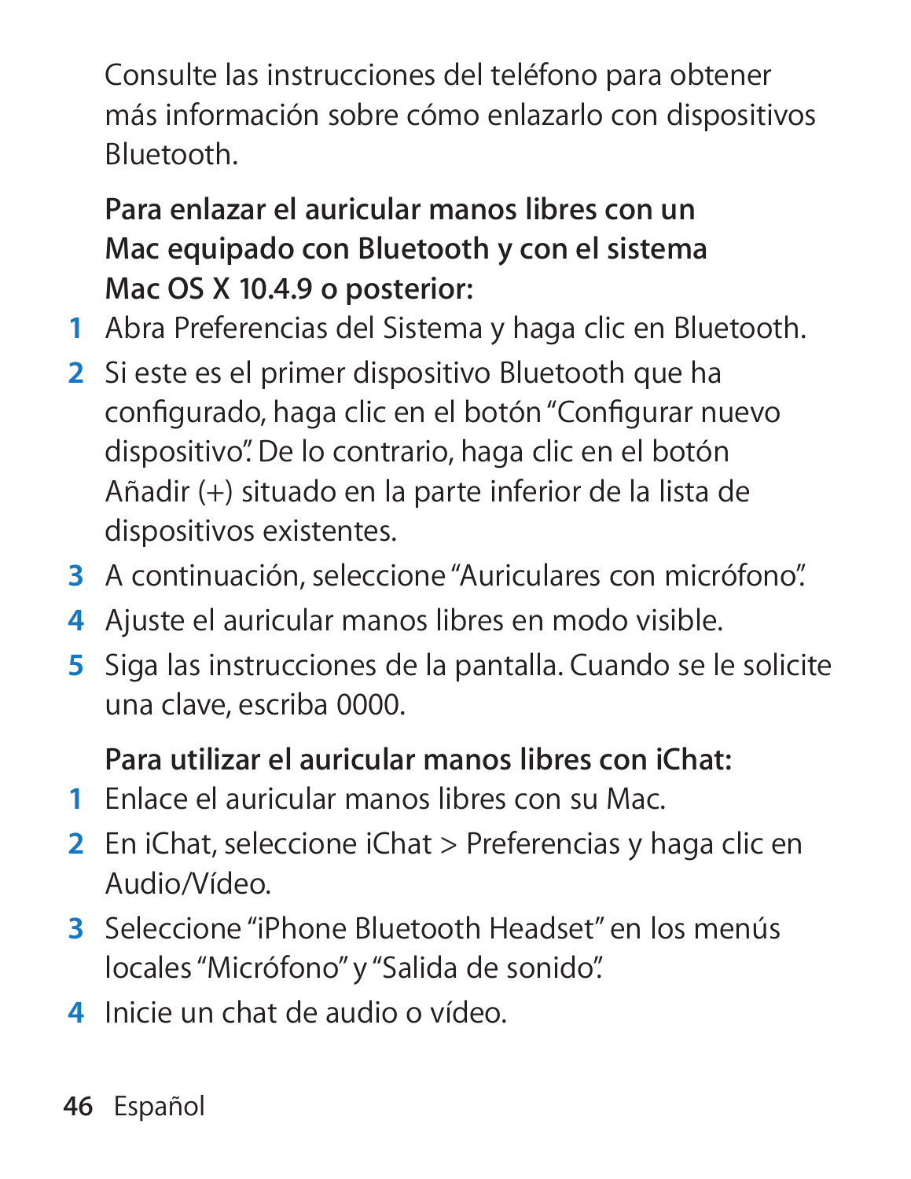Consulte las instrucciones del teléfono para obtener más información sobre cómo enlazarlo con dispositivos Bluetooth.

**Para enlazar el auricular manos libres con un Mac equipado con Bluetooth y con el sistema Mac OS X 10.4.9 o posterior:**

1. Abra Preferencias del Sistema y haga clic en Bluetooth.
2. Si este es el primer dispositivo Bluetooth que ha configurado, haga clic en el botón "Configurar nuevo dispositivo". De lo contrario, haga clic en el botón Añadir (+) situado en la parte inferior de la lista de dispositivos existentes.
3. A continuación, seleccione "Auriculares con micrófono".
4. Ajuste el auricular manos libres en modo visible.
5. Siga las instrucciones de la pantalla. Cuando se le solicite una clave, escriba 0000.

**Para utilizar el auricular manos libres con iChat:**

1. Enlace el auricular manos libres con su Mac.
2. En iChat, seleccione iChat > Preferencias y haga clic en Audio/Vídeo.
3. Seleccione "iPhone Bluetooth Headset" en los menús locales "Micrófono" y "Salida de sonido".
4. Inicie un chat de audio o vídeo.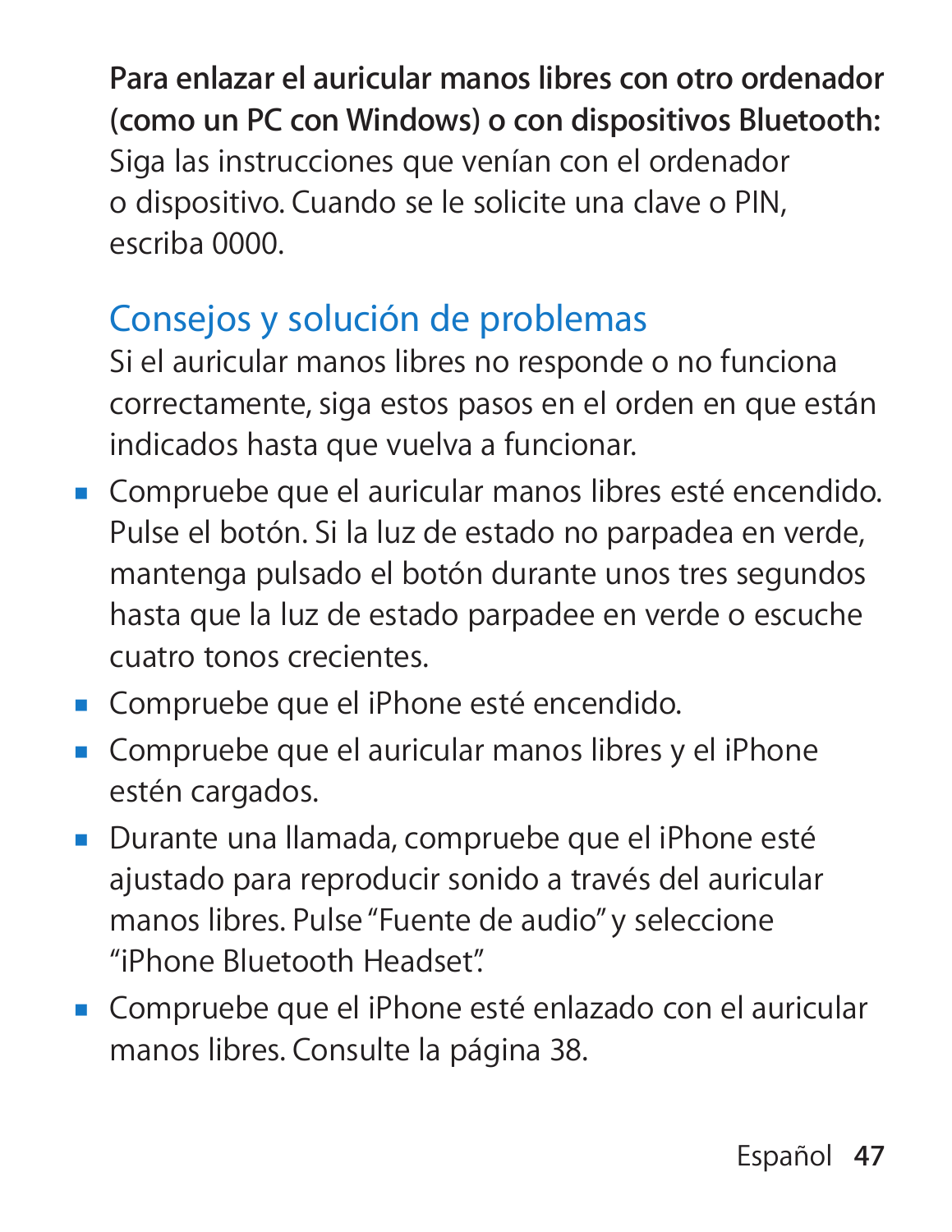**Para enlazar el auricular manos libres con otro ordenador (como un PC con Windows) o con dispositivos Bluetooth:** Siga las instrucciones que venían con el ordenador o dispositivo. Cuando se le solicite una clave o PIN, escriba 0000.

## Consejos y solución de problemas

Si el auricular manos libres no responde o no funciona correctamente, siga estos pasos en el orden en que están indicados hasta que vuelva a funcionar.

- Compruebe que el auricular manos libres esté encendido. Pulse el botón. Si la luz de estado no parpadea en verde, mantenga pulsado el botón durante unos tres segundos hasta que la luz de estado parpadee en verde o escuche cuatro tonos crecientes.
- Compruebe que el iPhone esté encendido.
- Compruebe que el auricular manos libres y el iPhone estén cargados.
- Durante una llamada, compruebe que el iPhone esté ajustado para reproducir sonido a través del auricular manos libres. Pulse "Fuente de audio" y seleccione "iPhone Bluetooth Headset".
- Compruebe que el iPhone esté enlazado con el auricular manos libres. Consulte la página 38.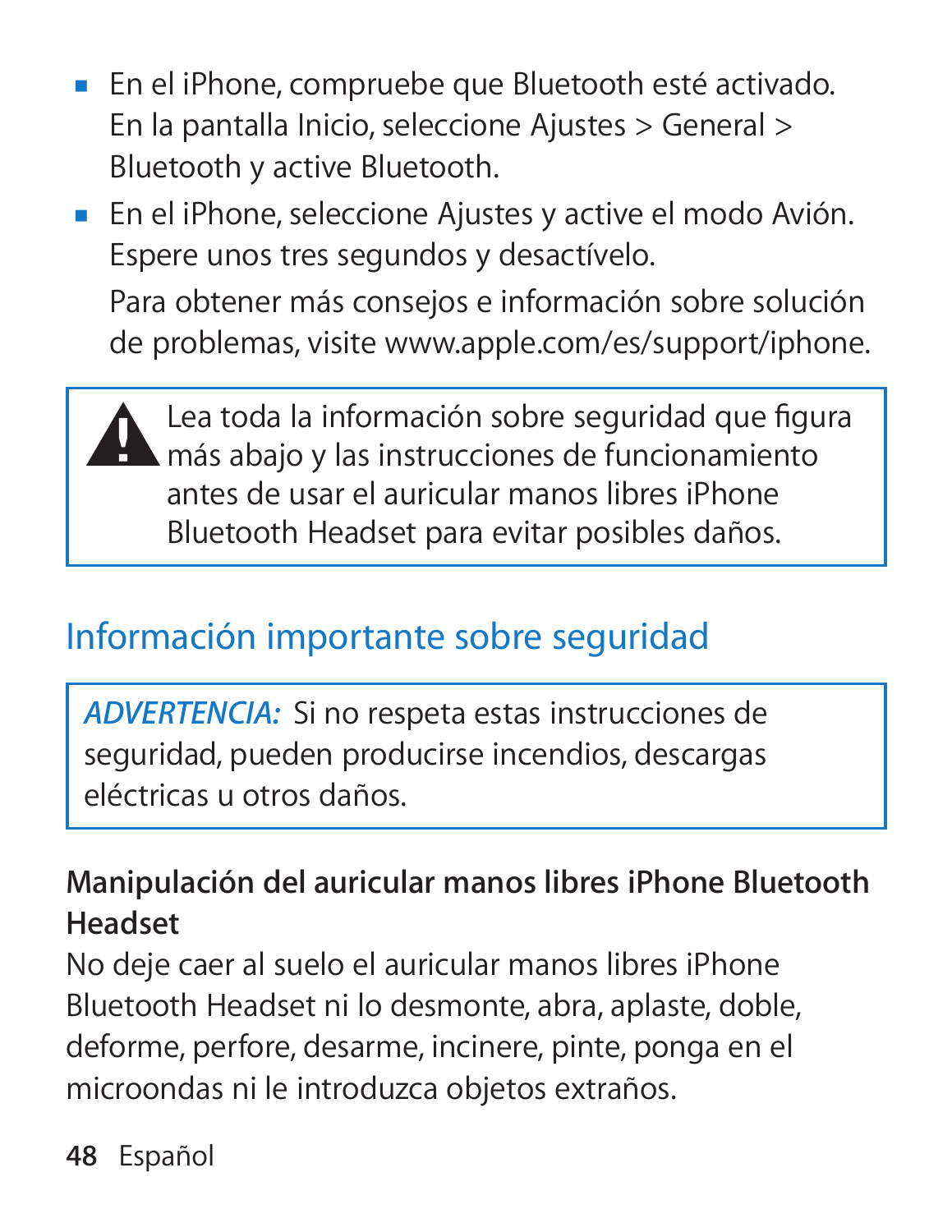- En el iPhone, compruebe que Bluetooth esté activado. En la pantalla Inicio, seleccione Ajustes > General > Bluetooth y active Bluetooth.
- En el iPhone, seleccione Ajustes y active el modo Avión. Espere unos tres segundos y desactívelo.

  Para obtener más consejos e información sobre solución de problemas, visite www.apple.com/es/support/iphone.

> ⚠ Lea toda la información sobre seguridad que figura más abajo y las instrucciones de funcionamiento antes de usar el auricular manos libres iPhone Bluetooth Headset para evitar posibles daños.

## Información importante sobre seguridad

> ***ADVERTENCIA:*** Si no respeta estas instrucciones de seguridad, pueden producirse incendios, descargas eléctricas u otros daños.

### Manipulación del auricular manos libres iPhone Bluetooth Headset

No deje caer al suelo el auricular manos libres iPhone Bluetooth Headset ni lo desmonte, abra, aplaste, doble, deforme, perfore, desarme, incinere, pinte, ponga en el microondas ni le introduzca objetos extraños.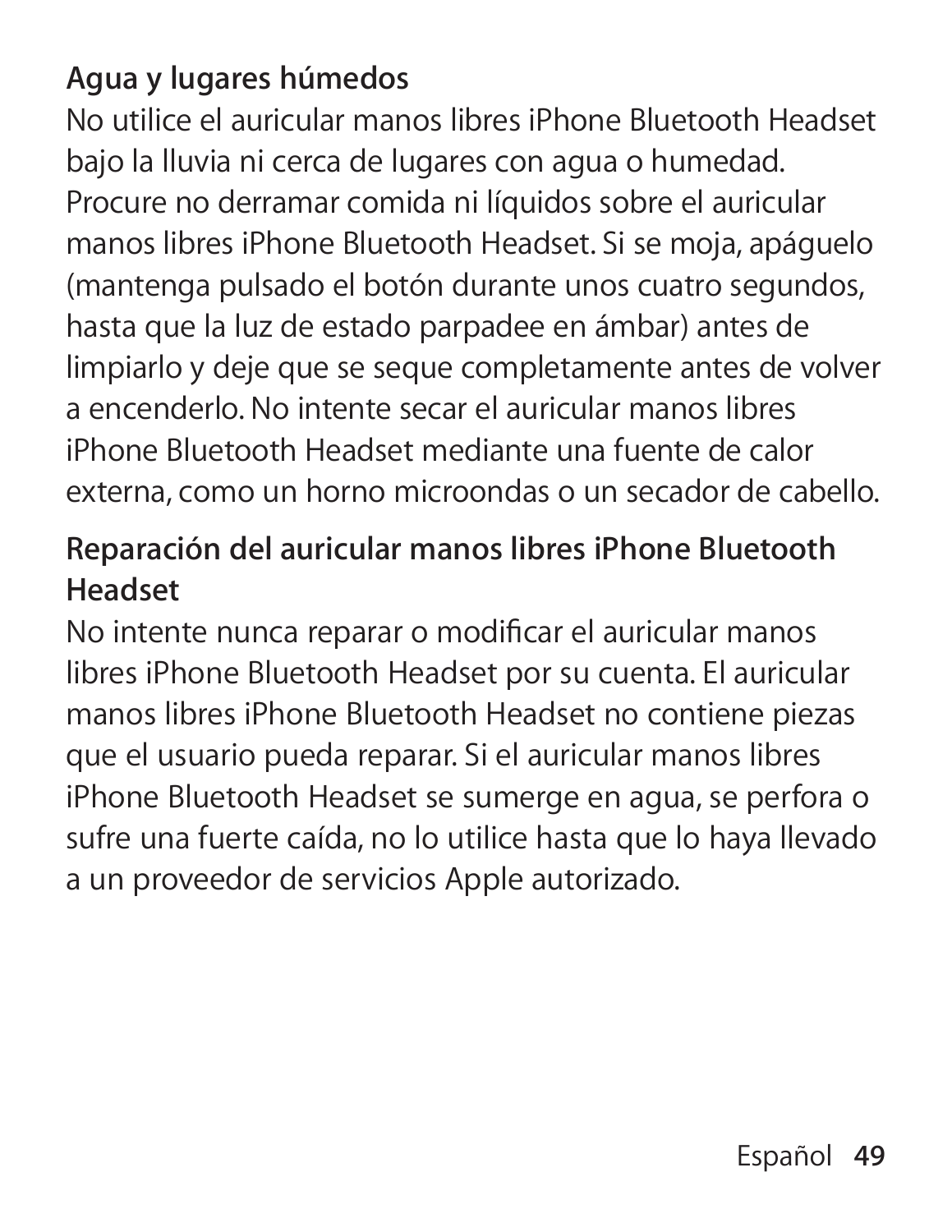### Agua y lugares húmedos

No utilice el auricular manos libres iPhone Bluetooth Headset bajo la lluvia ni cerca de lugares con agua o humedad. Procure no derramar comida ni líquidos sobre el auricular manos libres iPhone Bluetooth Headset. Si se moja, apáguelo (mantenga pulsado el botón durante unos cuatro segundos, hasta que la luz de estado parpadee en ámbar) antes de limpiarlo y deje que se seque completamente antes de volver a encenderlo. No intente secar el auricular manos libres iPhone Bluetooth Headset mediante una fuente de calor externa, como un horno microondas o un secador de cabello.

### Reparación del auricular manos libres iPhone Bluetooth Headset

No intente nunca reparar o modificar el auricular manos libres iPhone Bluetooth Headset por su cuenta. El auricular manos libres iPhone Bluetooth Headset no contiene piezas que el usuario pueda reparar. Si el auricular manos libres iPhone Bluetooth Headset se sumerge en agua, se perfora o sufre una fuerte caída, no lo utilice hasta que lo haya llevado a un proveedor de servicios Apple autorizado.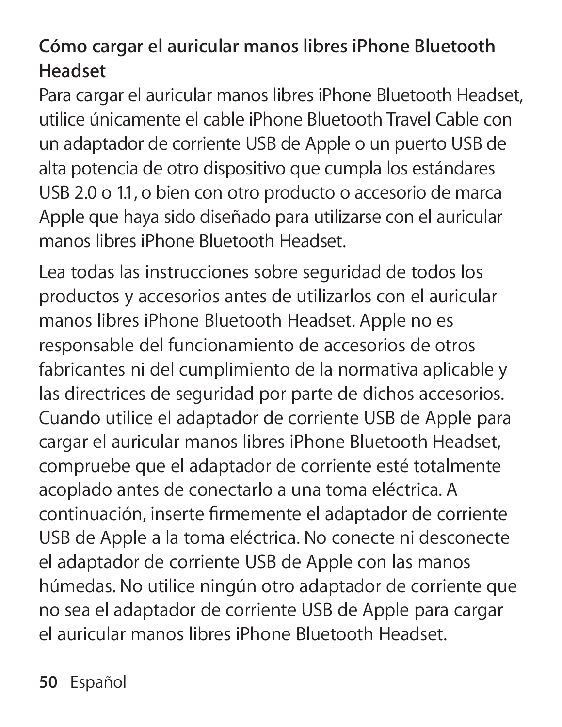## Cómo cargar el auricular manos libres iPhone Bluetooth Headset

Para cargar el auricular manos libres iPhone Bluetooth Headset, utilice únicamente el cable iPhone Bluetooth Travel Cable con un adaptador de corriente USB de Apple o un puerto USB de alta potencia de otro dispositivo que cumpla los estándares USB 2.0 o 1.1, o bien con otro producto o accesorio de marca Apple que haya sido diseñado para utilizarse con el auricular manos libres iPhone Bluetooth Headset.

Lea todas las instrucciones sobre seguridad de todos los productos y accesorios antes de utilizarlos con el auricular manos libres iPhone Bluetooth Headset. Apple no es responsable del funcionamiento de accesorios de otros fabricantes ni del cumplimiento de la normativa aplicable y las directrices de seguridad por parte de dichos accesorios. Cuando utilice el adaptador de corriente USB de Apple para cargar el auricular manos libres iPhone Bluetooth Headset, compruebe que el adaptador de corriente esté totalmente acoplado antes de conectarlo a una toma eléctrica. A continuación, inserte firmemente el adaptador de corriente USB de Apple a la toma eléctrica. No conecte ni desconecte el adaptador de corriente USB de Apple con las manos húmedas. No utilice ningún otro adaptador de corriente que no sea el adaptador de corriente USB de Apple para cargar el auricular manos libres iPhone Bluetooth Headset.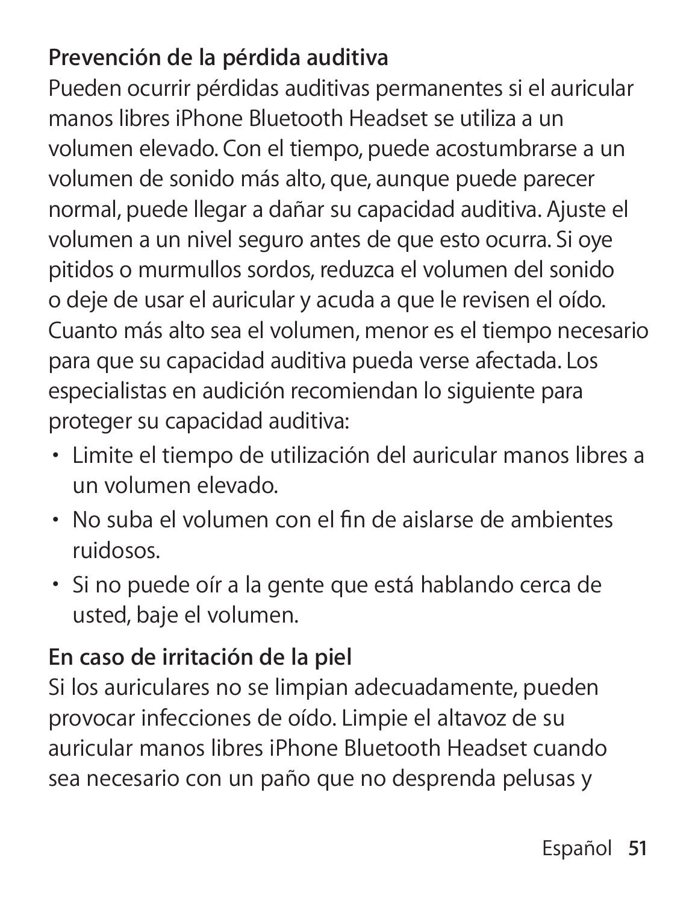### Prevención de la pérdida auditiva

Pueden ocurrir pérdidas auditivas permanentes si el auricular manos libres iPhone Bluetooth Headset se utiliza a un volumen elevado. Con el tiempo, puede acostumbrarse a un volumen de sonido más alto, que, aunque puede parecer normal, puede llegar a dañar su capacidad auditiva. Ajuste el volumen a un nivel seguro antes de que esto ocurra. Si oye pitidos o murmullos sordos, reduzca el volumen del sonido o deje de usar el auricular y acuda a que le revisen el oído. Cuanto más alto sea el volumen, menor es el tiempo necesario para que su capacidad auditiva pueda verse afectada. Los especialistas en audición recomiendan lo siguiente para proteger su capacidad auditiva:

- Limite el tiempo de utilización del auricular manos libres a un volumen elevado.
- No suba el volumen con el fin de aislarse de ambientes ruidosos.
- Si no puede oír a la gente que está hablando cerca de usted, baje el volumen.

### En caso de irritación de la piel

Si los auriculares no se limpian adecuadamente, pueden provocar infecciones de oído. Limpie el altavoz de su auricular manos libres iPhone Bluetooth Headset cuando sea necesario con un paño que no desprenda pelusas y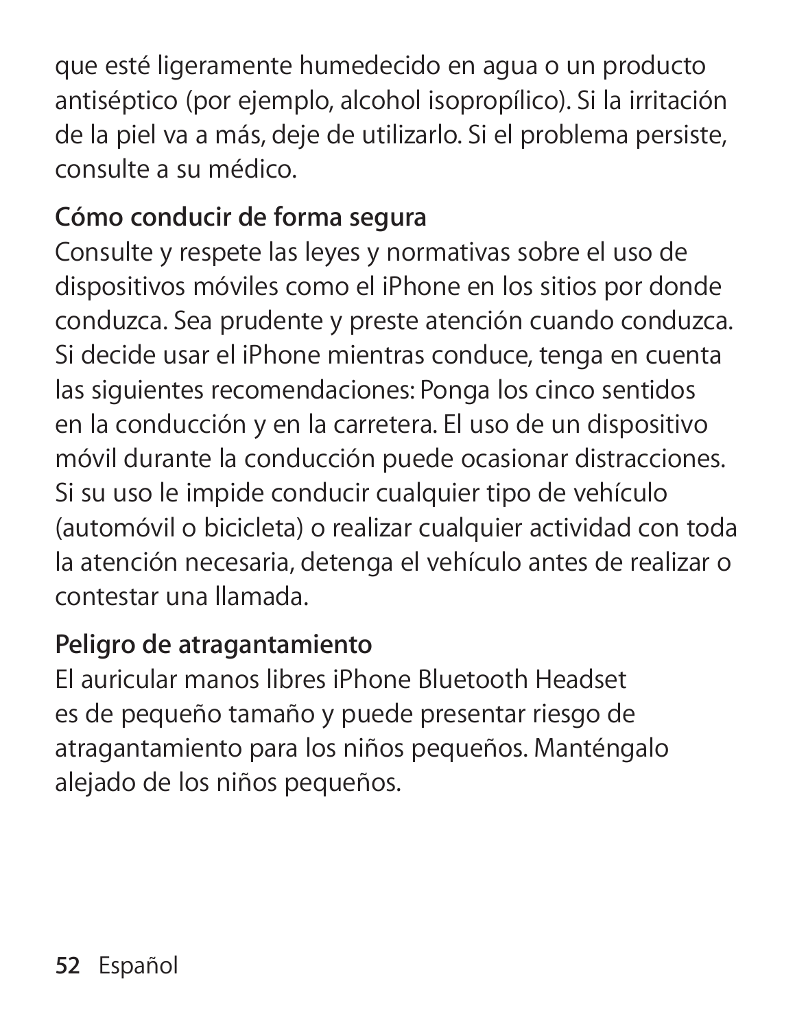que esté ligeramente humedecido en agua o un producto antiséptico (por ejemplo, alcohol isopropílico). Si la irritación de la piel va a más, deje de utilizarlo. Si el problema persiste, consulte a su médico.

**Cómo conducir de forma segura**

Consulte y respete las leyes y normativas sobre el uso de dispositivos móviles como el iPhone en los sitios por donde conduzca. Sea prudente y preste atención cuando conduzca. Si decide usar el iPhone mientras conduce, tenga en cuenta las siguientes recomendaciones: Ponga los cinco sentidos en la conducción y en la carretera. El uso de un dispositivo móvil durante la conducción puede ocasionar distracciones. Si su uso le impide conducir cualquier tipo de vehículo (automóvil o bicicleta) o realizar cualquier actividad con toda la atención necesaria, detenga el vehículo antes de realizar o contestar una llamada.

**Peligro de atragantamiento**

El auricular manos libres iPhone Bluetooth Headset es de pequeño tamaño y puede presentar riesgo de atragantamiento para los niños pequeños. Manténgalo alejado de los niños pequeños.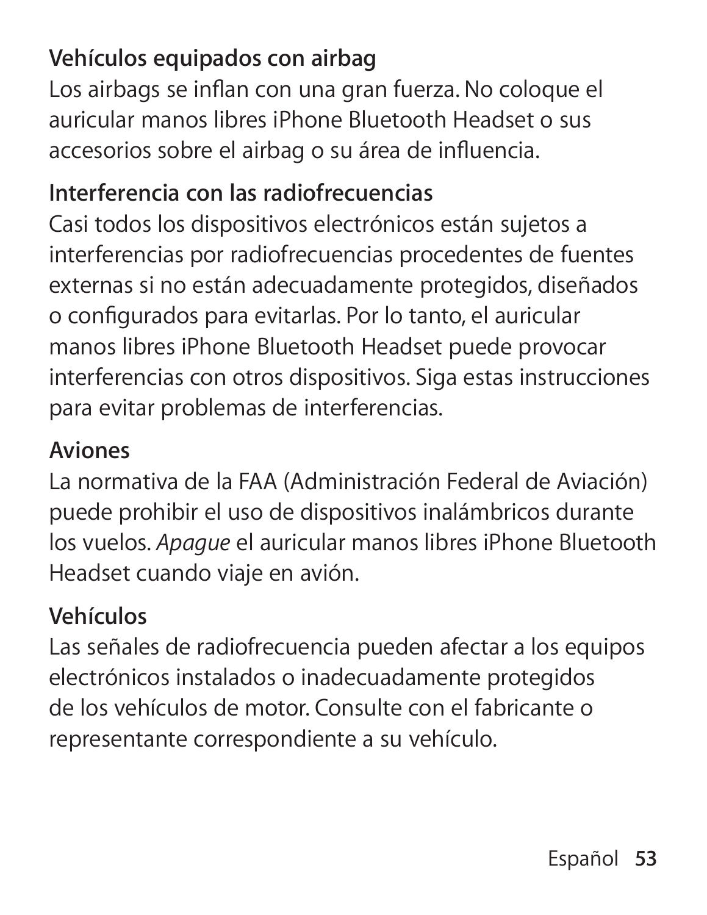**Vehículos equipados con airbag**

Los airbags se inflan con una gran fuerza. No coloque el auricular manos libres iPhone Bluetooth Headset o sus accesorios sobre el airbag o su área de influencia.

**Interferencia con las radiofrecuencias**

Casi todos los dispositivos electrónicos están sujetos a interferencias por radiofrecuencias procedentes de fuentes externas si no están adecuadamente protegidos, diseñados o configurados para evitarlas. Por lo tanto, el auricular manos libres iPhone Bluetooth Headset puede provocar interferencias con otros dispositivos. Siga estas instrucciones para evitar problemas de interferencias.

**Aviones**

La normativa de la FAA (Administración Federal de Aviación) puede prohibir el uso de dispositivos inalámbricos durante los vuelos. *Apague* el auricular manos libres iPhone Bluetooth Headset cuando viaje en avión.

**Vehículos**

Las señales de radiofrecuencia pueden afectar a los equipos electrónicos instalados o inadecuadamente protegidos de los vehículos de motor. Consulte con el fabricante o representante correspondiente a su vehículo.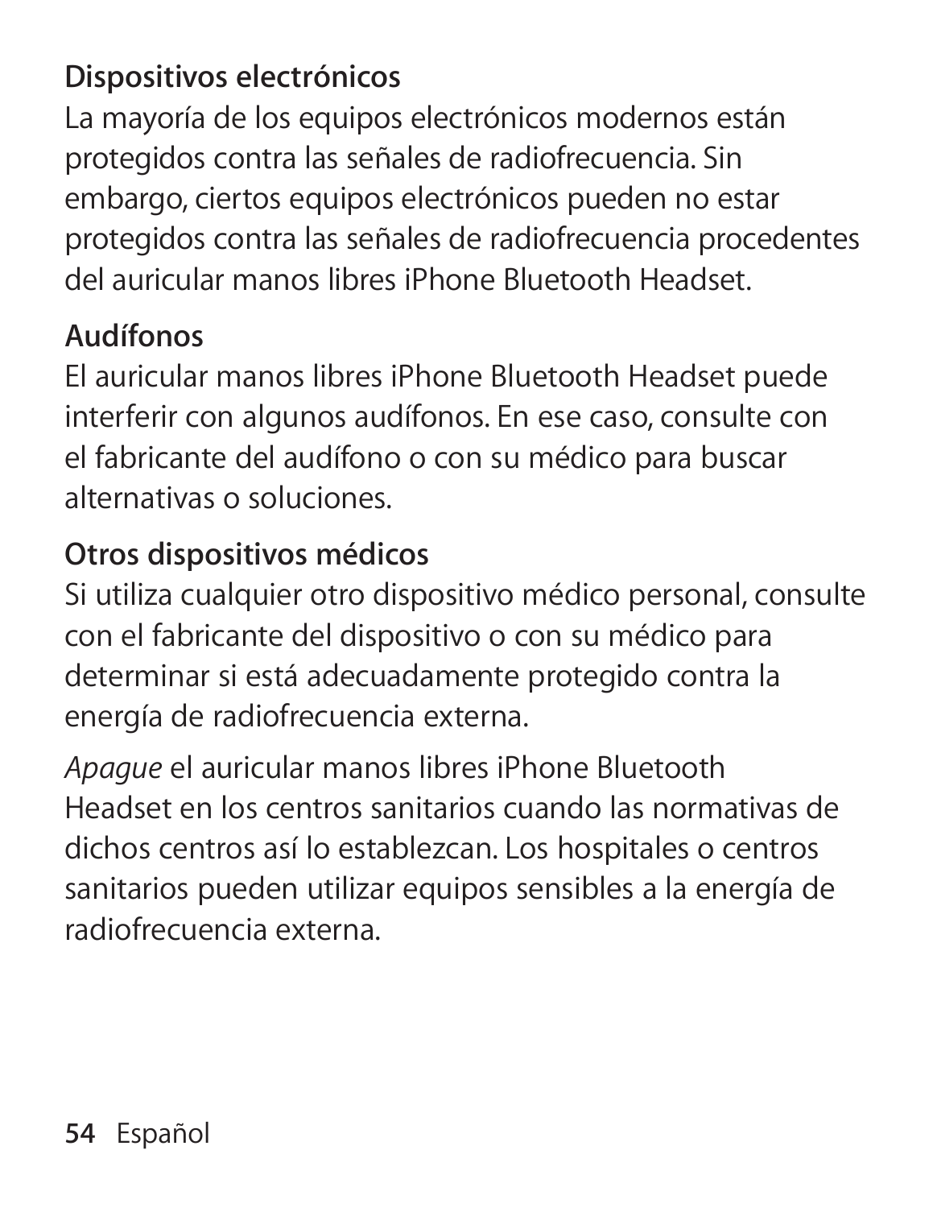**Dispositivos electrónicos**

La mayoría de los equipos electrónicos modernos están protegidos contra las señales de radiofrecuencia. Sin embargo, ciertos equipos electrónicos pueden no estar protegidos contra las señales de radiofrecuencia procedentes del auricular manos libres iPhone Bluetooth Headset.

**Audífonos**

El auricular manos libres iPhone Bluetooth Headset puede interferir con algunos audífonos. En ese caso, consulte con el fabricante del audífono o con su médico para buscar alternativas o soluciones.

**Otros dispositivos médicos**

Si utiliza cualquier otro dispositivo médico personal, consulte con el fabricante del dispositivo o con su médico para determinar si está adecuadamente protegido contra la energía de radiofrecuencia externa.

*Apague* el auricular manos libres iPhone Bluetooth Headset en los centros sanitarios cuando las normativas de dichos centros así lo establezcan. Los hospitales o centros sanitarios pueden utilizar equipos sensibles a la energía de radiofrecuencia externa.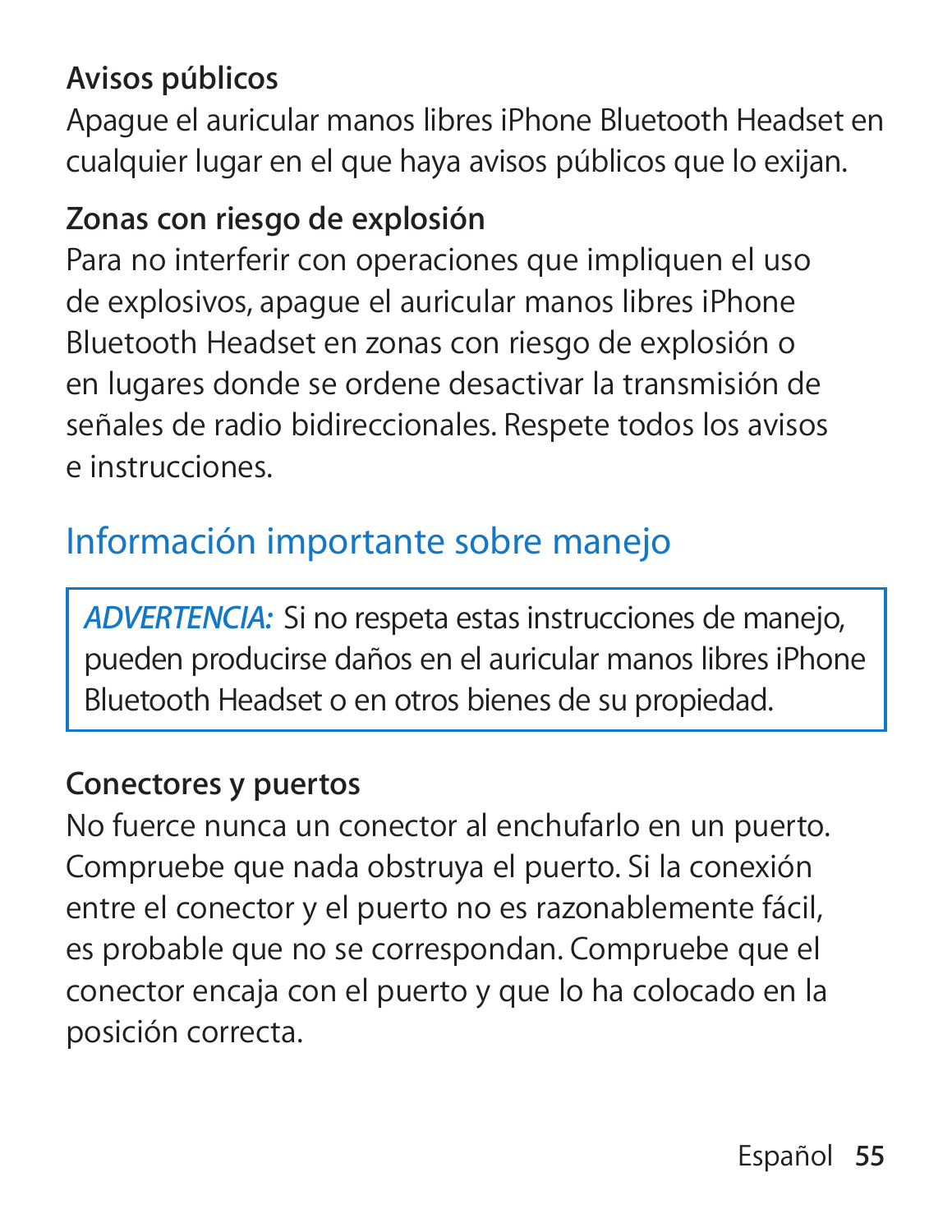**Avisos públicos**

Apague el auricular manos libres iPhone Bluetooth Headset en cualquier lugar en el que haya avisos públicos que lo exijan.

**Zonas con riesgo de explosión**

Para no interferir con operaciones que impliquen el uso de explosivos, apague el auricular manos libres iPhone Bluetooth Headset en zonas con riesgo de explosión o en lugares donde se ordene desactivar la transmisión de señales de radio bidireccionales. Respete todos los avisos e instrucciones.

## Información importante sobre manejo

> *ADVERTENCIA:* Si no respeta estas instrucciones de manejo, pueden producirse daños en el auricular manos libres iPhone Bluetooth Headset o en otros bienes de su propiedad.

**Conectores y puertos**

No fuerce nunca un conector al enchufarlo en un puerto. Compruebe que nada obstruya el puerto. Si la conexión entre el conector y el puerto no es razonablemente fácil, es probable que no se correspondan. Compruebe que el conector encaja con el puerto y que lo ha colocado en la posición correcta.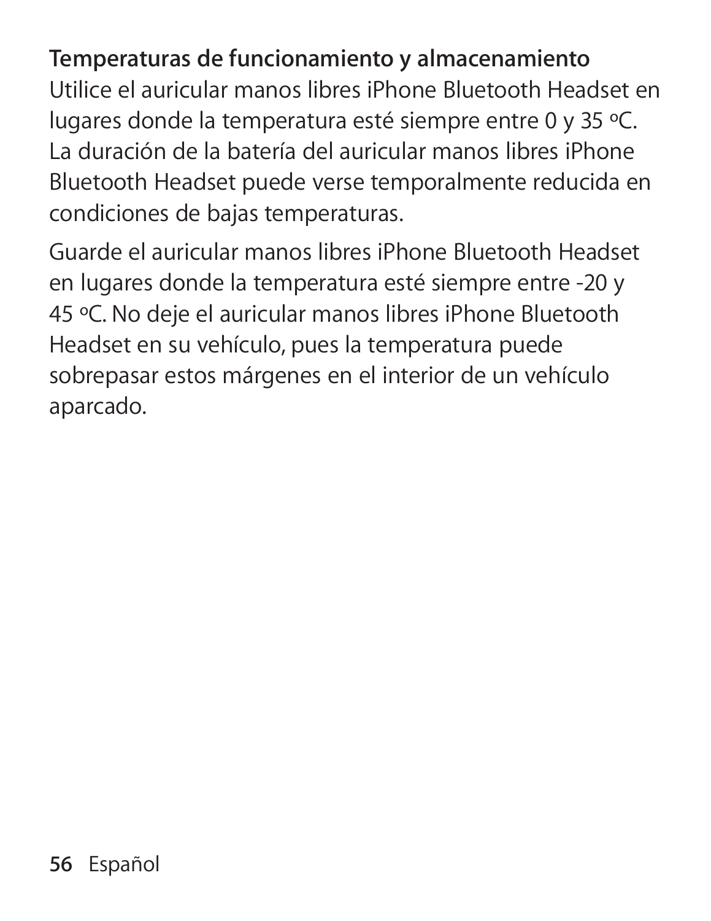**Temperaturas de funcionamiento y almacenamiento**

Utilice el auricular manos libres iPhone Bluetooth Headset en lugares donde la temperatura esté siempre entre 0 y 35 ºC. La duración de la batería del auricular manos libres iPhone Bluetooth Headset puede verse temporalmente reducida en condiciones de bajas temperaturas.

Guarde el auricular manos libres iPhone Bluetooth Headset en lugares donde la temperatura esté siempre entre -20 y 45 ºC. No deje el auricular manos libres iPhone Bluetooth Headset en su vehículo, pues la temperatura puede sobrepasar estos márgenes en el interior de un vehículo aparcado.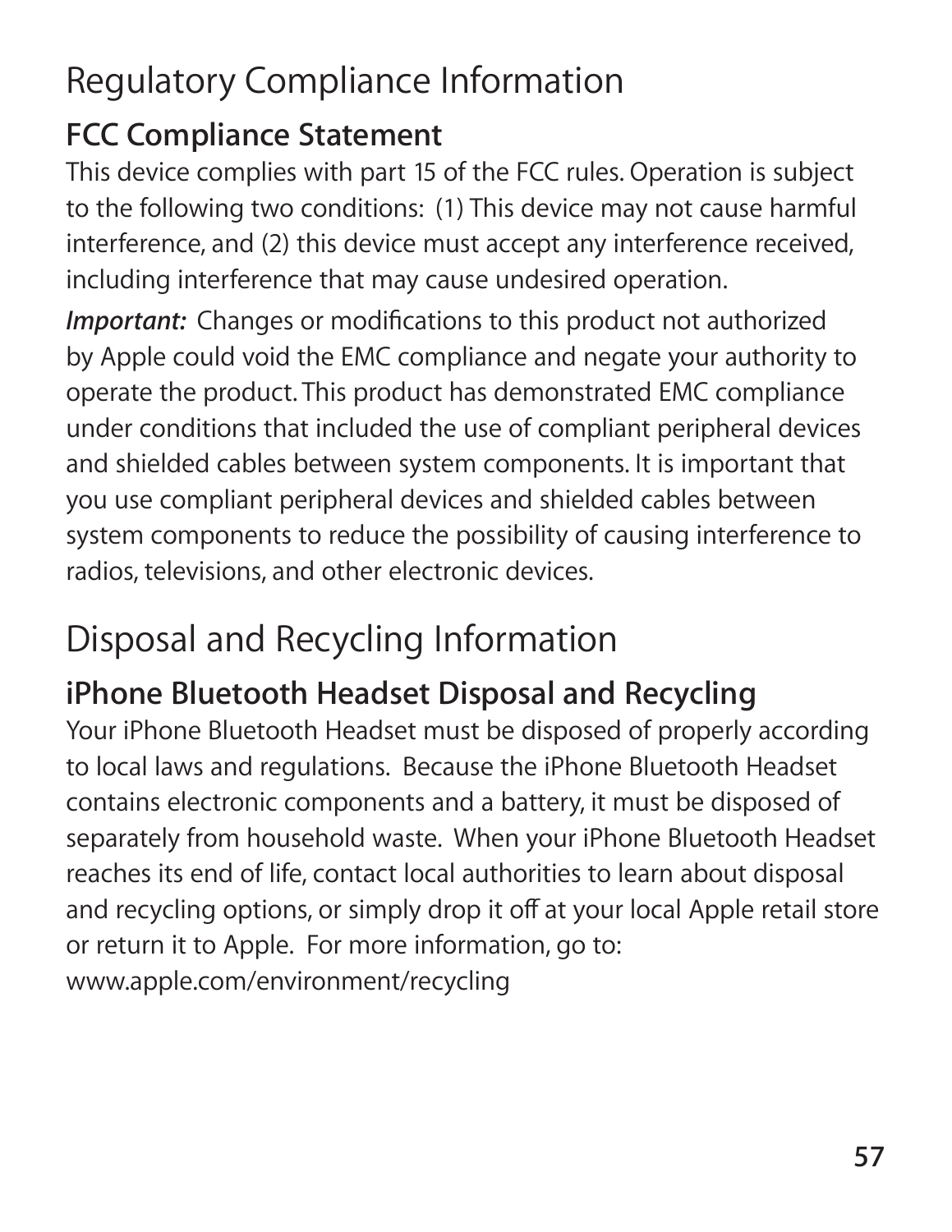# Regulatory Compliance Information

## FCC Compliance Statement

This device complies with part 15 of the FCC rules. Operation is subject to the following two conditions: (1) This device may not cause harmful interference, and (2) this device must accept any interference received, including interference that may cause undesired operation.

***Important:*** Changes or modifications to this product not authorized by Apple could void the EMC compliance and negate your authority to operate the product. This product has demonstrated EMC compliance under conditions that included the use of compliant peripheral devices and shielded cables between system components. It is important that you use compliant peripheral devices and shielded cables between system components to reduce the possibility of causing interference to radios, televisions, and other electronic devices.

# Disposal and Recycling Information

## iPhone Bluetooth Headset Disposal and Recycling

Your iPhone Bluetooth Headset must be disposed of properly according to local laws and regulations. Because the iPhone Bluetooth Headset contains electronic components and a battery, it must be disposed of separately from household waste. When your iPhone Bluetooth Headset reaches its end of life, contact local authorities to learn about disposal and recycling options, or simply drop it off at your local Apple retail store or return it to Apple. For more information, go to:
www.apple.com/environment/recycling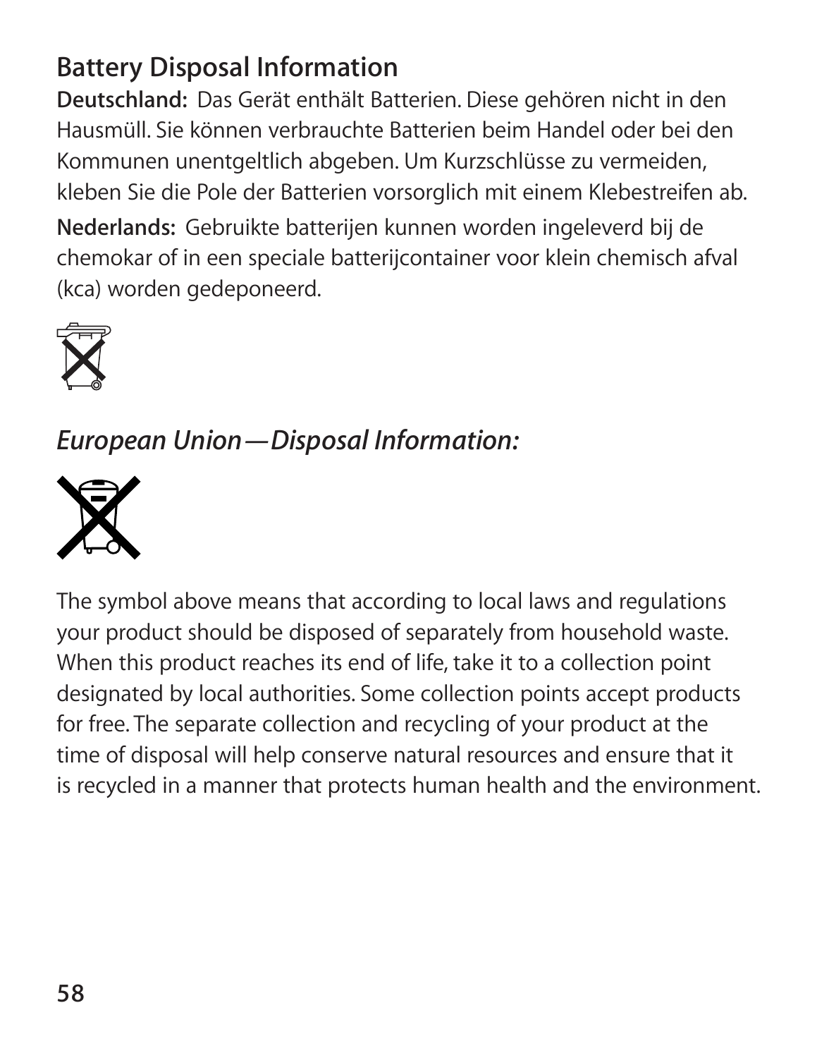## Battery Disposal Information

**Deutschland:** Das Gerät enthält Batterien. Diese gehören nicht in den Hausmüll. Sie können verbrauchte Batterien beim Handel oder bei den Kommunen unentgeltlich abgeben. Um Kurzschlüsse zu vermeiden, kleben Sie die Pole der Batterien vorsorglich mit einem Klebestreifen ab.

**Nederlands:** Gebruikte batterijen kunnen worden ingeleverd bij de chemokar of in een speciale batterijcontainer voor klein chemisch afval (kca) worden gedeponeerd.

### *European Union—Disposal Information:*

The symbol above means that according to local laws and regulations your product should be disposed of separately from household waste. When this product reaches its end of life, take it to a collection point designated by local authorities. Some collection points accept products for free. The separate collection and recycling of your product at the time of disposal will help conserve natural resources and ensure that it is recycled in a manner that protects human health and the environment.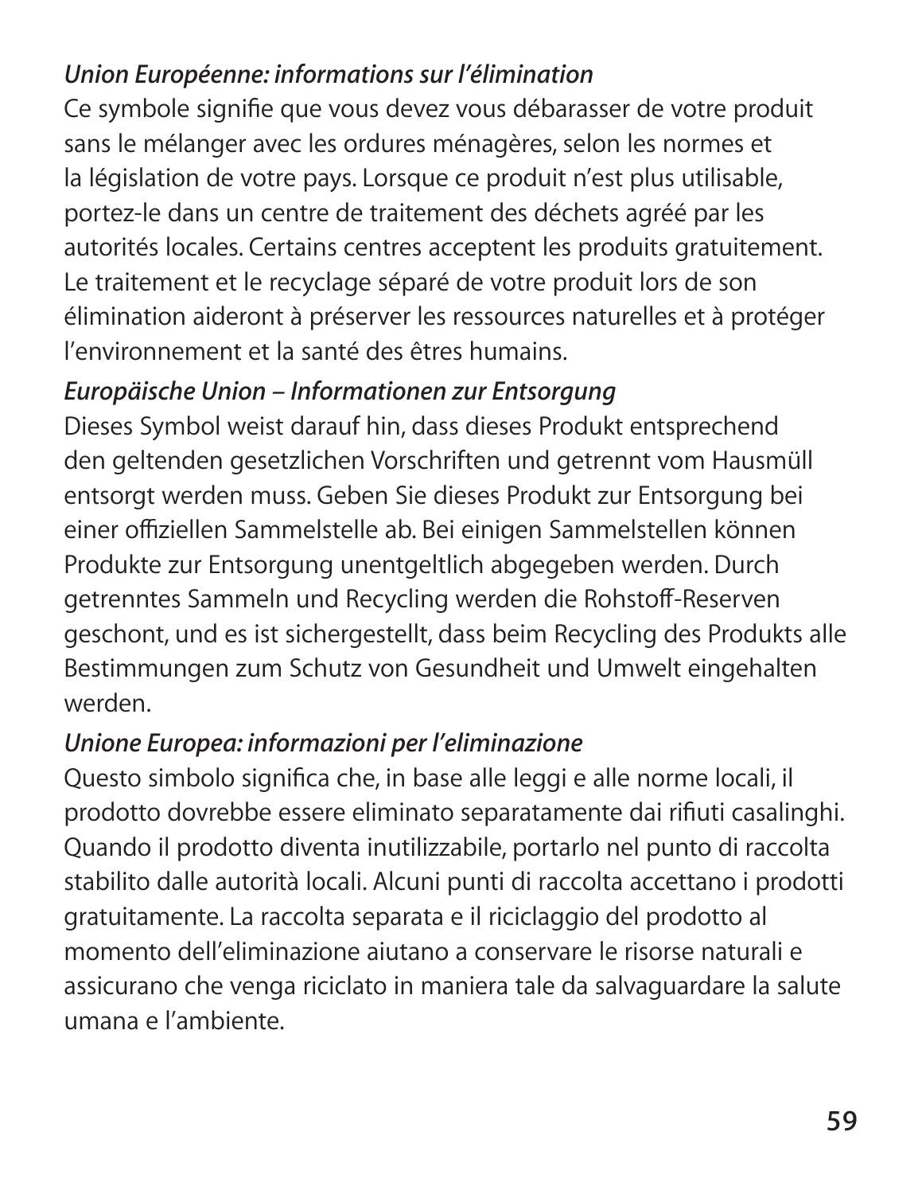*Union Européenne: informations sur l'élimination*

Ce symbole signifie que vous devez vous débarasser de votre produit sans le mélanger avec les ordures ménagères, selon les normes et la législation de votre pays. Lorsque ce produit n'est plus utilisable, portez-le dans un centre de traitement des déchets agréé par les autorités locales. Certains centres acceptent les produits gratuitement. Le traitement et le recyclage séparé de votre produit lors de son élimination aideront à préserver les ressources naturelles et à protéger l'environnement et la santé des êtres humains.

*Europäische Union – Informationen zur Entsorgung*

Dieses Symbol weist darauf hin, dass dieses Produkt entsprechend den geltenden gesetzlichen Vorschriften und getrennt vom Hausmüll entsorgt werden muss. Geben Sie dieses Produkt zur Entsorgung bei einer offiziellen Sammelstelle ab. Bei einigen Sammelstellen können Produkte zur Entsorgung unentgeltlich abgegeben werden. Durch getrenntes Sammeln und Recycling werden die Rohstoff-Reserven geschont, und es ist sichergestellt, dass beim Recycling des Produkts alle Bestimmungen zum Schutz von Gesundheit und Umwelt eingehalten werden.

*Unione Europea: informazioni per l'eliminazione*

Questo simbolo significa che, in base alle leggi e alle norme locali, il prodotto dovrebbe essere eliminato separatamente dai rifiuti casalinghi. Quando il prodotto diventa inutilizzabile, portarlo nel punto di raccolta stabilito dalle autorità locali. Alcuni punti di raccolta accettano i prodotti gratuitamente. La raccolta separata e il riciclaggio del prodotto al momento dell'eliminazione aiutano a conservare le risorse naturali e assicurano che venga riciclato in maniera tale da salvaguardare la salute umana e l'ambiente.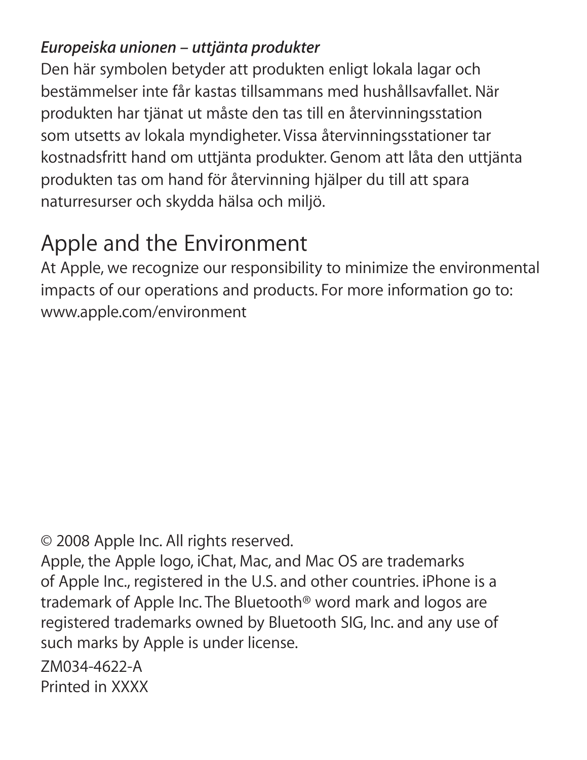*Europeiska unionen – uttjänta produkter*

Den här symbolen betyder att produkten enligt lokala lagar och bestämmelser inte får kastas tillsammans med hushållsavfallet. När produkten har tjänat ut måste den tas till en återvinningsstation som utsetts av lokala myndigheter. Vissa återvinningsstationer tar kostnadsfritt hand om uttjänta produkter. Genom att låta den uttjänta produkten tas om hand för återvinning hjälper du till att spara naturresurser och skydda hälsa och miljö.

## Apple and the Environment

At Apple, we recognize our responsibility to minimize the environmental impacts of our operations and products. For more information go to: www.apple.com/environment

© 2008 Apple Inc. All rights reserved.

Apple, the Apple logo, iChat, Mac, and Mac OS are trademarks of Apple Inc., registered in the U.S. and other countries. iPhone is a trademark of Apple Inc. The Bluetooth® word mark and logos are registered trademarks owned by Bluetooth SIG, Inc. and any use of such marks by Apple is under license.

ZM034-4622-A
Printed in XXXX